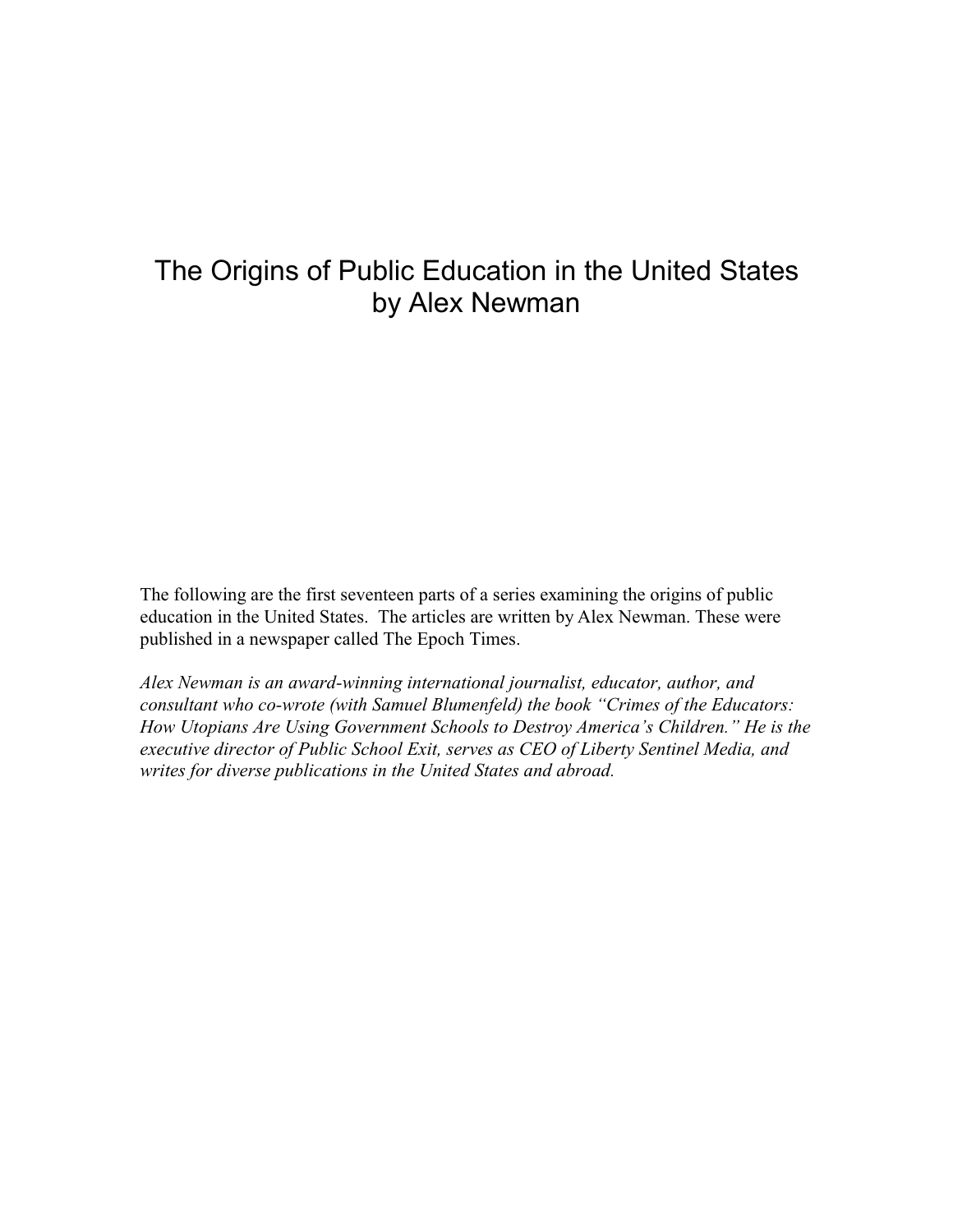# The Origins of Public Education in the United States
# by Alex Newman

The following are the first seventeen parts of a series examining the origins of public education in the United States. The articles are written by Alex Newman. These were published in a newspaper called The Epoch Times.

*Alex Newman is an award-winning international journalist, educator, author, and consultant who co-wrote (with Samuel Blumenfeld) the book "Crimes of the Educators: How Utopians Are Using Government Schools to Destroy America's Children." He is the executive director of Public School Exit, serves as CEO of Liberty Sentinel Media, and writes for diverse publications in the United States and abroad.*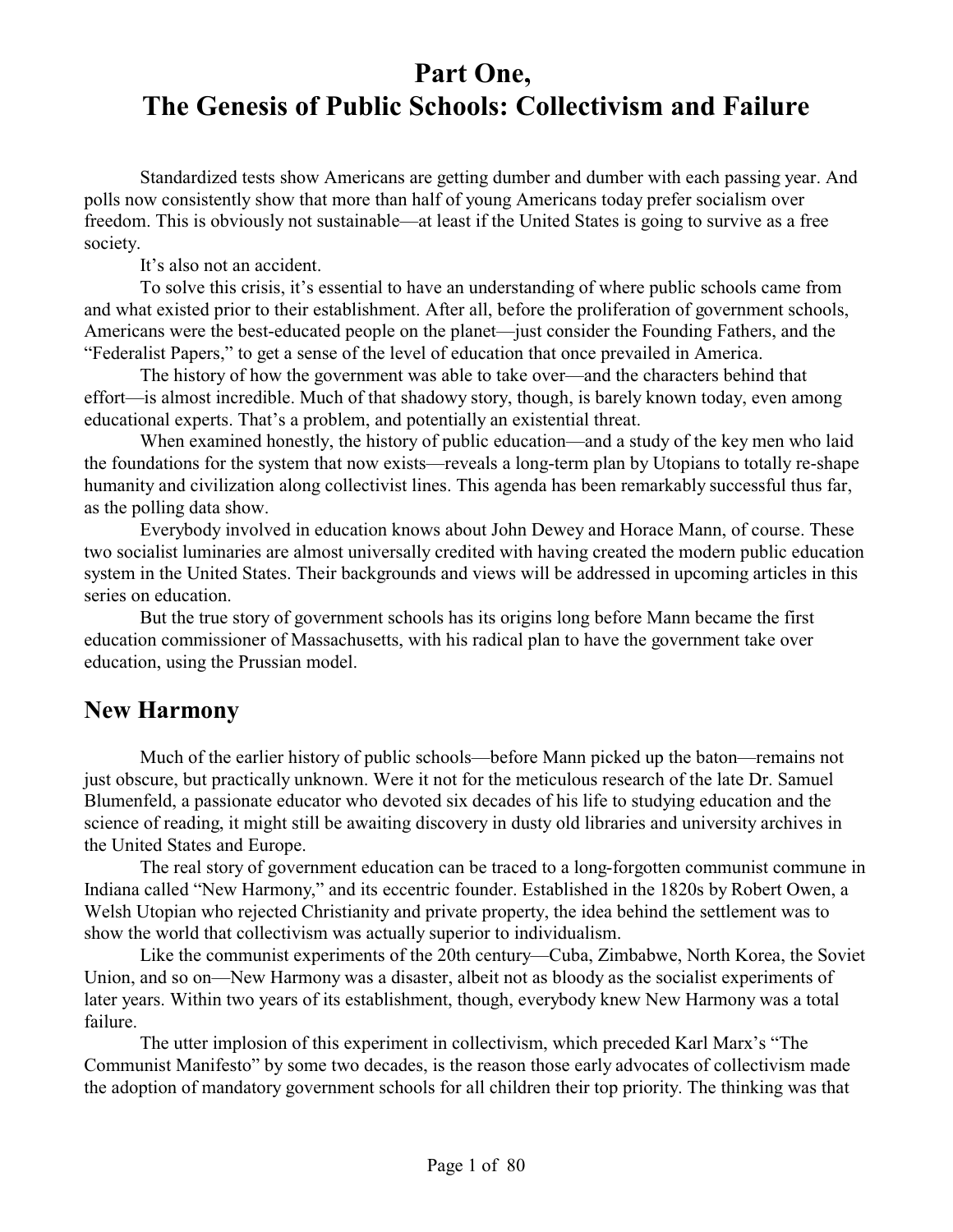# Part One, The Genesis of Public Schools: Collectivism and Failure

Standardized tests show Americans are getting dumber and dumber with each passing year. And polls now consistently show that more than half of young Americans today prefer socialism over freedom. This is obviously not sustainable—at least if the United States is going to survive as a free society.

It's also not an accident.

To solve this crisis, it's essential to have an understanding of where public schools came from and what existed prior to their establishment. After all, before the proliferation of government schools, Americans were the best-educated people on the planet—just consider the Founding Fathers, and the "Federalist Papers," to get a sense of the level of education that once prevailed in America.

The history of how the government was able to take over—and the characters behind that effort—is almost incredible. Much of that shadowy story, though, is barely known today, even among educational experts. That's a problem, and potentially an existential threat.

When examined honestly, the history of public education—and a study of the key men who laid the foundations for the system that now exists—reveals a long-term plan by Utopians to totally re-shape humanity and civilization along collectivist lines. This agenda has been remarkably successful thus far, as the polling data show.

Everybody involved in education knows about John Dewey and Horace Mann, of course. These two socialist luminaries are almost universally credited with having created the modern public education system in the United States. Their backgrounds and views will be addressed in upcoming articles in this series on education.

But the true story of government schools has its origins long before Mann became the first education commissioner of Massachusetts, with his radical plan to have the government take over education, using the Prussian model.

## New Harmony

Much of the earlier history of public schools—before Mann picked up the baton—remains not just obscure, but practically unknown. Were it not for the meticulous research of the late Dr. Samuel Blumenfeld, a passionate educator who devoted six decades of his life to studying education and the science of reading, it might still be awaiting discovery in dusty old libraries and university archives in the United States and Europe.

The real story of government education can be traced to a long-forgotten communist commune in Indiana called "New Harmony," and its eccentric founder. Established in the 1820s by Robert Owen, a Welsh Utopian who rejected Christianity and private property, the idea behind the settlement was to show the world that collectivism was actually superior to individualism.

Like the communist experiments of the 20th century—Cuba, Zimbabwe, North Korea, the Soviet Union, and so on—New Harmony was a disaster, albeit not as bloody as the socialist experiments of later years. Within two years of its establishment, though, everybody knew New Harmony was a total failure.

The utter implosion of this experiment in collectivism, which preceded Karl Marx's "The Communist Manifesto" by some two decades, is the reason those early advocates of collectivism made the adoption of mandatory government schools for all children their top priority. The thinking was that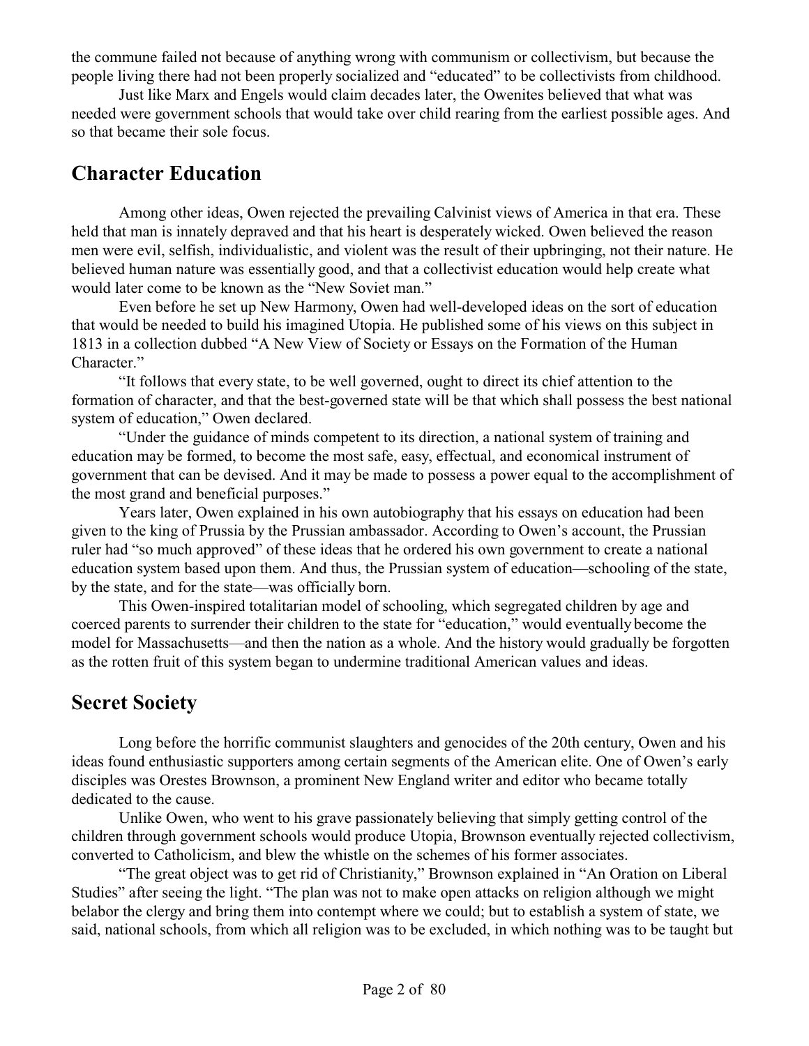the commune failed not because of anything wrong with communism or collectivism, but because the people living there had not been properly socialized and "educated" to be collectivists from childhood.

Just like Marx and Engels would claim decades later, the Owenites believed that what was needed were government schools that would take over child rearing from the earliest possible ages. And so that became their sole focus.

## Character Education

Among other ideas, Owen rejected the prevailing Calvinist views of America in that era. These held that man is innately depraved and that his heart is desperately wicked. Owen believed the reason men were evil, selfish, individualistic, and violent was the result of their upbringing, not their nature. He believed human nature was essentially good, and that a collectivist education would help create what would later come to be known as the "New Soviet man."

Even before he set up New Harmony, Owen had well-developed ideas on the sort of education that would be needed to build his imagined Utopia. He published some of his views on this subject in 1813 in a collection dubbed "A New View of Society or Essays on the Formation of the Human Character."

"It follows that every state, to be well governed, ought to direct its chief attention to the formation of character, and that the best-governed state will be that which shall possess the best national system of education," Owen declared.

"Under the guidance of minds competent to its direction, a national system of training and education may be formed, to become the most safe, easy, effectual, and economical instrument of government that can be devised. And it may be made to possess a power equal to the accomplishment of the most grand and beneficial purposes."

Years later, Owen explained in his own autobiography that his essays on education had been given to the king of Prussia by the Prussian ambassador. According to Owen's account, the Prussian ruler had "so much approved" of these ideas that he ordered his own government to create a national education system based upon them. And thus, the Prussian system of education—schooling of the state, by the state, and for the state—was officially born.

This Owen-inspired totalitarian model of schooling, which segregated children by age and coerced parents to surrender their children to the state for "education," would eventually become the model for Massachusetts—and then the nation as a whole. And the history would gradually be forgotten as the rotten fruit of this system began to undermine traditional American values and ideas.

## Secret Society

Long before the horrific communist slaughters and genocides of the 20th century, Owen and his ideas found enthusiastic supporters among certain segments of the American elite. One of Owen's early disciples was Orestes Brownson, a prominent New England writer and editor who became totally dedicated to the cause.

Unlike Owen, who went to his grave passionately believing that simply getting control of the children through government schools would produce Utopia, Brownson eventually rejected collectivism, converted to Catholicism, and blew the whistle on the schemes of his former associates.

"The great object was to get rid of Christianity," Brownson explained in "An Oration on Liberal Studies" after seeing the light. "The plan was not to make open attacks on religion although we might belabor the clergy and bring them into contempt where we could; but to establish a system of state, we said, national schools, from which all religion was to be excluded, in which nothing was to be taught but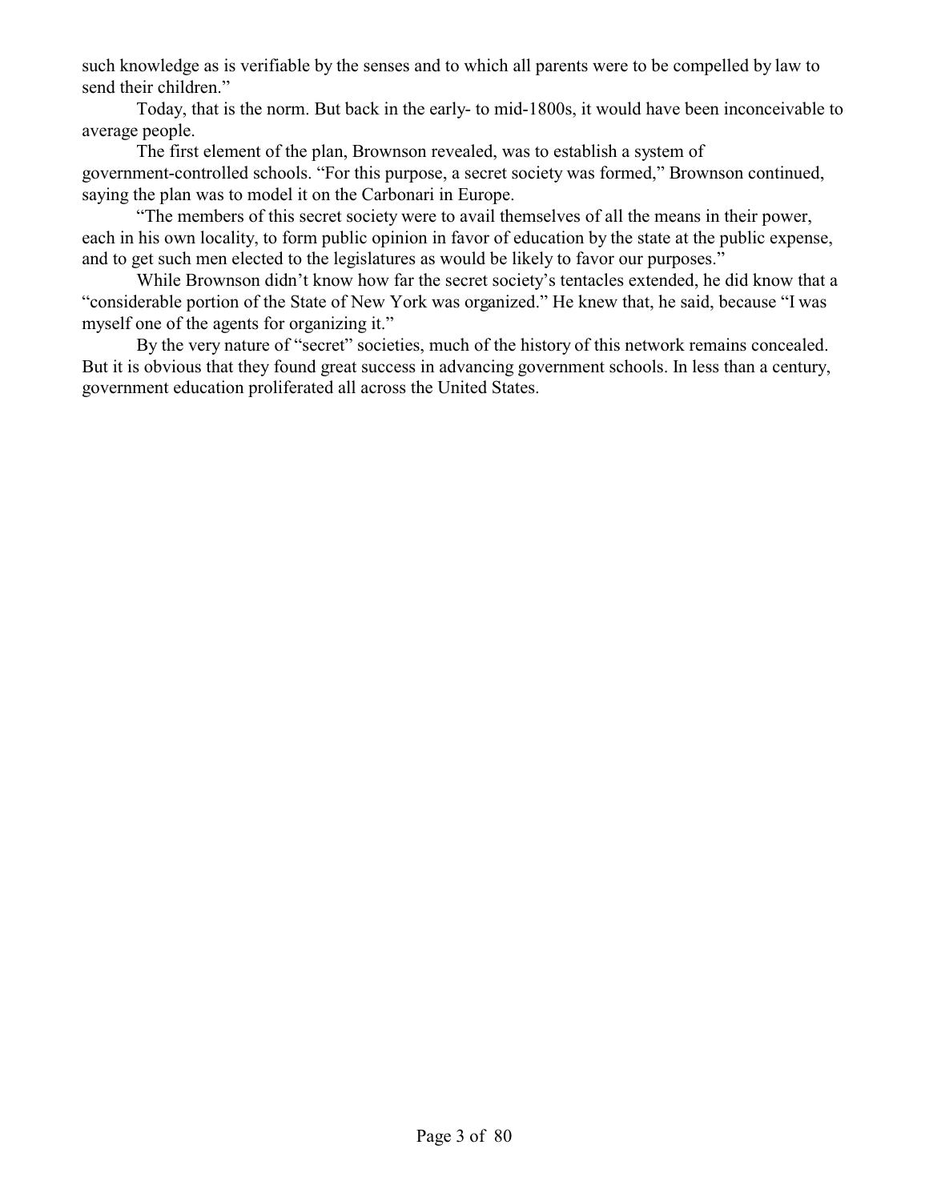such knowledge as is verifiable by the senses and to which all parents were to be compelled by law to send their children."

Today, that is the norm. But back in the early- to mid-1800s, it would have been inconceivable to average people.

The first element of the plan, Brownson revealed, was to establish a system of government-controlled schools. "For this purpose, a secret society was formed," Brownson continued, saying the plan was to model it on the Carbonari in Europe.

"The members of this secret society were to avail themselves of all the means in their power, each in his own locality, to form public opinion in favor of education by the state at the public expense, and to get such men elected to the legislatures as would be likely to favor our purposes."

While Brownson didn't know how far the secret society's tentacles extended, he did know that a "considerable portion of the State of New York was organized." He knew that, he said, because "I was myself one of the agents for organizing it."

By the very nature of "secret" societies, much of the history of this network remains concealed. But it is obvious that they found great success in advancing government schools. In less than a century, government education proliferated all across the United States.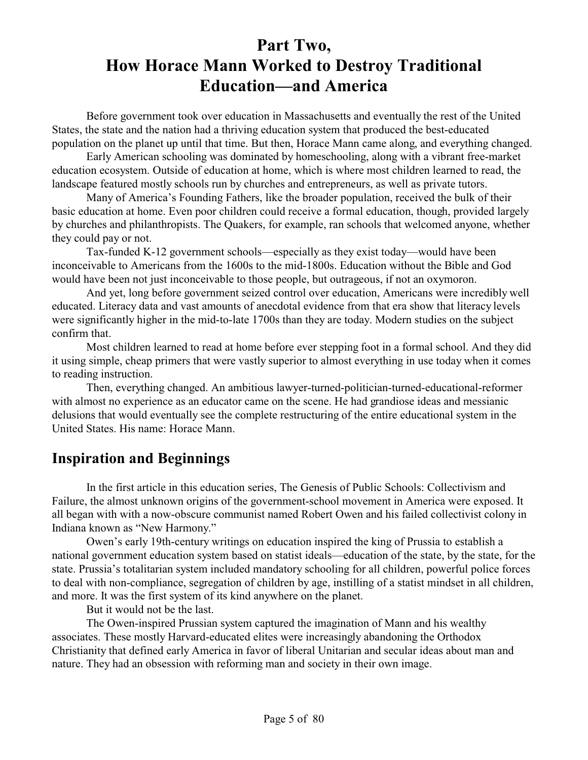# Part Two, How Horace Mann Worked to Destroy Traditional Education—and America

Before government took over education in Massachusetts and eventually the rest of the United States, the state and the nation had a thriving education system that produced the best-educated population on the planet up until that time. But then, Horace Mann came along, and everything changed.

Early American schooling was dominated by homeschooling, along with a vibrant free-market education ecosystem. Outside of education at home, which is where most children learned to read, the landscape featured mostly schools run by churches and entrepreneurs, as well as private tutors.

Many of America's Founding Fathers, like the broader population, received the bulk of their basic education at home. Even poor children could receive a formal education, though, provided largely by churches and philanthropists. The Quakers, for example, ran schools that welcomed anyone, whether they could pay or not.

Tax-funded K-12 government schools—especially as they exist today—would have been inconceivable to Americans from the 1600s to the mid-1800s. Education without the Bible and God would have been not just inconceivable to those people, but outrageous, if not an oxymoron.

And yet, long before government seized control over education, Americans were incredibly well educated. Literacy data and vast amounts of anecdotal evidence from that era show that literacy levels were significantly higher in the mid-to-late 1700s than they are today. Modern studies on the subject confirm that.

Most children learned to read at home before ever stepping foot in a formal school. And they did it using simple, cheap primers that were vastly superior to almost everything in use today when it comes to reading instruction.

Then, everything changed. An ambitious lawyer-turned-politician-turned-educational-reformer with almost no experience as an educator came on the scene. He had grandiose ideas and messianic delusions that would eventually see the complete restructuring of the entire educational system in the United States. His name: Horace Mann.

## Inspiration and Beginnings

In the first article in this education series, The Genesis of Public Schools: Collectivism and Failure, the almost unknown origins of the government-school movement in America were exposed. It all began with with a now-obscure communist named Robert Owen and his failed collectivist colony in Indiana known as "New Harmony."

Owen's early 19th-century writings on education inspired the king of Prussia to establish a national government education system based on statist ideals—education of the state, by the state, for the state. Prussia's totalitarian system included mandatory schooling for all children, powerful police forces to deal with non-compliance, segregation of children by age, instilling of a statist mindset in all children, and more. It was the first system of its kind anywhere on the planet.

But it would not be the last.

The Owen-inspired Prussian system captured the imagination of Mann and his wealthy associates. These mostly Harvard-educated elites were increasingly abandoning the Orthodox Christianity that defined early America in favor of liberal Unitarian and secular ideas about man and nature. They had an obsession with reforming man and society in their own image.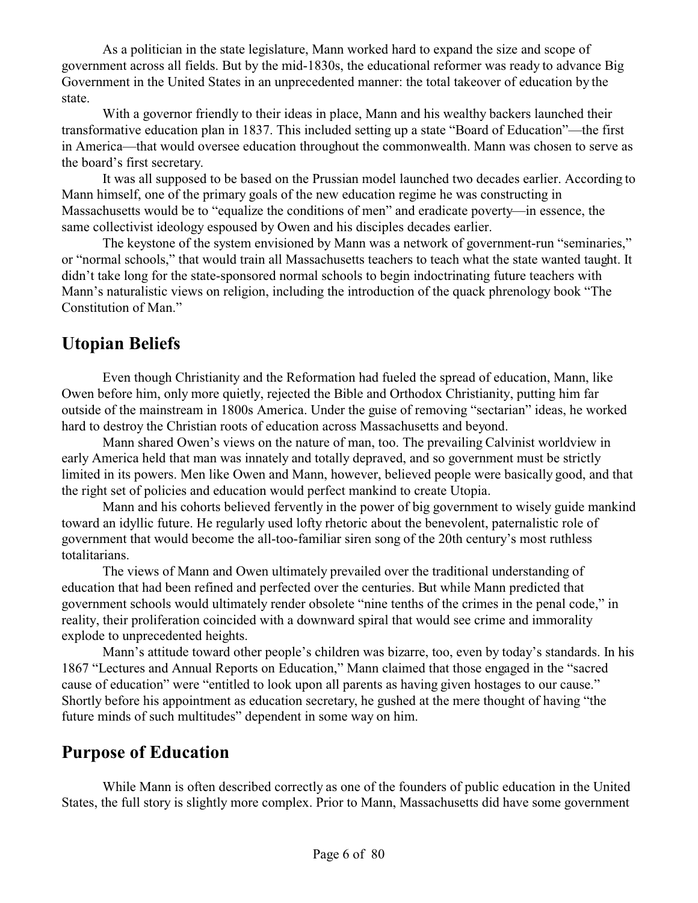As a politician in the state legislature, Mann worked hard to expand the size and scope of government across all fields. But by the mid-1830s, the educational reformer was ready to advance Big Government in the United States in an unprecedented manner: the total takeover of education by the state.

With a governor friendly to their ideas in place, Mann and his wealthy backers launched their transformative education plan in 1837. This included setting up a state "Board of Education"—the first in America—that would oversee education throughout the commonwealth. Mann was chosen to serve as the board's first secretary.

It was all supposed to be based on the Prussian model launched two decades earlier. According to Mann himself, one of the primary goals of the new education regime he was constructing in Massachusetts would be to "equalize the conditions of men" and eradicate poverty—in essence, the same collectivist ideology espoused by Owen and his disciples decades earlier.

The keystone of the system envisioned by Mann was a network of government-run "seminaries," or "normal schools," that would train all Massachusetts teachers to teach what the state wanted taught. It didn't take long for the state-sponsored normal schools to begin indoctrinating future teachers with Mann's naturalistic views on religion, including the introduction of the quack phrenology book "The Constitution of Man."

## Utopian Beliefs

Even though Christianity and the Reformation had fueled the spread of education, Mann, like Owen before him, only more quietly, rejected the Bible and Orthodox Christianity, putting him far outside of the mainstream in 1800s America. Under the guise of removing "sectarian" ideas, he worked hard to destroy the Christian roots of education across Massachusetts and beyond.

Mann shared Owen's views on the nature of man, too. The prevailing Calvinist worldview in early America held that man was innately and totally depraved, and so government must be strictly limited in its powers. Men like Owen and Mann, however, believed people were basically good, and that the right set of policies and education would perfect mankind to create Utopia.

Mann and his cohorts believed fervently in the power of big government to wisely guide mankind toward an idyllic future. He regularly used lofty rhetoric about the benevolent, paternalistic role of government that would become the all-too-familiar siren song of the 20th century's most ruthless totalitarians.

The views of Mann and Owen ultimately prevailed over the traditional understanding of education that had been refined and perfected over the centuries. But while Mann predicted that government schools would ultimately render obsolete "nine tenths of the crimes in the penal code," in reality, their proliferation coincided with a downward spiral that would see crime and immorality explode to unprecedented heights.

Mann's attitude toward other people's children was bizarre, too, even by today's standards. In his 1867 "Lectures and Annual Reports on Education," Mann claimed that those engaged in the "sacred cause of education" were "entitled to look upon all parents as having given hostages to our cause." Shortly before his appointment as education secretary, he gushed at the mere thought of having "the future minds of such multitudes" dependent in some way on him.

## Purpose of Education

While Mann is often described correctly as one of the founders of public education in the United States, the full story is slightly more complex. Prior to Mann, Massachusetts did have some government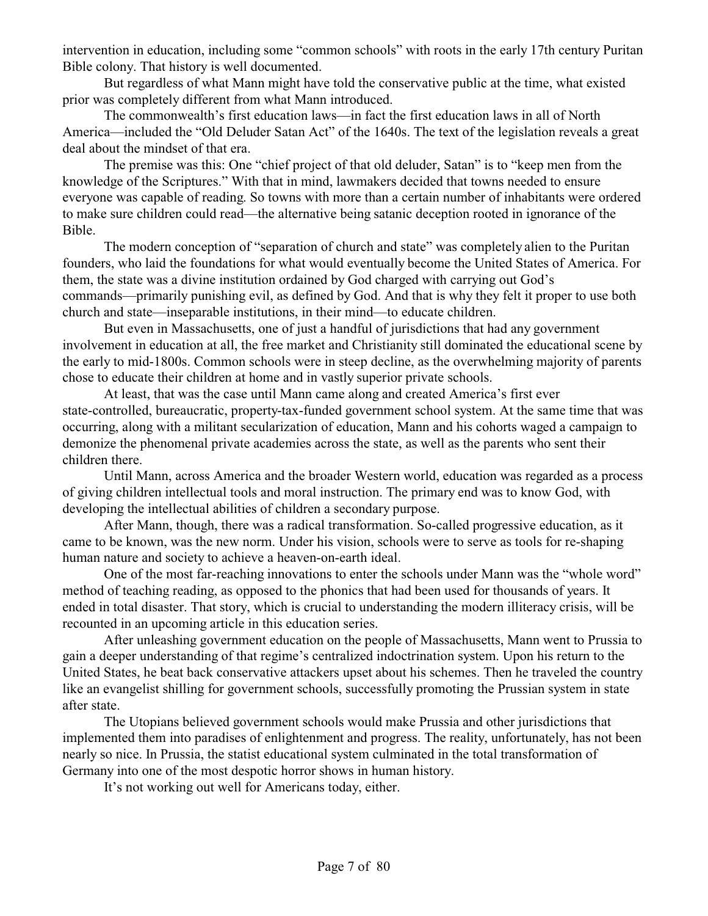intervention in education, including some "common schools" with roots in the early 17th century Puritan Bible colony. That history is well documented.

But regardless of what Mann might have told the conservative public at the time, what existed prior was completely different from what Mann introduced.

The commonwealth's first education laws—in fact the first education laws in all of North America—included the "Old Deluder Satan Act" of the 1640s. The text of the legislation reveals a great deal about the mindset of that era.

The premise was this: One "chief project of that old deluder, Satan" is to "keep men from the knowledge of the Scriptures." With that in mind, lawmakers decided that towns needed to ensure everyone was capable of reading. So towns with more than a certain number of inhabitants were ordered to make sure children could read—the alternative being satanic deception rooted in ignorance of the Bible.

The modern conception of "separation of church and state" was completely alien to the Puritan founders, who laid the foundations for what would eventually become the United States of America. For them, the state was a divine institution ordained by God charged with carrying out God's commands—primarily punishing evil, as defined by God. And that is why they felt it proper to use both church and state—inseparable institutions, in their mind—to educate children.

But even in Massachusetts, one of just a handful of jurisdictions that had any government involvement in education at all, the free market and Christianity still dominated the educational scene by the early to mid-1800s. Common schools were in steep decline, as the overwhelming majority of parents chose to educate their children at home and in vastly superior private schools.

At least, that was the case until Mann came along and created America's first ever state-controlled, bureaucratic, property-tax-funded government school system. At the same time that was occurring, along with a militant secularization of education, Mann and his cohorts waged a campaign to demonize the phenomenal private academies across the state, as well as the parents who sent their children there.

Until Mann, across America and the broader Western world, education was regarded as a process of giving children intellectual tools and moral instruction. The primary end was to know God, with developing the intellectual abilities of children a secondary purpose.

After Mann, though, there was a radical transformation. So-called progressive education, as it came to be known, was the new norm. Under his vision, schools were to serve as tools for re-shaping human nature and society to achieve a heaven-on-earth ideal.

One of the most far-reaching innovations to enter the schools under Mann was the "whole word" method of teaching reading, as opposed to the phonics that had been used for thousands of years. It ended in total disaster. That story, which is crucial to understanding the modern illiteracy crisis, will be recounted in an upcoming article in this education series.

After unleashing government education on the people of Massachusetts, Mann went to Prussia to gain a deeper understanding of that regime's centralized indoctrination system. Upon his return to the United States, he beat back conservative attackers upset about his schemes. Then he traveled the country like an evangelist shilling for government schools, successfully promoting the Prussian system in state after state.

The Utopians believed government schools would make Prussia and other jurisdictions that implemented them into paradises of enlightenment and progress. The reality, unfortunately, has not been nearly so nice. In Prussia, the statist educational system culminated in the total transformation of Germany into one of the most despotic horror shows in human history.

It's not working out well for Americans today, either.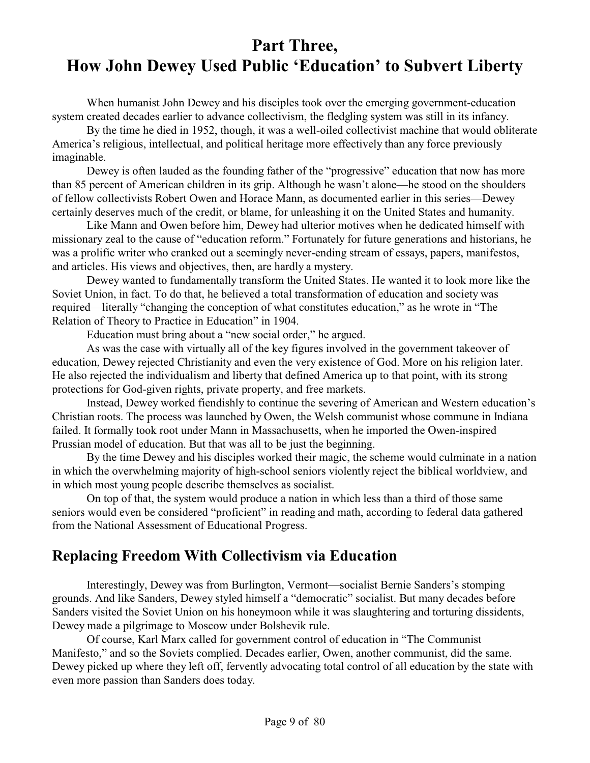# Part Three, How John Dewey Used Public 'Education' to Subvert Liberty

When humanist John Dewey and his disciples took over the emerging government-education system created decades earlier to advance collectivism, the fledgling system was still in its infancy.

By the time he died in 1952, though, it was a well-oiled collectivist machine that would obliterate America's religious, intellectual, and political heritage more effectively than any force previously imaginable.

Dewey is often lauded as the founding father of the "progressive" education that now has more than 85 percent of American children in its grip. Although he wasn't alone—he stood on the shoulders of fellow collectivists Robert Owen and Horace Mann, as documented earlier in this series—Dewey certainly deserves much of the credit, or blame, for unleashing it on the United States and humanity.

Like Mann and Owen before him, Dewey had ulterior motives when he dedicated himself with missionary zeal to the cause of "education reform." Fortunately for future generations and historians, he was a prolific writer who cranked out a seemingly never-ending stream of essays, papers, manifestos, and articles. His views and objectives, then, are hardly a mystery.

Dewey wanted to fundamentally transform the United States. He wanted it to look more like the Soviet Union, in fact. To do that, he believed a total transformation of education and society was required—literally "changing the conception of what constitutes education," as he wrote in "The Relation of Theory to Practice in Education" in 1904.

Education must bring about a "new social order," he argued.

As was the case with virtually all of the key figures involved in the government takeover of education, Dewey rejected Christianity and even the very existence of God. More on his religion later. He also rejected the individualism and liberty that defined America up to that point, with its strong protections for God-given rights, private property, and free markets.

Instead, Dewey worked fiendishly to continue the severing of American and Western education's Christian roots. The process was launched by Owen, the Welsh communist whose commune in Indiana failed. It formally took root under Mann in Massachusetts, when he imported the Owen-inspired Prussian model of education. But that was all to be just the beginning.

By the time Dewey and his disciples worked their magic, the scheme would culminate in a nation in which the overwhelming majority of high-school seniors violently reject the biblical worldview, and in which most young people describe themselves as socialist.

On top of that, the system would produce a nation in which less than a third of those same seniors would even be considered "proficient" in reading and math, according to federal data gathered from the National Assessment of Educational Progress.

## Replacing Freedom With Collectivism via Education

Interestingly, Dewey was from Burlington, Vermont—socialist Bernie Sanders's stomping grounds. And like Sanders, Dewey styled himself a "democratic" socialist. But many decades before Sanders visited the Soviet Union on his honeymoon while it was slaughtering and torturing dissidents, Dewey made a pilgrimage to Moscow under Bolshevik rule.

Of course, Karl Marx called for government control of education in "The Communist Manifesto," and so the Soviets complied. Decades earlier, Owen, another communist, did the same. Dewey picked up where they left off, fervently advocating total control of all education by the state with even more passion than Sanders does today.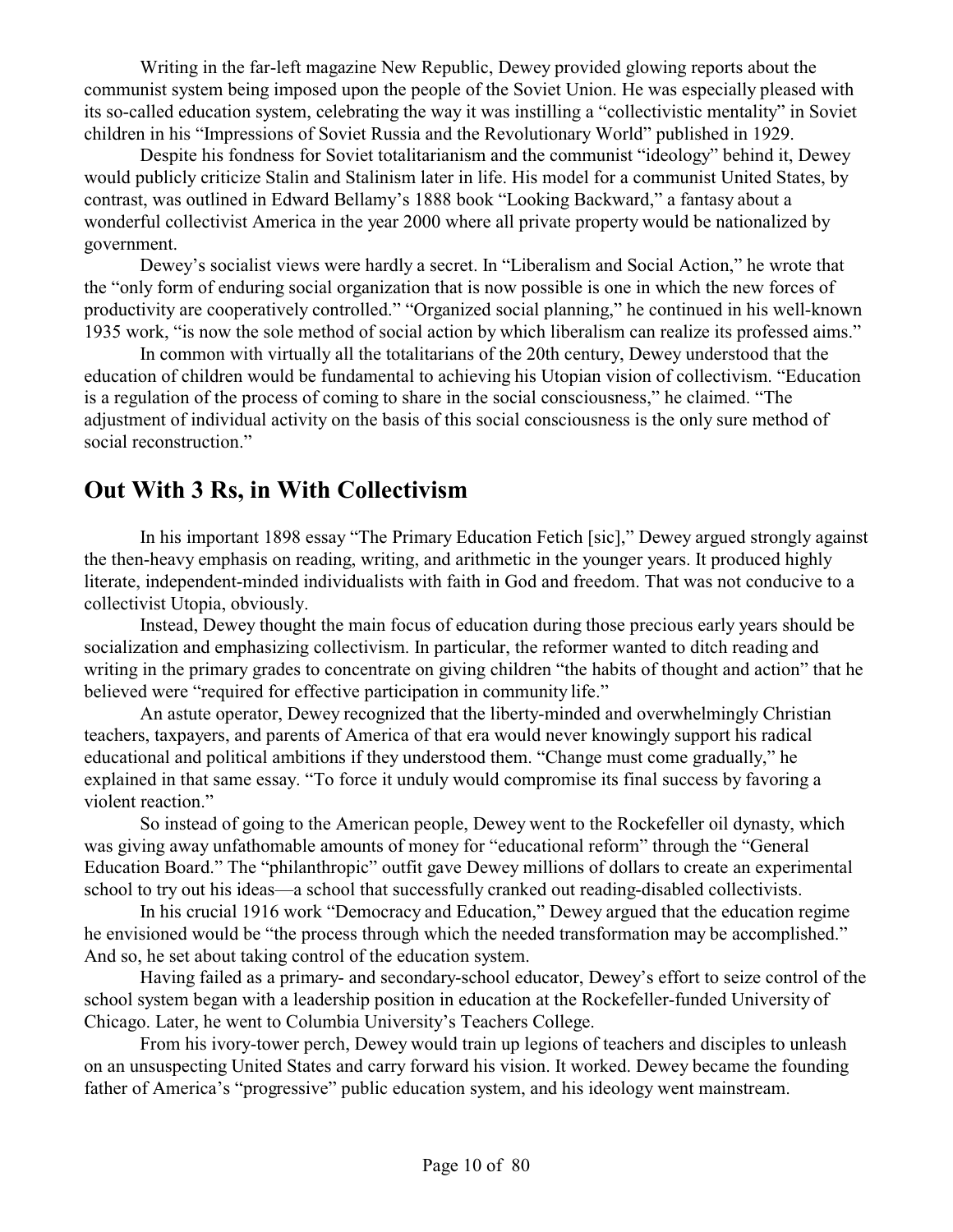Writing in the far-left magazine New Republic, Dewey provided glowing reports about the communist system being imposed upon the people of the Soviet Union. He was especially pleased with its so-called education system, celebrating the way it was instilling a "collectivistic mentality" in Soviet children in his "Impressions of Soviet Russia and the Revolutionary World" published in 1929.

Despite his fondness for Soviet totalitarianism and the communist "ideology" behind it, Dewey would publicly criticize Stalin and Stalinism later in life. His model for a communist United States, by contrast, was outlined in Edward Bellamy's 1888 book "Looking Backward," a fantasy about a wonderful collectivist America in the year 2000 where all private property would be nationalized by government.

Dewey's socialist views were hardly a secret. In "Liberalism and Social Action," he wrote that the "only form of enduring social organization that is now possible is one in which the new forces of productivity are cooperatively controlled." "Organized social planning," he continued in his well-known 1935 work, "is now the sole method of social action by which liberalism can realize its professed aims."

In common with virtually all the totalitarians of the 20th century, Dewey understood that the education of children would be fundamental to achieving his Utopian vision of collectivism. "Education is a regulation of the process of coming to share in the social consciousness," he claimed. "The adjustment of individual activity on the basis of this social consciousness is the only sure method of social reconstruction."

## Out With 3 Rs, in With Collectivism

In his important 1898 essay "The Primary Education Fetich [sic]," Dewey argued strongly against the then-heavy emphasis on reading, writing, and arithmetic in the younger years. It produced highly literate, independent-minded individualists with faith in God and freedom. That was not conducive to a collectivist Utopia, obviously.

Instead, Dewey thought the main focus of education during those precious early years should be socialization and emphasizing collectivism. In particular, the reformer wanted to ditch reading and writing in the primary grades to concentrate on giving children "the habits of thought and action" that he believed were "required for effective participation in community life."

An astute operator, Dewey recognized that the liberty-minded and overwhelmingly Christian teachers, taxpayers, and parents of America of that era would never knowingly support his radical educational and political ambitions if they understood them. "Change must come gradually," he explained in that same essay. "To force it unduly would compromise its final success by favoring a violent reaction."

So instead of going to the American people, Dewey went to the Rockefeller oil dynasty, which was giving away unfathomable amounts of money for "educational reform" through the "General Education Board." The "philanthropic" outfit gave Dewey millions of dollars to create an experimental school to try out his ideas—a school that successfully cranked out reading-disabled collectivists.

In his crucial 1916 work "Democracy and Education," Dewey argued that the education regime he envisioned would be "the process through which the needed transformation may be accomplished." And so, he set about taking control of the education system.

Having failed as a primary- and secondary-school educator, Dewey's effort to seize control of the school system began with a leadership position in education at the Rockefeller-funded University of Chicago. Later, he went to Columbia University's Teachers College.

From his ivory-tower perch, Dewey would train up legions of teachers and disciples to unleash on an unsuspecting United States and carry forward his vision. It worked. Dewey became the founding father of America's "progressive" public education system, and his ideology went mainstream.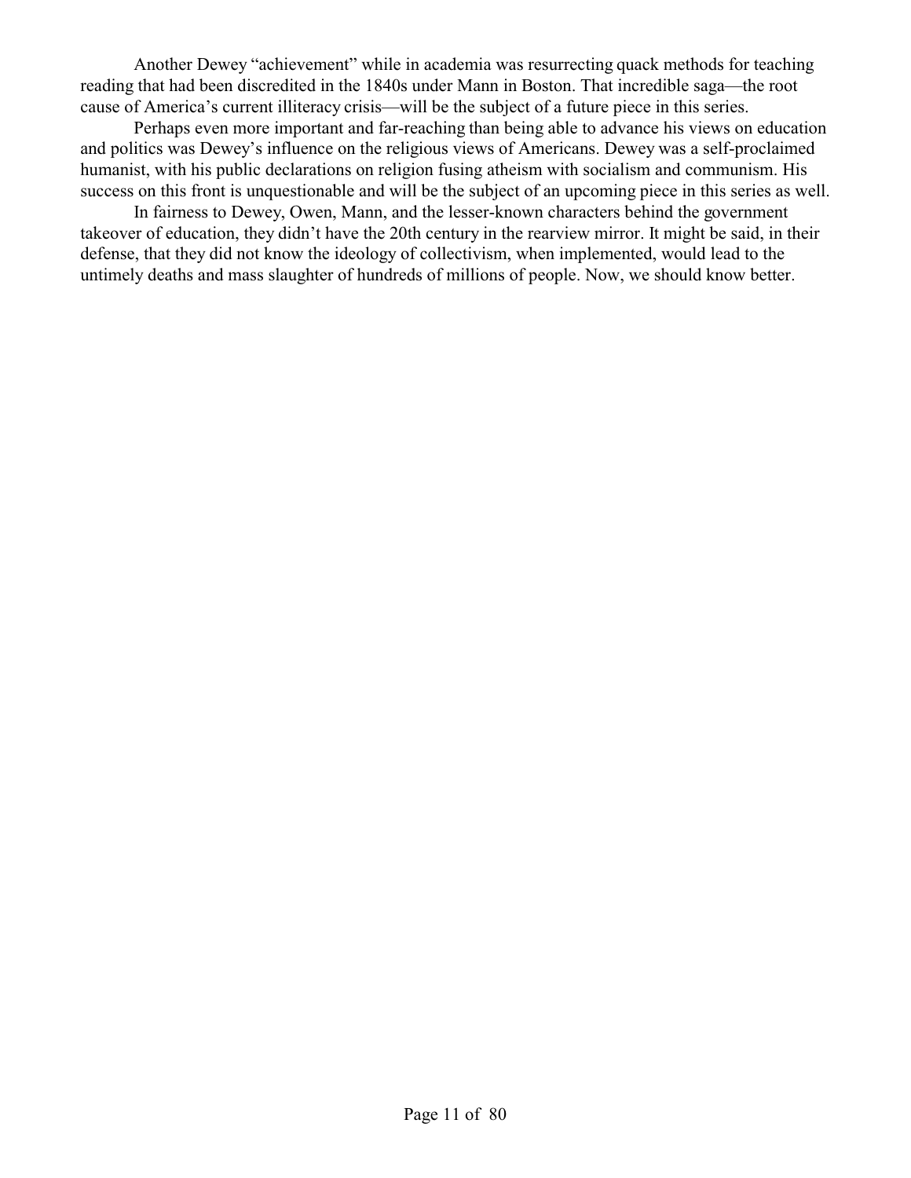Another Dewey "achievement" while in academia was resurrecting quack methods for teaching reading that had been discredited in the 1840s under Mann in Boston. That incredible saga—the root cause of America's current illiteracy crisis—will be the subject of a future piece in this series.

Perhaps even more important and far-reaching than being able to advance his views on education and politics was Dewey's influence on the religious views of Americans. Dewey was a self-proclaimed humanist, with his public declarations on religion fusing atheism with socialism and communism. His success on this front is unquestionable and will be the subject of an upcoming piece in this series as well.

In fairness to Dewey, Owen, Mann, and the lesser-known characters behind the government takeover of education, they didn't have the 20th century in the rearview mirror. It might be said, in their defense, that they did not know the ideology of collectivism, when implemented, would lead to the untimely deaths and mass slaughter of hundreds of millions of people. Now, we should know better.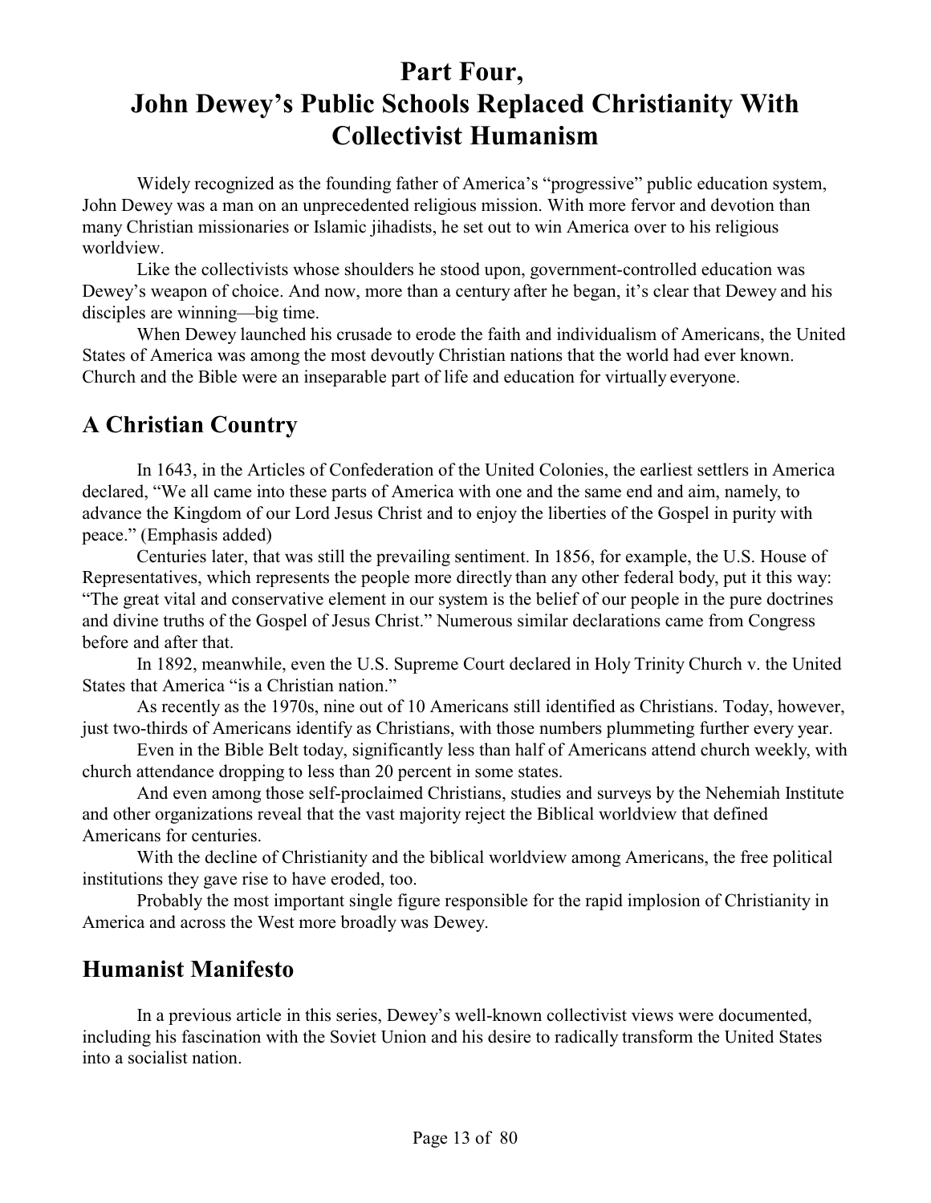# Part Four, John Dewey's Public Schools Replaced Christianity With Collectivist Humanism

Widely recognized as the founding father of America's "progressive" public education system, John Dewey was a man on an unprecedented religious mission. With more fervor and devotion than many Christian missionaries or Islamic jihadists, he set out to win America over to his religious worldview.

Like the collectivists whose shoulders he stood upon, government-controlled education was Dewey's weapon of choice. And now, more than a century after he began, it's clear that Dewey and his disciples are winning—big time.

When Dewey launched his crusade to erode the faith and individualism of Americans, the United States of America was among the most devoutly Christian nations that the world had ever known. Church and the Bible were an inseparable part of life and education for virtually everyone.

## A Christian Country

In 1643, in the Articles of Confederation of the United Colonies, the earliest settlers in America declared, "We all came into these parts of America with one and the same end and aim, namely, to advance the Kingdom of our Lord Jesus Christ and to enjoy the liberties of the Gospel in purity with peace." (Emphasis added)

Centuries later, that was still the prevailing sentiment. In 1856, for example, the U.S. House of Representatives, which represents the people more directly than any other federal body, put it this way: "The great vital and conservative element in our system is the belief of our people in the pure doctrines and divine truths of the Gospel of Jesus Christ." Numerous similar declarations came from Congress before and after that.

In 1892, meanwhile, even the U.S. Supreme Court declared in Holy Trinity Church v. the United States that America "is a Christian nation."

As recently as the 1970s, nine out of 10 Americans still identified as Christians. Today, however, just two-thirds of Americans identify as Christians, with those numbers plummeting further every year.

Even in the Bible Belt today, significantly less than half of Americans attend church weekly, with church attendance dropping to less than 20 percent in some states.

And even among those self-proclaimed Christians, studies and surveys by the Nehemiah Institute and other organizations reveal that the vast majority reject the Biblical worldview that defined Americans for centuries.

With the decline of Christianity and the biblical worldview among Americans, the free political institutions they gave rise to have eroded, too.

Probably the most important single figure responsible for the rapid implosion of Christianity in America and across the West more broadly was Dewey.

## Humanist Manifesto

In a previous article in this series, Dewey's well-known collectivist views were documented, including his fascination with the Soviet Union and his desire to radically transform the United States into a socialist nation.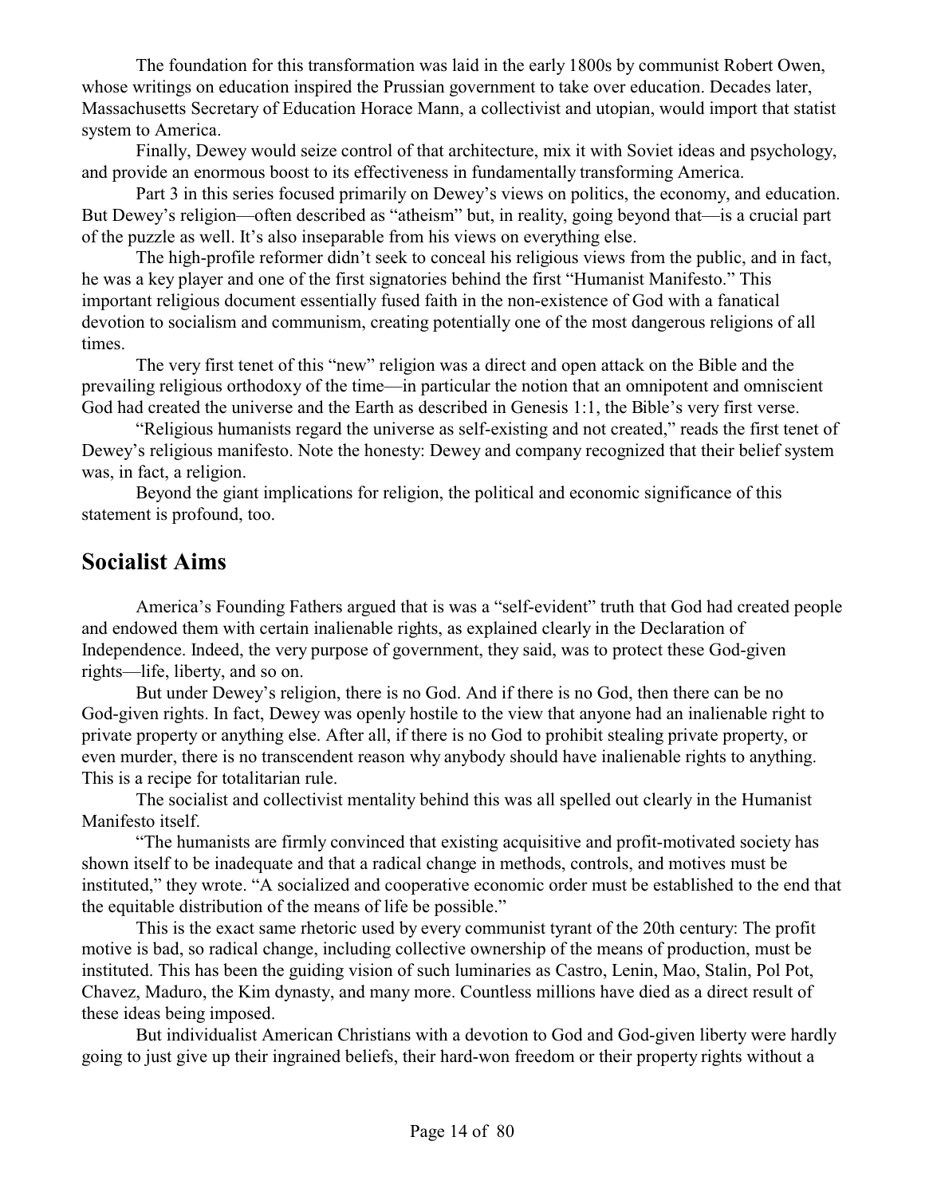The foundation for this transformation was laid in the early 1800s by communist Robert Owen, whose writings on education inspired the Prussian government to take over education. Decades later, Massachusetts Secretary of Education Horace Mann, a collectivist and utopian, would import that statist system to America.

Finally, Dewey would seize control of that architecture, mix it with Soviet ideas and psychology, and provide an enormous boost to its effectiveness in fundamentally transforming America.

Part 3 in this series focused primarily on Dewey's views on politics, the economy, and education. But Dewey's religion—often described as "atheism" but, in reality, going beyond that—is a crucial part of the puzzle as well. It's also inseparable from his views on everything else.

The high-profile reformer didn't seek to conceal his religious views from the public, and in fact, he was a key player and one of the first signatories behind the first "Humanist Manifesto." This important religious document essentially fused faith in the non-existence of God with a fanatical devotion to socialism and communism, creating potentially one of the most dangerous religions of all times.

The very first tenet of this "new" religion was a direct and open attack on the Bible and the prevailing religious orthodoxy of the time—in particular the notion that an omnipotent and omniscient God had created the universe and the Earth as described in Genesis 1:1, the Bible's very first verse.

"Religious humanists regard the universe as self-existing and not created," reads the first tenet of Dewey's religious manifesto. Note the honesty: Dewey and company recognized that their belief system was, in fact, a religion.

Beyond the giant implications for religion, the political and economic significance of this statement is profound, too.

## Socialist Aims

America's Founding Fathers argued that is was a "self-evident" truth that God had created people and endowed them with certain inalienable rights, as explained clearly in the Declaration of Independence. Indeed, the very purpose of government, they said, was to protect these God-given rights—life, liberty, and so on.

But under Dewey's religion, there is no God. And if there is no God, then there can be no God-given rights. In fact, Dewey was openly hostile to the view that anyone had an inalienable right to private property or anything else. After all, if there is no God to prohibit stealing private property, or even murder, there is no transcendent reason why anybody should have inalienable rights to anything. This is a recipe for totalitarian rule.

The socialist and collectivist mentality behind this was all spelled out clearly in the Humanist Manifesto itself.

"The humanists are firmly convinced that existing acquisitive and profit-motivated society has shown itself to be inadequate and that a radical change in methods, controls, and motives must be instituted," they wrote. "A socialized and cooperative economic order must be established to the end that the equitable distribution of the means of life be possible."

This is the exact same rhetoric used by every communist tyrant of the 20th century: The profit motive is bad, so radical change, including collective ownership of the means of production, must be instituted. This has been the guiding vision of such luminaries as Castro, Lenin, Mao, Stalin, Pol Pot, Chavez, Maduro, the Kim dynasty, and many more. Countless millions have died as a direct result of these ideas being imposed.

But individualist American Christians with a devotion to God and God-given liberty were hardly going to just give up their ingrained beliefs, their hard-won freedom or their property rights without a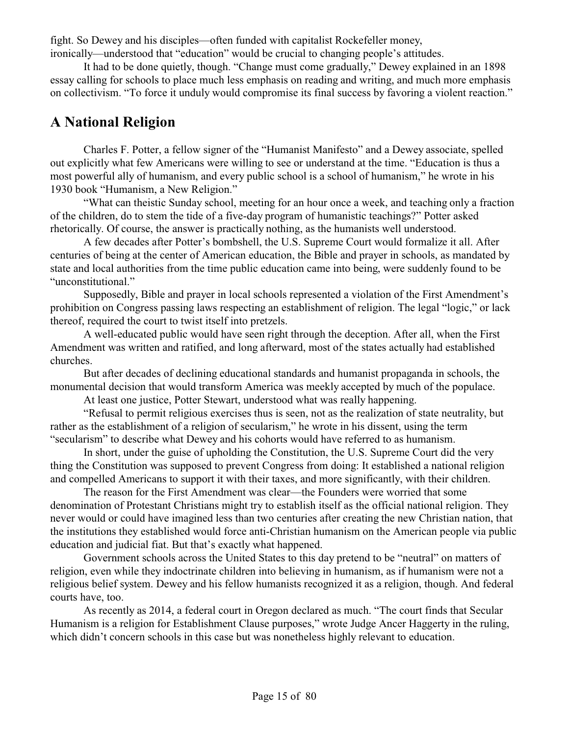fight. So Dewey and his disciples—often funded with capitalist Rockefeller money, ironically—understood that "education" would be crucial to changing people's attitudes.

It had to be done quietly, though. "Change must come gradually," Dewey explained in an 1898 essay calling for schools to place much less emphasis on reading and writing, and much more emphasis on collectivism. "To force it unduly would compromise its final success by favoring a violent reaction."

## A National Religion

Charles F. Potter, a fellow signer of the "Humanist Manifesto" and a Dewey associate, spelled out explicitly what few Americans were willing to see or understand at the time. "Education is thus a most powerful ally of humanism, and every public school is a school of humanism," he wrote in his 1930 book "Humanism, a New Religion."

"What can theistic Sunday school, meeting for an hour once a week, and teaching only a fraction of the children, do to stem the tide of a five-day program of humanistic teachings?" Potter asked rhetorically. Of course, the answer is practically nothing, as the humanists well understood.

A few decades after Potter's bombshell, the U.S. Supreme Court would formalize it all. After centuries of being at the center of American education, the Bible and prayer in schools, as mandated by state and local authorities from the time public education came into being, were suddenly found to be "unconstitutional."

Supposedly, Bible and prayer in local schools represented a violation of the First Amendment's prohibition on Congress passing laws respecting an establishment of religion. The legal "logic," or lack thereof, required the court to twist itself into pretzels.

A well-educated public would have seen right through the deception. After all, when the First Amendment was written and ratified, and long afterward, most of the states actually had established churches.

But after decades of declining educational standards and humanist propaganda in schools, the monumental decision that would transform America was meekly accepted by much of the populace.

At least one justice, Potter Stewart, understood what was really happening.

"Refusal to permit religious exercises thus is seen, not as the realization of state neutrality, but rather as the establishment of a religion of secularism," he wrote in his dissent, using the term "secularism" to describe what Dewey and his cohorts would have referred to as humanism.

In short, under the guise of upholding the Constitution, the U.S. Supreme Court did the very thing the Constitution was supposed to prevent Congress from doing: It established a national religion and compelled Americans to support it with their taxes, and more significantly, with their children.

The reason for the First Amendment was clear—the Founders were worried that some denomination of Protestant Christians might try to establish itself as the official national religion. They never would or could have imagined less than two centuries after creating the new Christian nation, that the institutions they established would force anti-Christian humanism on the American people via public education and judicial fiat. But that's exactly what happened.

Government schools across the United States to this day pretend to be "neutral" on matters of religion, even while they indoctrinate children into believing in humanism, as if humanism were not a religious belief system. Dewey and his fellow humanists recognized it as a religion, though. And federal courts have, too.

As recently as 2014, a federal court in Oregon declared as much. "The court finds that Secular Humanism is a religion for Establishment Clause purposes," wrote Judge Ancer Haggerty in the ruling, which didn't concern schools in this case but was nonetheless highly relevant to education.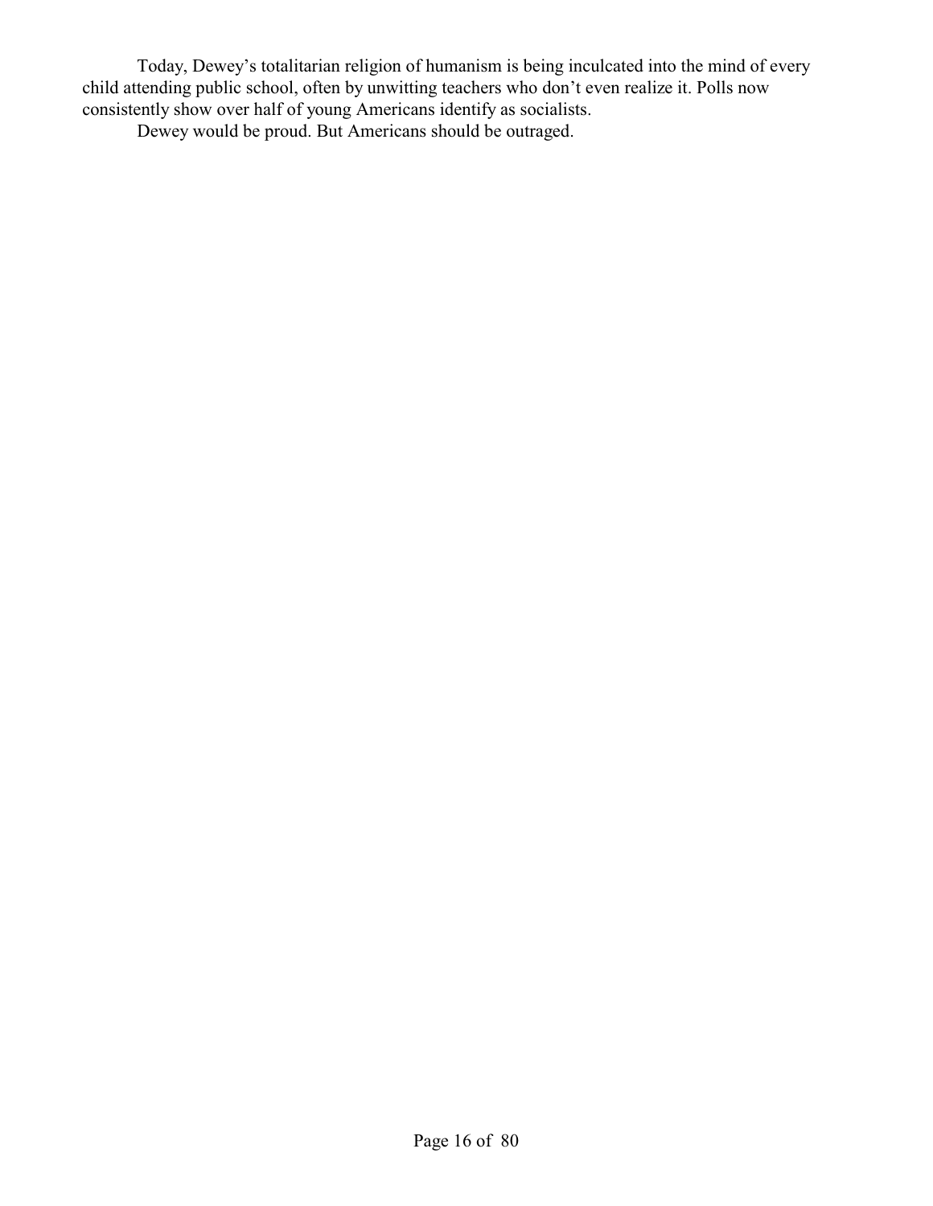Today, Dewey's totalitarian religion of humanism is being inculcated into the mind of every child attending public school, often by unwitting teachers who don't even realize it. Polls now consistently show over half of young Americans identify as socialists.

Dewey would be proud. But Americans should be outraged.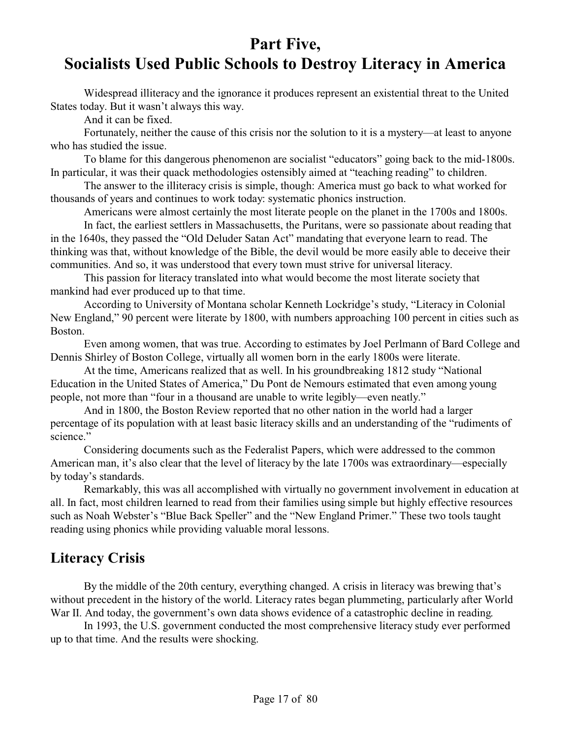# Part Five, Socialists Used Public Schools to Destroy Literacy in America

Widespread illiteracy and the ignorance it produces represent an existential threat to the United States today. But it wasn't always this way.

And it can be fixed.

Fortunately, neither the cause of this crisis nor the solution to it is a mystery—at least to anyone who has studied the issue.

To blame for this dangerous phenomenon are socialist "educators" going back to the mid-1800s. In particular, it was their quack methodologies ostensibly aimed at "teaching reading" to children.

The answer to the illiteracy crisis is simple, though: America must go back to what worked for thousands of years and continues to work today: systematic phonics instruction.

Americans were almost certainly the most literate people on the planet in the 1700s and 1800s.

In fact, the earliest settlers in Massachusetts, the Puritans, were so passionate about reading that in the 1640s, they passed the "Old Deluder Satan Act" mandating that everyone learn to read. The thinking was that, without knowledge of the Bible, the devil would be more easily able to deceive their communities. And so, it was understood that every town must strive for universal literacy.

This passion for literacy translated into what would become the most literate society that mankind had ever produced up to that time.

According to University of Montana scholar Kenneth Lockridge's study, "Literacy in Colonial New England," 90 percent were literate by 1800, with numbers approaching 100 percent in cities such as Boston.

Even among women, that was true. According to estimates by Joel Perlmann of Bard College and Dennis Shirley of Boston College, virtually all women born in the early 1800s were literate.

At the time, Americans realized that as well. In his groundbreaking 1812 study "National Education in the United States of America," Du Pont de Nemours estimated that even among young people, not more than "four in a thousand are unable to write legibly—even neatly."

And in 1800, the Boston Review reported that no other nation in the world had a larger percentage of its population with at least basic literacy skills and an understanding of the "rudiments of science."

Considering documents such as the Federalist Papers, which were addressed to the common American man, it's also clear that the level of literacy by the late 1700s was extraordinary—especially by today's standards.

Remarkably, this was all accomplished with virtually no government involvement in education at all. In fact, most children learned to read from their families using simple but highly effective resources such as Noah Webster's "Blue Back Speller" and the "New England Primer." These two tools taught reading using phonics while providing valuable moral lessons.

## Literacy Crisis

By the middle of the 20th century, everything changed. A crisis in literacy was brewing that's without precedent in the history of the world. Literacy rates began plummeting, particularly after World War II. And today, the government's own data shows evidence of a catastrophic decline in reading.

In 1993, the U.S. government conducted the most comprehensive literacy study ever performed up to that time. And the results were shocking.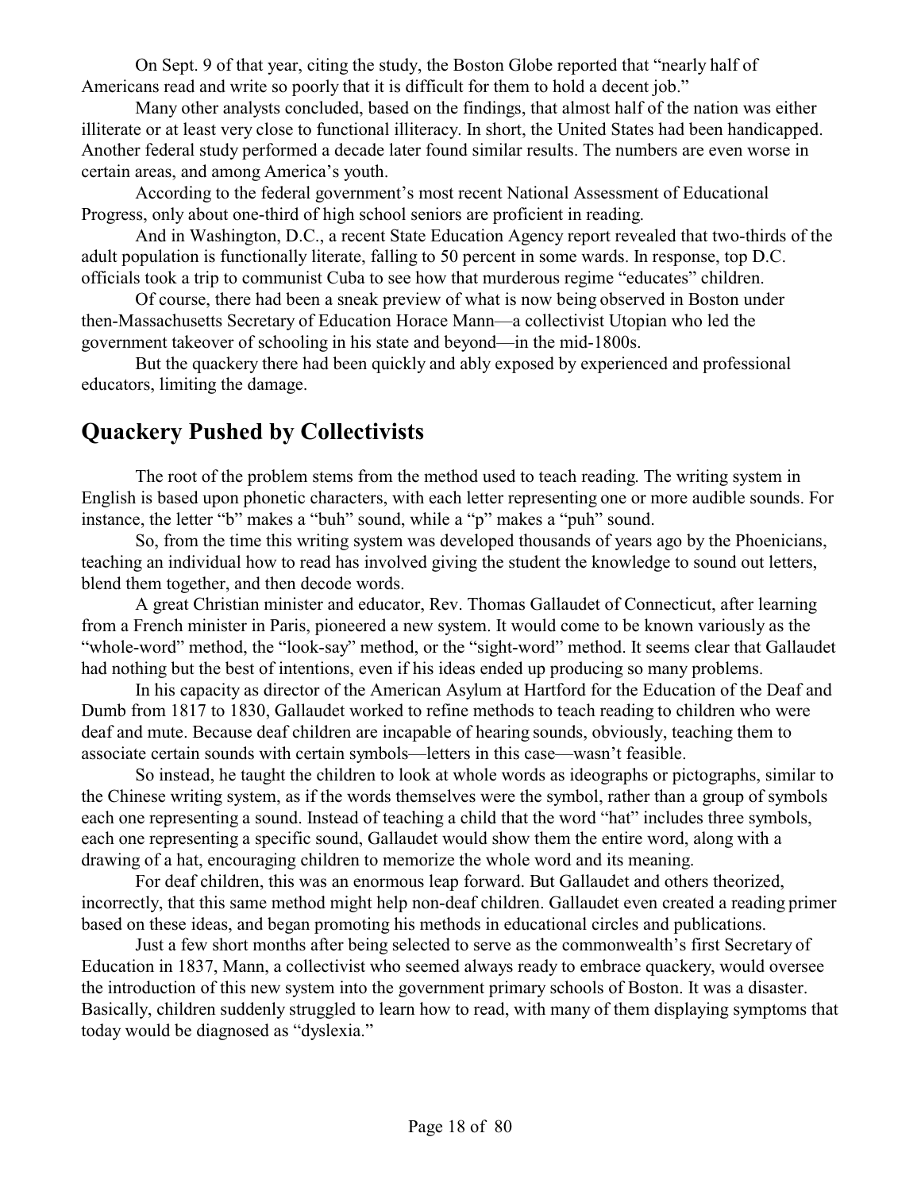On Sept. 9 of that year, citing the study, the Boston Globe reported that "nearly half of Americans read and write so poorly that it is difficult for them to hold a decent job."

Many other analysts concluded, based on the findings, that almost half of the nation was either illiterate or at least very close to functional illiteracy. In short, the United States had been handicapped. Another federal study performed a decade later found similar results. The numbers are even worse in certain areas, and among America's youth.

According to the federal government's most recent National Assessment of Educational Progress, only about one-third of high school seniors are proficient in reading.

And in Washington, D.C., a recent State Education Agency report revealed that two-thirds of the adult population is functionally literate, falling to 50 percent in some wards. In response, top D.C. officials took a trip to communist Cuba to see how that murderous regime "educates" children.

Of course, there had been a sneak preview of what is now being observed in Boston under then-Massachusetts Secretary of Education Horace Mann—a collectivist Utopian who led the government takeover of schooling in his state and beyond—in the mid-1800s.

But the quackery there had been quickly and ably exposed by experienced and professional educators, limiting the damage.

## Quackery Pushed by Collectivists

The root of the problem stems from the method used to teach reading. The writing system in English is based upon phonetic characters, with each letter representing one or more audible sounds. For instance, the letter "b" makes a "buh" sound, while a "p" makes a "puh" sound.

So, from the time this writing system was developed thousands of years ago by the Phoenicians, teaching an individual how to read has involved giving the student the knowledge to sound out letters, blend them together, and then decode words.

A great Christian minister and educator, Rev. Thomas Gallaudet of Connecticut, after learning from a French minister in Paris, pioneered a new system. It would come to be known variously as the "whole-word" method, the "look-say" method, or the "sight-word" method. It seems clear that Gallaudet had nothing but the best of intentions, even if his ideas ended up producing so many problems.

In his capacity as director of the American Asylum at Hartford for the Education of the Deaf and Dumb from 1817 to 1830, Gallaudet worked to refine methods to teach reading to children who were deaf and mute. Because deaf children are incapable of hearing sounds, obviously, teaching them to associate certain sounds with certain symbols—letters in this case—wasn't feasible.

So instead, he taught the children to look at whole words as ideographs or pictographs, similar to the Chinese writing system, as if the words themselves were the symbol, rather than a group of symbols each one representing a sound. Instead of teaching a child that the word "hat" includes three symbols, each one representing a specific sound, Gallaudet would show them the entire word, along with a drawing of a hat, encouraging children to memorize the whole word and its meaning.

For deaf children, this was an enormous leap forward. But Gallaudet and others theorized, incorrectly, that this same method might help non-deaf children. Gallaudet even created a reading primer based on these ideas, and began promoting his methods in educational circles and publications.

Just a few short months after being selected to serve as the commonwealth's first Secretary of Education in 1837, Mann, a collectivist who seemed always ready to embrace quackery, would oversee the introduction of this new system into the government primary schools of Boston. It was a disaster. Basically, children suddenly struggled to learn how to read, with many of them displaying symptoms that today would be diagnosed as "dyslexia."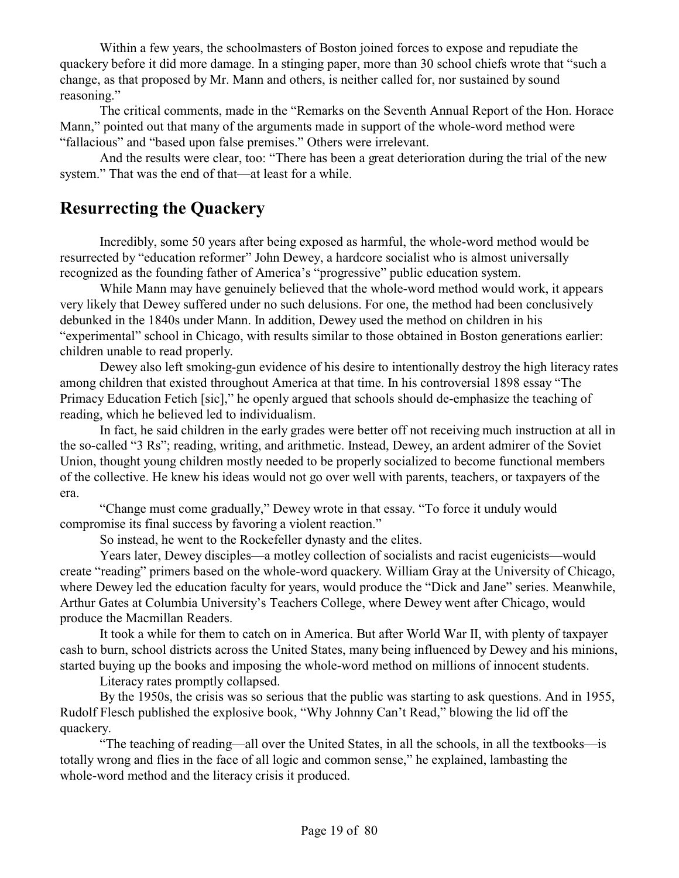Within a few years, the schoolmasters of Boston joined forces to expose and repudiate the quackery before it did more damage. In a stinging paper, more than 30 school chiefs wrote that "such a change, as that proposed by Mr. Mann and others, is neither called for, nor sustained by sound reasoning."

The critical comments, made in the "Remarks on the Seventh Annual Report of the Hon. Horace Mann," pointed out that many of the arguments made in support of the whole-word method were "fallacious" and "based upon false premises." Others were irrelevant.

And the results were clear, too: "There has been a great deterioration during the trial of the new system." That was the end of that—at least for a while.

## Resurrecting the Quackery

Incredibly, some 50 years after being exposed as harmful, the whole-word method would be resurrected by "education reformer" John Dewey, a hardcore socialist who is almost universally recognized as the founding father of America's "progressive" public education system.

While Mann may have genuinely believed that the whole-word method would work, it appears very likely that Dewey suffered under no such delusions. For one, the method had been conclusively debunked in the 1840s under Mann. In addition, Dewey used the method on children in his "experimental" school in Chicago, with results similar to those obtained in Boston generations earlier: children unable to read properly.

Dewey also left smoking-gun evidence of his desire to intentionally destroy the high literacy rates among children that existed throughout America at that time. In his controversial 1898 essay "The Primacy Education Fetich [sic]," he openly argued that schools should de-emphasize the teaching of reading, which he believed led to individualism.

In fact, he said children in the early grades were better off not receiving much instruction at all in the so-called "3 Rs"; reading, writing, and arithmetic. Instead, Dewey, an ardent admirer of the Soviet Union, thought young children mostly needed to be properly socialized to become functional members of the collective. He knew his ideas would not go over well with parents, teachers, or taxpayers of the era.

"Change must come gradually," Dewey wrote in that essay. "To force it unduly would compromise its final success by favoring a violent reaction."

So instead, he went to the Rockefeller dynasty and the elites.

Years later, Dewey disciples—a motley collection of socialists and racist eugenicists—would create "reading" primers based on the whole-word quackery. William Gray at the University of Chicago, where Dewey led the education faculty for years, would produce the "Dick and Jane" series. Meanwhile, Arthur Gates at Columbia University's Teachers College, where Dewey went after Chicago, would produce the Macmillan Readers.

It took a while for them to catch on in America. But after World War II, with plenty of taxpayer cash to burn, school districts across the United States, many being influenced by Dewey and his minions, started buying up the books and imposing the whole-word method on millions of innocent students.

Literacy rates promptly collapsed.

By the 1950s, the crisis was so serious that the public was starting to ask questions. And in 1955, Rudolf Flesch published the explosive book, "Why Johnny Can't Read," blowing the lid off the quackery.

"The teaching of reading—all over the United States, in all the schools, in all the textbooks—is totally wrong and flies in the face of all logic and common sense," he explained, lambasting the whole-word method and the literacy crisis it produced.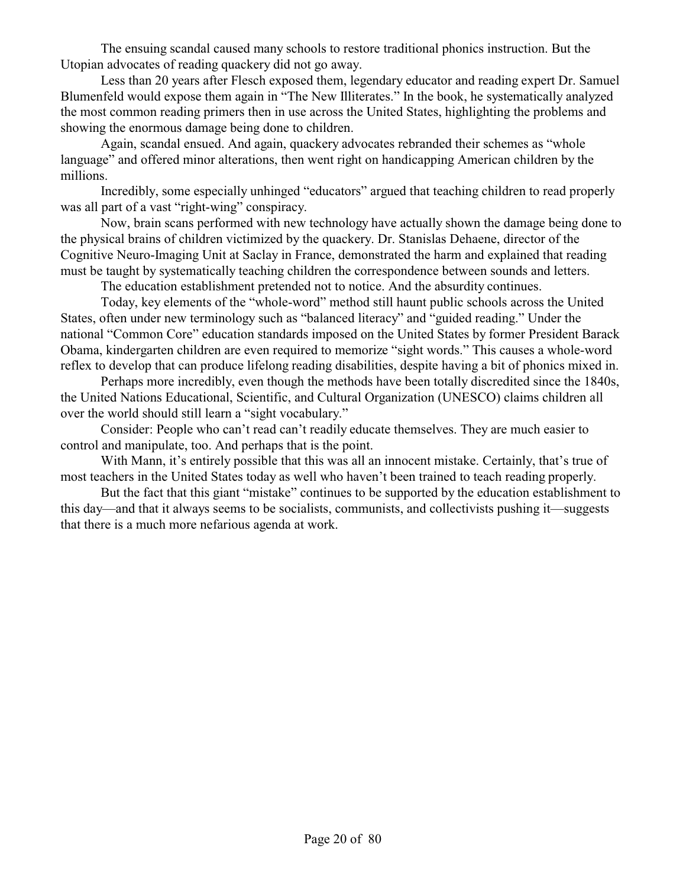The ensuing scandal caused many schools to restore traditional phonics instruction. But the Utopian advocates of reading quackery did not go away.

Less than 20 years after Flesch exposed them, legendary educator and reading expert Dr. Samuel Blumenfeld would expose them again in "The New Illiterates." In the book, he systematically analyzed the most common reading primers then in use across the United States, highlighting the problems and showing the enormous damage being done to children.

Again, scandal ensued. And again, quackery advocates rebranded their schemes as "whole language" and offered minor alterations, then went right on handicapping American children by the millions.

Incredibly, some especially unhinged "educators" argued that teaching children to read properly was all part of a vast "right-wing" conspiracy.

Now, brain scans performed with new technology have actually shown the damage being done to the physical brains of children victimized by the quackery. Dr. Stanislas Dehaene, director of the Cognitive Neuro-Imaging Unit at Saclay in France, demonstrated the harm and explained that reading must be taught by systematically teaching children the correspondence between sounds and letters.

The education establishment pretended not to notice. And the absurdity continues.

Today, key elements of the "whole-word" method still haunt public schools across the United States, often under new terminology such as "balanced literacy" and "guided reading." Under the national "Common Core" education standards imposed on the United States by former President Barack Obama, kindergarten children are even required to memorize "sight words." This causes a whole-word reflex to develop that can produce lifelong reading disabilities, despite having a bit of phonics mixed in.

Perhaps more incredibly, even though the methods have been totally discredited since the 1840s, the United Nations Educational, Scientific, and Cultural Organization (UNESCO) claims children all over the world should still learn a "sight vocabulary."

Consider: People who can't read can't readily educate themselves. They are much easier to control and manipulate, too. And perhaps that is the point.

With Mann, it's entirely possible that this was all an innocent mistake. Certainly, that's true of most teachers in the United States today as well who haven't been trained to teach reading properly.

But the fact that this giant "mistake" continues to be supported by the education establishment to this day—and that it always seems to be socialists, communists, and collectivists pushing it—suggests that there is a much more nefarious agenda at work.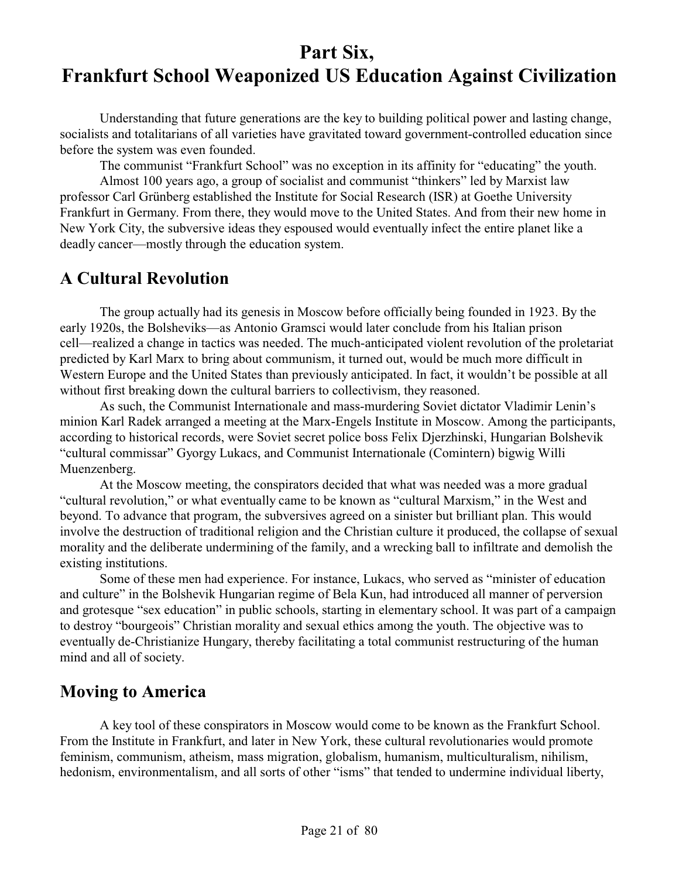# Part Six,
# Frankfurt School Weaponized US Education Against Civilization

Understanding that future generations are the key to building political power and lasting change, socialists and totalitarians of all varieties have gravitated toward government-controlled education since before the system was even founded.

The communist "Frankfurt School" was no exception in its affinity for "educating" the youth.

Almost 100 years ago, a group of socialist and communist "thinkers" led by Marxist law professor Carl Grünberg established the Institute for Social Research (ISR) at Goethe University Frankfurt in Germany. From there, they would move to the United States. And from their new home in New York City, the subversive ideas they espoused would eventually infect the entire planet like a deadly cancer—mostly through the education system.

## A Cultural Revolution

The group actually had its genesis in Moscow before officially being founded in 1923. By the early 1920s, the Bolsheviks—as Antonio Gramsci would later conclude from his Italian prison cell—realized a change in tactics was needed. The much-anticipated violent revolution of the proletariat predicted by Karl Marx to bring about communism, it turned out, would be much more difficult in Western Europe and the United States than previously anticipated. In fact, it wouldn't be possible at all without first breaking down the cultural barriers to collectivism, they reasoned.

As such, the Communist Internationale and mass-murdering Soviet dictator Vladimir Lenin's minion Karl Radek arranged a meeting at the Marx-Engels Institute in Moscow. Among the participants, according to historical records, were Soviet secret police boss Felix Djerzhinski, Hungarian Bolshevik "cultural commissar" Gyorgy Lukacs, and Communist Internationale (Comintern) bigwig Willi Muenzenberg.

At the Moscow meeting, the conspirators decided that what was needed was a more gradual "cultural revolution," or what eventually came to be known as "cultural Marxism," in the West and beyond. To advance that program, the subversives agreed on a sinister but brilliant plan. This would involve the destruction of traditional religion and the Christian culture it produced, the collapse of sexual morality and the deliberate undermining of the family, and a wrecking ball to infiltrate and demolish the existing institutions.

Some of these men had experience. For instance, Lukacs, who served as "minister of education and culture" in the Bolshevik Hungarian regime of Bela Kun, had introduced all manner of perversion and grotesque "sex education" in public schools, starting in elementary school. It was part of a campaign to destroy "bourgeois" Christian morality and sexual ethics among the youth. The objective was to eventually de-Christianize Hungary, thereby facilitating a total communist restructuring of the human mind and all of society.

## Moving to America

A key tool of these conspirators in Moscow would come to be known as the Frankfurt School. From the Institute in Frankfurt, and later in New York, these cultural revolutionaries would promote feminism, communism, atheism, mass migration, globalism, humanism, multiculturalism, nihilism, hedonism, environmentalism, and all sorts of other "isms" that tended to undermine individual liberty,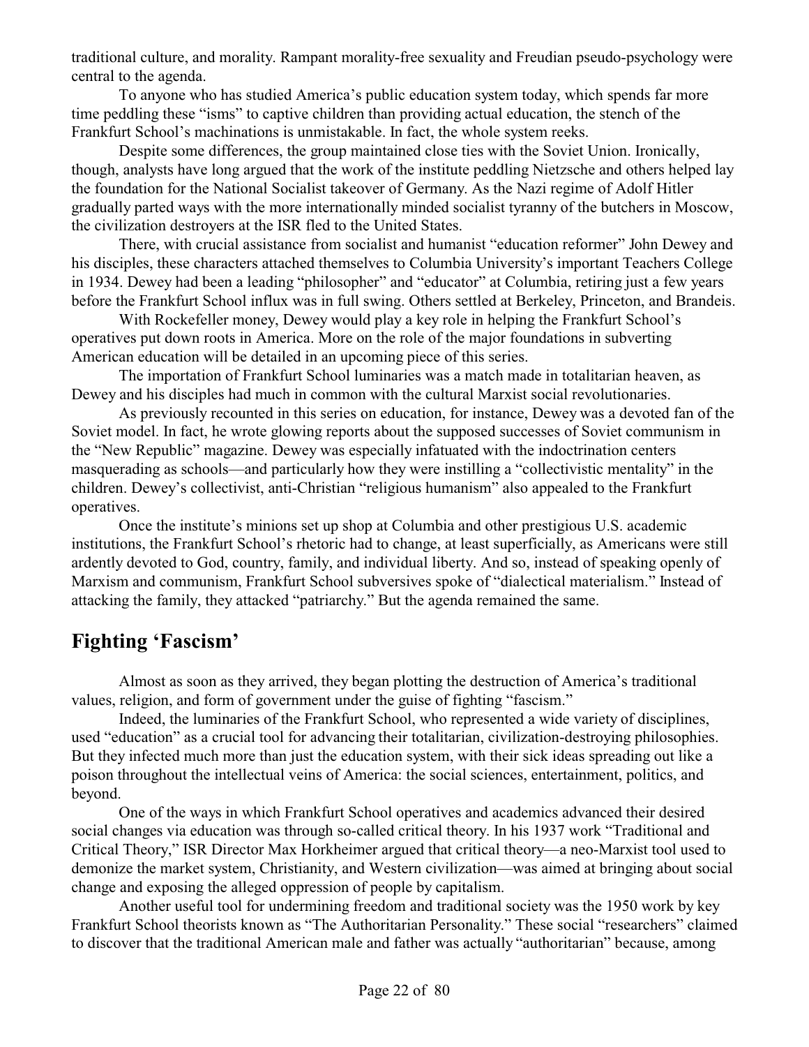traditional culture, and morality. Rampant morality-free sexuality and Freudian pseudo-psychology were central to the agenda.

To anyone who has studied America's public education system today, which spends far more time peddling these "isms" to captive children than providing actual education, the stench of the Frankfurt School's machinations is unmistakable. In fact, the whole system reeks.

Despite some differences, the group maintained close ties with the Soviet Union. Ironically, though, analysts have long argued that the work of the institute peddling Nietzsche and others helped lay the foundation for the National Socialist takeover of Germany. As the Nazi regime of Adolf Hitler gradually parted ways with the more internationally minded socialist tyranny of the butchers in Moscow, the civilization destroyers at the ISR fled to the United States.

There, with crucial assistance from socialist and humanist "education reformer" John Dewey and his disciples, these characters attached themselves to Columbia University's important Teachers College in 1934. Dewey had been a leading "philosopher" and "educator" at Columbia, retiring just a few years before the Frankfurt School influx was in full swing. Others settled at Berkeley, Princeton, and Brandeis.

With Rockefeller money, Dewey would play a key role in helping the Frankfurt School's operatives put down roots in America. More on the role of the major foundations in subverting American education will be detailed in an upcoming piece of this series.

The importation of Frankfurt School luminaries was a match made in totalitarian heaven, as Dewey and his disciples had much in common with the cultural Marxist social revolutionaries.

As previously recounted in this series on education, for instance, Dewey was a devoted fan of the Soviet model. In fact, he wrote glowing reports about the supposed successes of Soviet communism in the "New Republic" magazine. Dewey was especially infatuated with the indoctrination centers masquerading as schools—and particularly how they were instilling a "collectivistic mentality" in the children. Dewey's collectivist, anti-Christian "religious humanism" also appealed to the Frankfurt operatives.

Once the institute's minions set up shop at Columbia and other prestigious U.S. academic institutions, the Frankfurt School's rhetoric had to change, at least superficially, as Americans were still ardently devoted to God, country, family, and individual liberty. And so, instead of speaking openly of Marxism and communism, Frankfurt School subversives spoke of "dialectical materialism." Instead of attacking the family, they attacked "patriarchy." But the agenda remained the same.

## Fighting 'Fascism'

Almost as soon as they arrived, they began plotting the destruction of America's traditional values, religion, and form of government under the guise of fighting "fascism."

Indeed, the luminaries of the Frankfurt School, who represented a wide variety of disciplines, used "education" as a crucial tool for advancing their totalitarian, civilization-destroying philosophies. But they infected much more than just the education system, with their sick ideas spreading out like a poison throughout the intellectual veins of America: the social sciences, entertainment, politics, and beyond.

One of the ways in which Frankfurt School operatives and academics advanced their desired social changes via education was through so-called critical theory. In his 1937 work "Traditional and Critical Theory," ISR Director Max Horkheimer argued that critical theory—a neo-Marxist tool used to demonize the market system, Christianity, and Western civilization—was aimed at bringing about social change and exposing the alleged oppression of people by capitalism.

Another useful tool for undermining freedom and traditional society was the 1950 work by key Frankfurt School theorists known as "The Authoritarian Personality." These social "researchers" claimed to discover that the traditional American male and father was actually "authoritarian" because, among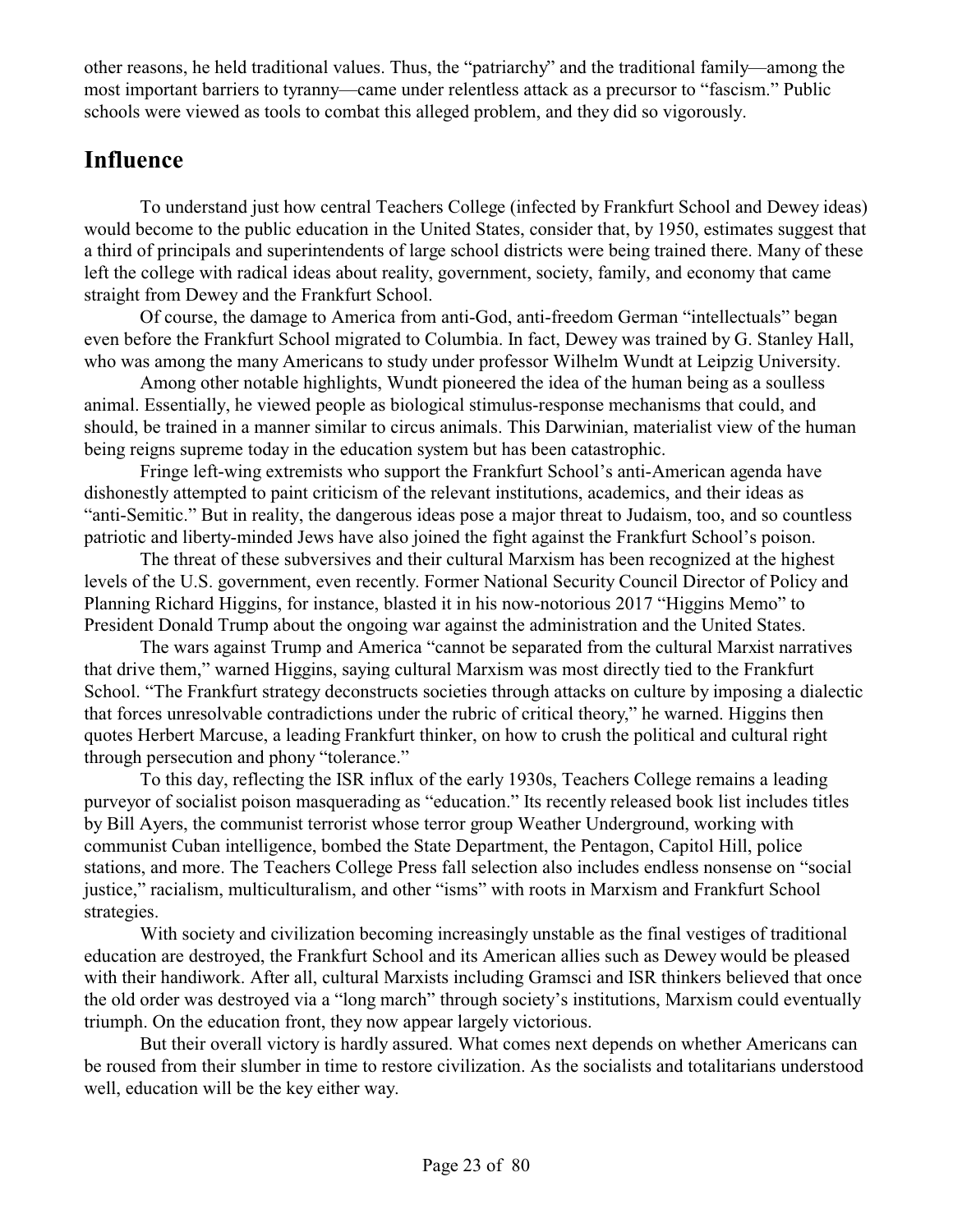other reasons, he held traditional values. Thus, the "patriarchy" and the traditional family—among the most important barriers to tyranny—came under relentless attack as a precursor to "fascism." Public schools were viewed as tools to combat this alleged problem, and they did so vigorously.

## Influence

To understand just how central Teachers College (infected by Frankfurt School and Dewey ideas) would become to the public education in the United States, consider that, by 1950, estimates suggest that a third of principals and superintendents of large school districts were being trained there. Many of these left the college with radical ideas about reality, government, society, family, and economy that came straight from Dewey and the Frankfurt School.

Of course, the damage to America from anti-God, anti-freedom German "intellectuals" began even before the Frankfurt School migrated to Columbia. In fact, Dewey was trained by G. Stanley Hall, who was among the many Americans to study under professor Wilhelm Wundt at Leipzig University.

Among other notable highlights, Wundt pioneered the idea of the human being as a soulless animal. Essentially, he viewed people as biological stimulus-response mechanisms that could, and should, be trained in a manner similar to circus animals. This Darwinian, materialist view of the human being reigns supreme today in the education system but has been catastrophic.

Fringe left-wing extremists who support the Frankfurt School's anti-American agenda have dishonestly attempted to paint criticism of the relevant institutions, academics, and their ideas as "anti-Semitic." But in reality, the dangerous ideas pose a major threat to Judaism, too, and so countless patriotic and liberty-minded Jews have also joined the fight against the Frankfurt School's poison.

The threat of these subversives and their cultural Marxism has been recognized at the highest levels of the U.S. government, even recently. Former National Security Council Director of Policy and Planning Richard Higgins, for instance, blasted it in his now-notorious 2017 "Higgins Memo" to President Donald Trump about the ongoing war against the administration and the United States.

The wars against Trump and America "cannot be separated from the cultural Marxist narratives that drive them," warned Higgins, saying cultural Marxism was most directly tied to the Frankfurt School. "The Frankfurt strategy deconstructs societies through attacks on culture by imposing a dialectic that forces unresolvable contradictions under the rubric of critical theory," he warned. Higgins then quotes Herbert Marcuse, a leading Frankfurt thinker, on how to crush the political and cultural right through persecution and phony "tolerance."

To this day, reflecting the ISR influx of the early 1930s, Teachers College remains a leading purveyor of socialist poison masquerading as "education." Its recently released book list includes titles by Bill Ayers, the communist terrorist whose terror group Weather Underground, working with communist Cuban intelligence, bombed the State Department, the Pentagon, Capitol Hill, police stations, and more. The Teachers College Press fall selection also includes endless nonsense on "social justice," racialism, multiculturalism, and other "isms" with roots in Marxism and Frankfurt School strategies.

With society and civilization becoming increasingly unstable as the final vestiges of traditional education are destroyed, the Frankfurt School and its American allies such as Dewey would be pleased with their handiwork. After all, cultural Marxists including Gramsci and ISR thinkers believed that once the old order was destroyed via a "long march" through society's institutions, Marxism could eventually triumph. On the education front, they now appear largely victorious.

But their overall victory is hardly assured. What comes next depends on whether Americans can be roused from their slumber in time to restore civilization. As the socialists and totalitarians understood well, education will be the key either way.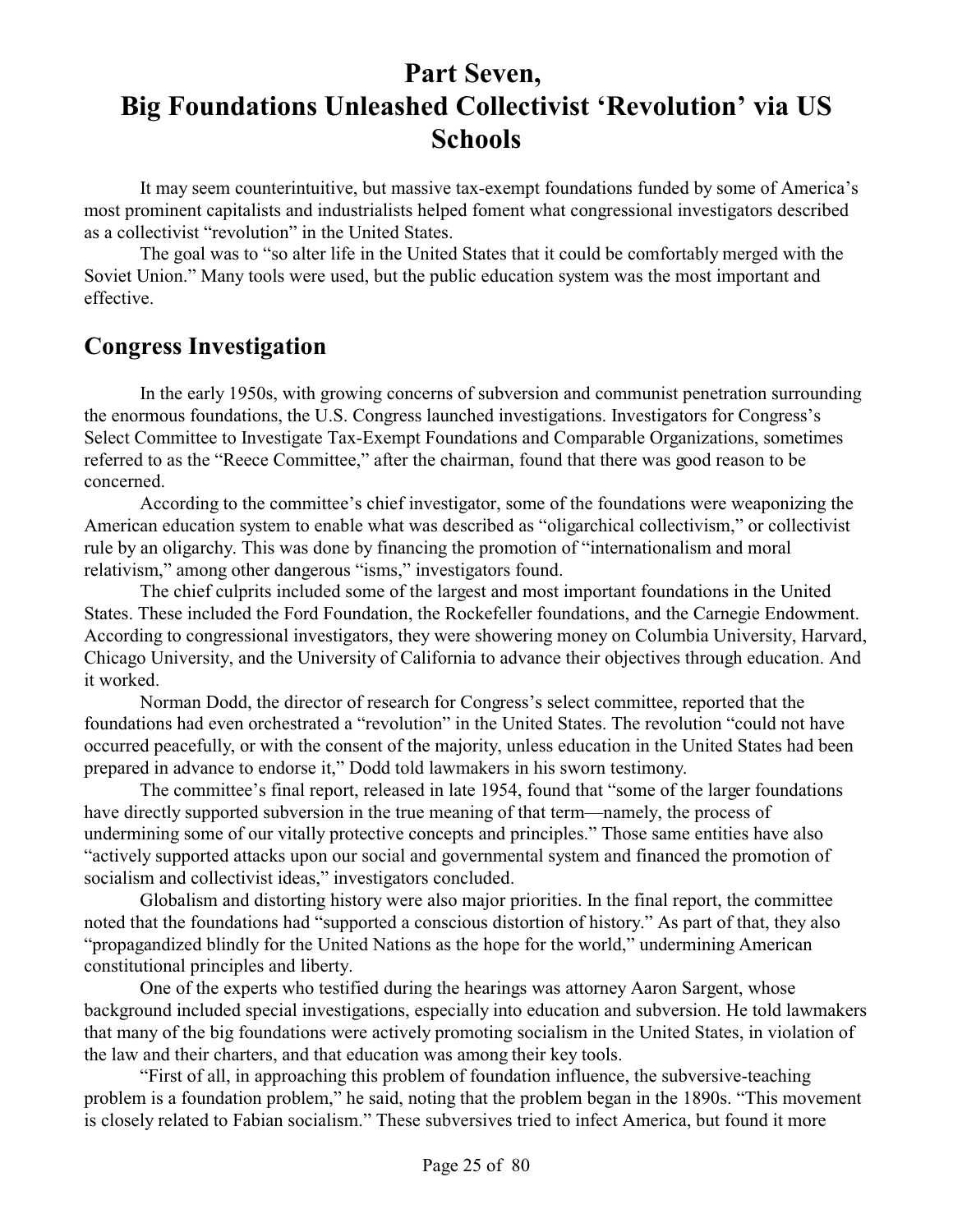# Part Seven, Big Foundations Unleashed Collectivist 'Revolution' via US Schools

It may seem counterintuitive, but massive tax-exempt foundations funded by some of America's most prominent capitalists and industrialists helped foment what congressional investigators described as a collectivist "revolution" in the United States.

The goal was to "so alter life in the United States that it could be comfortably merged with the Soviet Union." Many tools were used, but the public education system was the most important and effective.

## Congress Investigation

In the early 1950s, with growing concerns of subversion and communist penetration surrounding the enormous foundations, the U.S. Congress launched investigations. Investigators for Congress's Select Committee to Investigate Tax-Exempt Foundations and Comparable Organizations, sometimes referred to as the "Reece Committee," after the chairman, found that there was good reason to be concerned.

According to the committee's chief investigator, some of the foundations were weaponizing the American education system to enable what was described as "oligarchical collectivism," or collectivist rule by an oligarchy. This was done by financing the promotion of "internationalism and moral relativism," among other dangerous "isms," investigators found.

The chief culprits included some of the largest and most important foundations in the United States. These included the Ford Foundation, the Rockefeller foundations, and the Carnegie Endowment. According to congressional investigators, they were showering money on Columbia University, Harvard, Chicago University, and the University of California to advance their objectives through education. And it worked.

Norman Dodd, the director of research for Congress's select committee, reported that the foundations had even orchestrated a "revolution" in the United States. The revolution "could not have occurred peacefully, or with the consent of the majority, unless education in the United States had been prepared in advance to endorse it," Dodd told lawmakers in his sworn testimony.

The committee's final report, released in late 1954, found that "some of the larger foundations have directly supported subversion in the true meaning of that term—namely, the process of undermining some of our vitally protective concepts and principles." Those same entities have also "actively supported attacks upon our social and governmental system and financed the promotion of socialism and collectivist ideas," investigators concluded.

Globalism and distorting history were also major priorities. In the final report, the committee noted that the foundations had "supported a conscious distortion of history." As part of that, they also "propagandized blindly for the United Nations as the hope for the world," undermining American constitutional principles and liberty.

One of the experts who testified during the hearings was attorney Aaron Sargent, whose background included special investigations, especially into education and subversion. He told lawmakers that many of the big foundations were actively promoting socialism in the United States, in violation of the law and their charters, and that education was among their key tools.

"First of all, in approaching this problem of foundation influence, the subversive-teaching problem is a foundation problem," he said, noting that the problem began in the 1890s. "This movement is closely related to Fabian socialism." These subversives tried to infect America, but found it more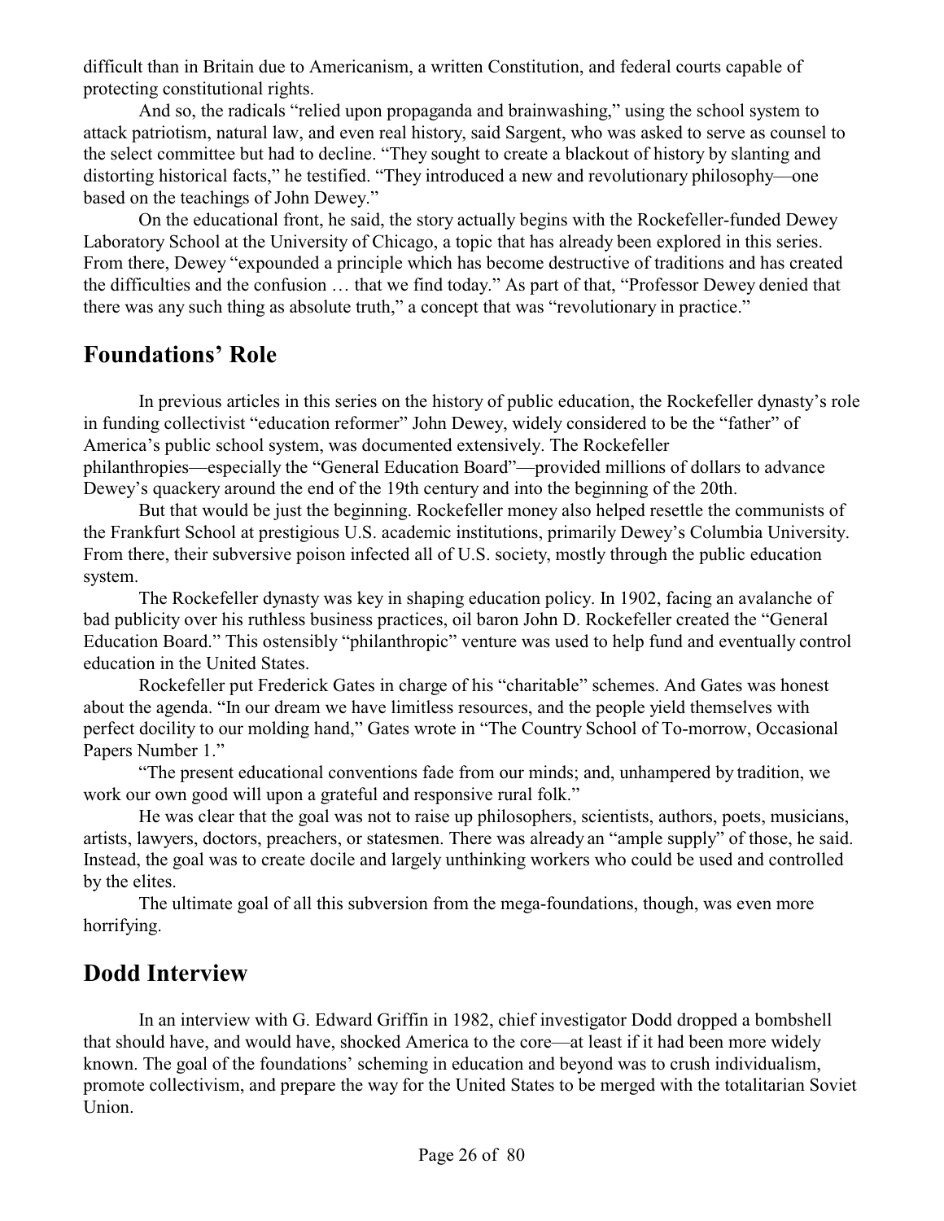difficult than in Britain due to Americanism, a written Constitution, and federal courts capable of protecting constitutional rights.

And so, the radicals "relied upon propaganda and brainwashing," using the school system to attack patriotism, natural law, and even real history, said Sargent, who was asked to serve as counsel to the select committee but had to decline. "They sought to create a blackout of history by slanting and distorting historical facts," he testified. "They introduced a new and revolutionary philosophy—one based on the teachings of John Dewey."

On the educational front, he said, the story actually begins with the Rockefeller-funded Dewey Laboratory School at the University of Chicago, a topic that has already been explored in this series. From there, Dewey "expounded a principle which has become destructive of traditions and has created the difficulties and the confusion … that we find today." As part of that, "Professor Dewey denied that there was any such thing as absolute truth," a concept that was "revolutionary in practice."

## Foundations' Role

In previous articles in this series on the history of public education, the Rockefeller dynasty's role in funding collectivist "education reformer" John Dewey, widely considered to be the "father" of America's public school system, was documented extensively. The Rockefeller philanthropies—especially the "General Education Board"—provided millions of dollars to advance Dewey's quackery around the end of the 19th century and into the beginning of the 20th.

But that would be just the beginning. Rockefeller money also helped resettle the communists of the Frankfurt School at prestigious U.S. academic institutions, primarily Dewey's Columbia University. From there, their subversive poison infected all of U.S. society, mostly through the public education system.

The Rockefeller dynasty was key in shaping education policy. In 1902, facing an avalanche of bad publicity over his ruthless business practices, oil baron John D. Rockefeller created the "General Education Board." This ostensibly "philanthropic" venture was used to help fund and eventually control education in the United States.

Rockefeller put Frederick Gates in charge of his "charitable" schemes. And Gates was honest about the agenda. "In our dream we have limitless resources, and the people yield themselves with perfect docility to our molding hand," Gates wrote in "The Country School of To-morrow, Occasional Papers Number 1."

"The present educational conventions fade from our minds; and, unhampered by tradition, we work our own good will upon a grateful and responsive rural folk."

He was clear that the goal was not to raise up philosophers, scientists, authors, poets, musicians, artists, lawyers, doctors, preachers, or statesmen. There was already an "ample supply" of those, he said. Instead, the goal was to create docile and largely unthinking workers who could be used and controlled by the elites.

The ultimate goal of all this subversion from the mega-foundations, though, was even more horrifying.

## Dodd Interview

In an interview with G. Edward Griffin in 1982, chief investigator Dodd dropped a bombshell that should have, and would have, shocked America to the core—at least if it had been more widely known. The goal of the foundations' scheming in education and beyond was to crush individualism, promote collectivism, and prepare the way for the United States to be merged with the totalitarian Soviet Union.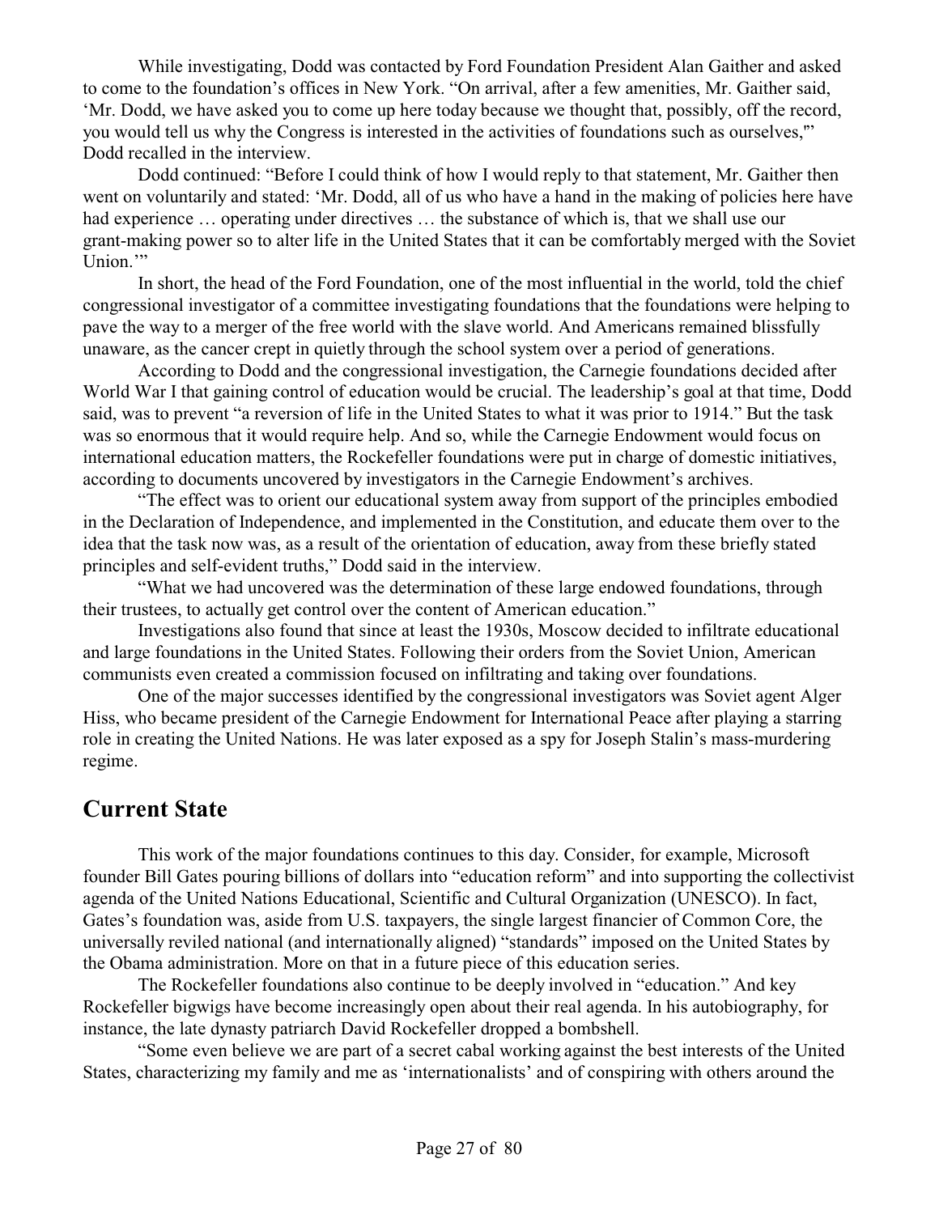While investigating, Dodd was contacted by Ford Foundation President Alan Gaither and asked to come to the foundation's offices in New York. "On arrival, after a few amenities, Mr. Gaither said, 'Mr. Dodd, we have asked you to come up here today because we thought that, possibly, off the record, you would tell us why the Congress is interested in the activities of foundations such as ourselves,'" Dodd recalled in the interview.

Dodd continued: "Before I could think of how I would reply to that statement, Mr. Gaither then went on voluntarily and stated: 'Mr. Dodd, all of us who have a hand in the making of policies here have had experience … operating under directives … the substance of which is, that we shall use our grant-making power so to alter life in the United States that it can be comfortably merged with the Soviet Union.'"

In short, the head of the Ford Foundation, one of the most influential in the world, told the chief congressional investigator of a committee investigating foundations that the foundations were helping to pave the way to a merger of the free world with the slave world. And Americans remained blissfully unaware, as the cancer crept in quietly through the school system over a period of generations.

According to Dodd and the congressional investigation, the Carnegie foundations decided after World War I that gaining control of education would be crucial. The leadership's goal at that time, Dodd said, was to prevent "a reversion of life in the United States to what it was prior to 1914." But the task was so enormous that it would require help. And so, while the Carnegie Endowment would focus on international education matters, the Rockefeller foundations were put in charge of domestic initiatives, according to documents uncovered by investigators in the Carnegie Endowment's archives.

"The effect was to orient our educational system away from support of the principles embodied in the Declaration of Independence, and implemented in the Constitution, and educate them over to the idea that the task now was, as a result of the orientation of education, away from these briefly stated principles and self-evident truths," Dodd said in the interview.

"What we had uncovered was the determination of these large endowed foundations, through their trustees, to actually get control over the content of American education."

Investigations also found that since at least the 1930s, Moscow decided to infiltrate educational and large foundations in the United States. Following their orders from the Soviet Union, American communists even created a commission focused on infiltrating and taking over foundations.

One of the major successes identified by the congressional investigators was Soviet agent Alger Hiss, who became president of the Carnegie Endowment for International Peace after playing a starring role in creating the United Nations. He was later exposed as a spy for Joseph Stalin's mass-murdering regime.

## Current State

This work of the major foundations continues to this day. Consider, for example, Microsoft founder Bill Gates pouring billions of dollars into "education reform" and into supporting the collectivist agenda of the United Nations Educational, Scientific and Cultural Organization (UNESCO). In fact, Gates's foundation was, aside from U.S. taxpayers, the single largest financier of Common Core, the universally reviled national (and internationally aligned) "standards" imposed on the United States by the Obama administration. More on that in a future piece of this education series.

The Rockefeller foundations also continue to be deeply involved in "education." And key Rockefeller bigwigs have become increasingly open about their real agenda. In his autobiography, for instance, the late dynasty patriarch David Rockefeller dropped a bombshell.

"Some even believe we are part of a secret cabal working against the best interests of the United States, characterizing my family and me as 'internationalists' and of conspiring with others around the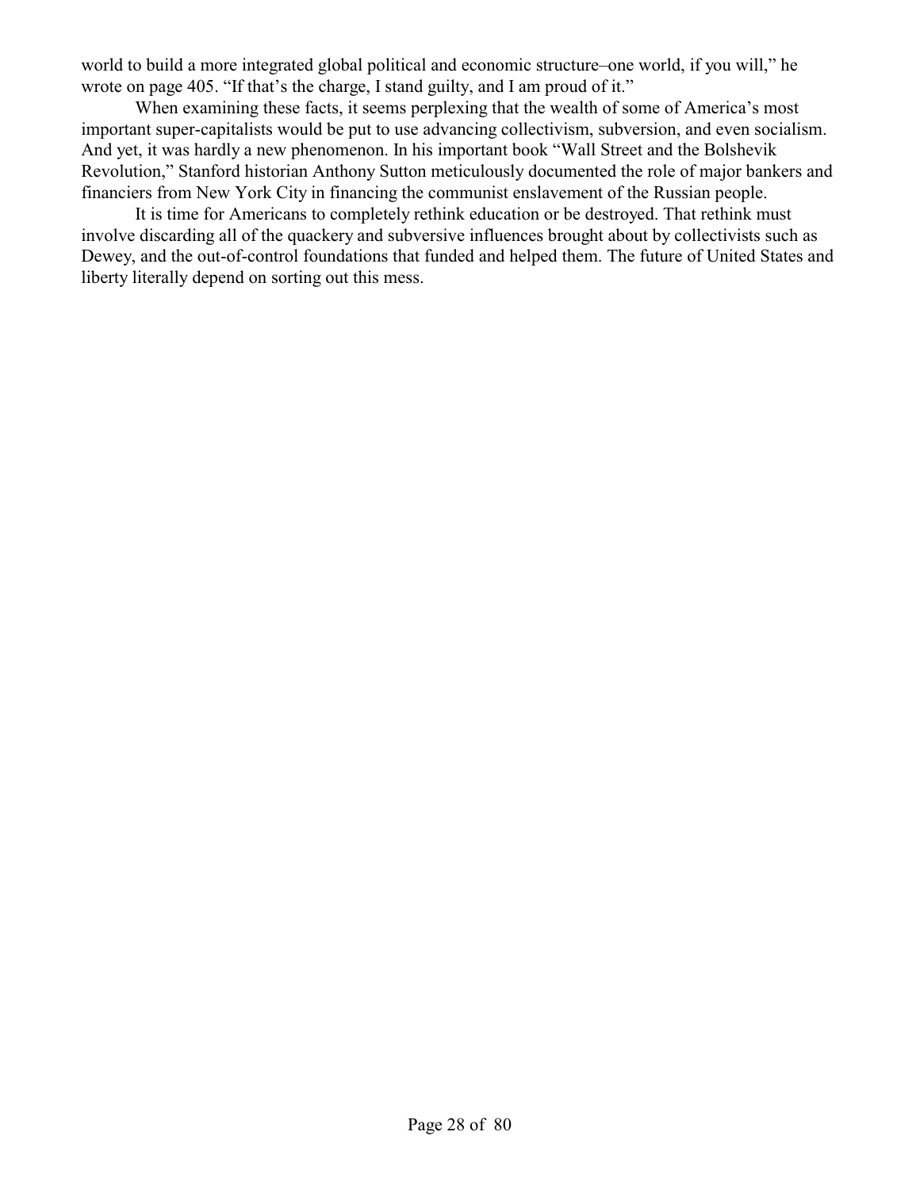world to build a more integrated global political and economic structure–one world, if you will," he wrote on page 405. "If that's the charge, I stand guilty, and I am proud of it."

When examining these facts, it seems perplexing that the wealth of some of America's most important super-capitalists would be put to use advancing collectivism, subversion, and even socialism. And yet, it was hardly a new phenomenon. In his important book "Wall Street and the Bolshevik Revolution," Stanford historian Anthony Sutton meticulously documented the role of major bankers and financiers from New York City in financing the communist enslavement of the Russian people.

It is time for Americans to completely rethink education or be destroyed. That rethink must involve discarding all of the quackery and subversive influences brought about by collectivists such as Dewey, and the out-of-control foundations that funded and helped them. The future of United States and liberty literally depend on sorting out this mess.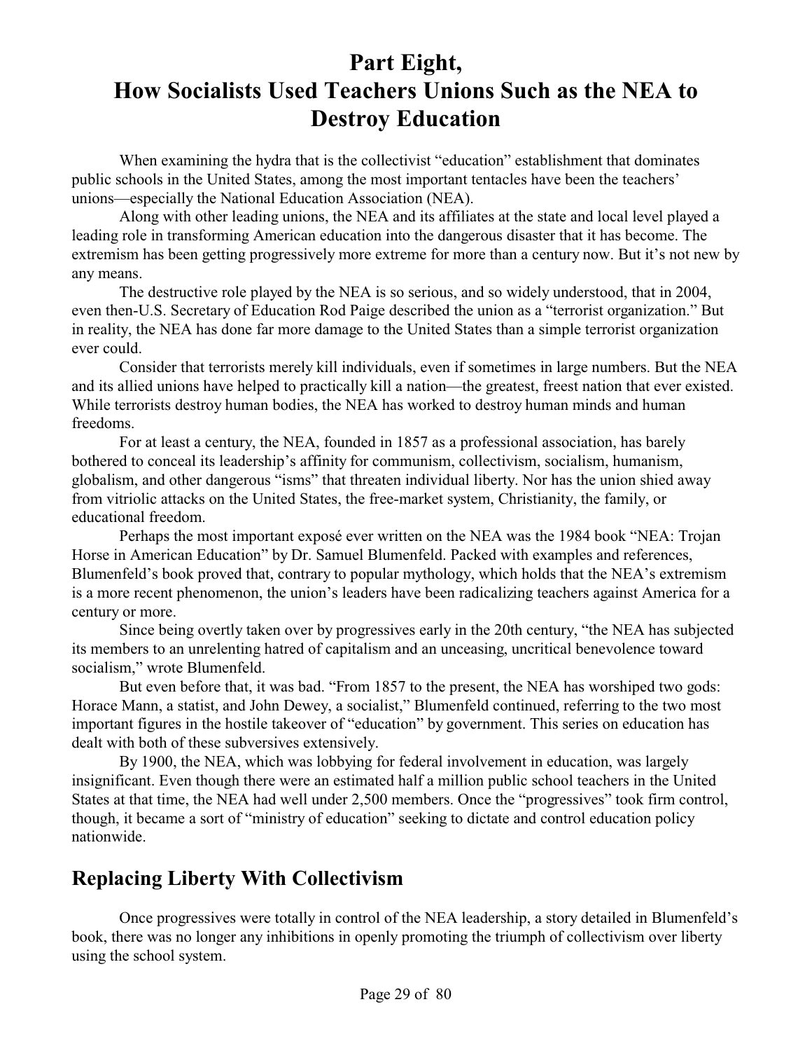# Part Eight, How Socialists Used Teachers Unions Such as the NEA to Destroy Education

When examining the hydra that is the collectivist "education" establishment that dominates public schools in the United States, among the most important tentacles have been the teachers' unions—especially the National Education Association (NEA).

Along with other leading unions, the NEA and its affiliates at the state and local level played a leading role in transforming American education into the dangerous disaster that it has become. The extremism has been getting progressively more extreme for more than a century now. But it's not new by any means.

The destructive role played by the NEA is so serious, and so widely understood, that in 2004, even then-U.S. Secretary of Education Rod Paige described the union as a "terrorist organization." But in reality, the NEA has done far more damage to the United States than a simple terrorist organization ever could.

Consider that terrorists merely kill individuals, even if sometimes in large numbers. But the NEA and its allied unions have helped to practically kill a nation—the greatest, freest nation that ever existed. While terrorists destroy human bodies, the NEA has worked to destroy human minds and human freedoms.

For at least a century, the NEA, founded in 1857 as a professional association, has barely bothered to conceal its leadership's affinity for communism, collectivism, socialism, humanism, globalism, and other dangerous "isms" that threaten individual liberty. Nor has the union shied away from vitriolic attacks on the United States, the free-market system, Christianity, the family, or educational freedom.

Perhaps the most important exposé ever written on the NEA was the 1984 book "NEA: Trojan Horse in American Education" by Dr. Samuel Blumenfeld. Packed with examples and references, Blumenfeld's book proved that, contrary to popular mythology, which holds that the NEA's extremism is a more recent phenomenon, the union's leaders have been radicalizing teachers against America for a century or more.

Since being overtly taken over by progressives early in the 20th century, "the NEA has subjected its members to an unrelenting hatred of capitalism and an unceasing, uncritical benevolence toward socialism," wrote Blumenfeld.

But even before that, it was bad. "From 1857 to the present, the NEA has worshiped two gods: Horace Mann, a statist, and John Dewey, a socialist," Blumenfeld continued, referring to the two most important figures in the hostile takeover of "education" by government. This series on education has dealt with both of these subversives extensively.

By 1900, the NEA, which was lobbying for federal involvement in education, was largely insignificant. Even though there were an estimated half a million public school teachers in the United States at that time, the NEA had well under 2,500 members. Once the "progressives" took firm control, though, it became a sort of "ministry of education" seeking to dictate and control education policy nationwide.

## Replacing Liberty With Collectivism

Once progressives were totally in control of the NEA leadership, a story detailed in Blumenfeld's book, there was no longer any inhibitions in openly promoting the triumph of collectivism over liberty using the school system.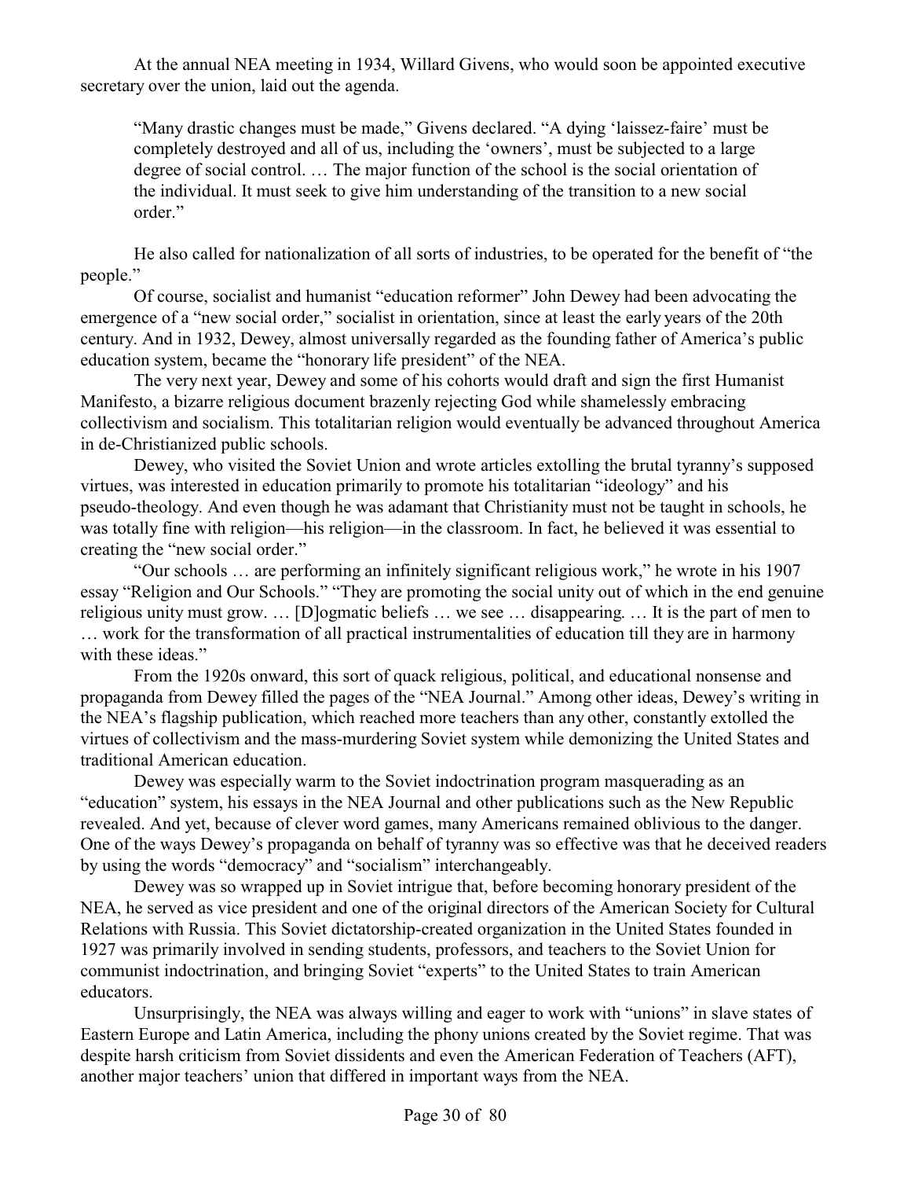At the annual NEA meeting in 1934, Willard Givens, who would soon be appointed executive secretary over the union, laid out the agenda.

> "Many drastic changes must be made," Givens declared. "A dying 'laissez-faire' must be completely destroyed and all of us, including the 'owners', must be subjected to a large degree of social control. … The major function of the school is the social orientation of the individual. It must seek to give him understanding of the transition to a new social order."

He also called for nationalization of all sorts of industries, to be operated for the benefit of "the people."

Of course, socialist and humanist "education reformer" John Dewey had been advocating the emergence of a "new social order," socialist in orientation, since at least the early years of the 20th century. And in 1932, Dewey, almost universally regarded as the founding father of America's public education system, became the "honorary life president" of the NEA.

The very next year, Dewey and some of his cohorts would draft and sign the first Humanist Manifesto, a bizarre religious document brazenly rejecting God while shamelessly embracing collectivism and socialism. This totalitarian religion would eventually be advanced throughout America in de-Christianized public schools.

Dewey, who visited the Soviet Union and wrote articles extolling the brutal tyranny's supposed virtues, was interested in education primarily to promote his totalitarian "ideology" and his pseudo-theology. And even though he was adamant that Christianity must not be taught in schools, he was totally fine with religion—his religion—in the classroom. In fact, he believed it was essential to creating the "new social order."

"Our schools … are performing an infinitely significant religious work," he wrote in his 1907 essay "Religion and Our Schools." "They are promoting the social unity out of which in the end genuine religious unity must grow. … [D]ogmatic beliefs … we see … disappearing. … It is the part of men to … work for the transformation of all practical instrumentalities of education till they are in harmony with these ideas."

From the 1920s onward, this sort of quack religious, political, and educational nonsense and propaganda from Dewey filled the pages of the "NEA Journal." Among other ideas, Dewey's writing in the NEA's flagship publication, which reached more teachers than any other, constantly extolled the virtues of collectivism and the mass-murdering Soviet system while demonizing the United States and traditional American education.

Dewey was especially warm to the Soviet indoctrination program masquerading as an "education" system, his essays in the NEA Journal and other publications such as the New Republic revealed. And yet, because of clever word games, many Americans remained oblivious to the danger. One of the ways Dewey's propaganda on behalf of tyranny was so effective was that he deceived readers by using the words "democracy" and "socialism" interchangeably.

Dewey was so wrapped up in Soviet intrigue that, before becoming honorary president of the NEA, he served as vice president and one of the original directors of the American Society for Cultural Relations with Russia. This Soviet dictatorship-created organization in the United States founded in 1927 was primarily involved in sending students, professors, and teachers to the Soviet Union for communist indoctrination, and bringing Soviet "experts" to the United States to train American educators.

Unsurprisingly, the NEA was always willing and eager to work with "unions" in slave states of Eastern Europe and Latin America, including the phony unions created by the Soviet regime. That was despite harsh criticism from Soviet dissidents and even the American Federation of Teachers (AFT), another major teachers' union that differed in important ways from the NEA.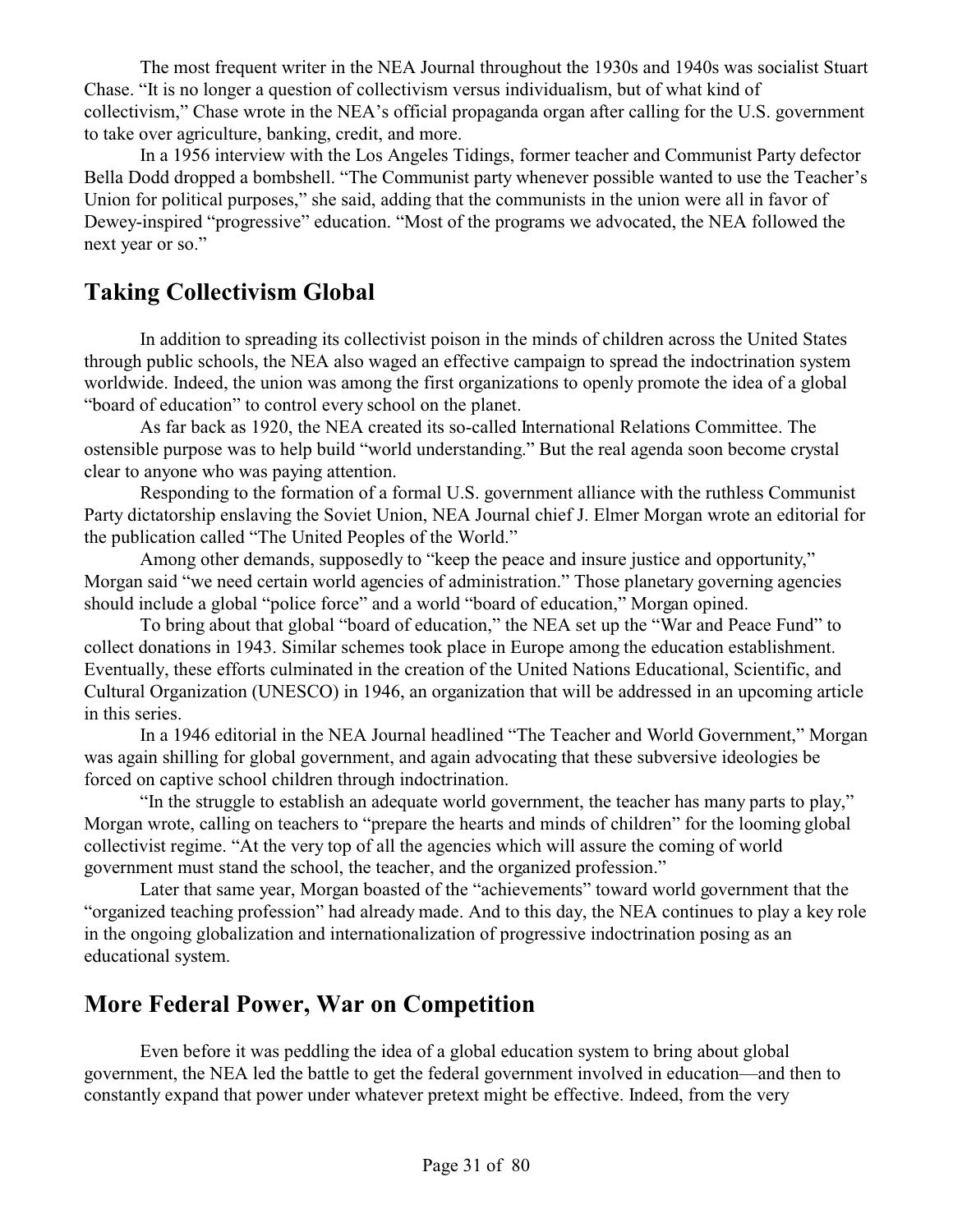The most frequent writer in the NEA Journal throughout the 1930s and 1940s was socialist Stuart Chase. "It is no longer a question of collectivism versus individualism, but of what kind of collectivism," Chase wrote in the NEA's official propaganda organ after calling for the U.S. government to take over agriculture, banking, credit, and more.

In a 1956 interview with the Los Angeles Tidings, former teacher and Communist Party defector Bella Dodd dropped a bombshell. "The Communist party whenever possible wanted to use the Teacher's Union for political purposes," she said, adding that the communists in the union were all in favor of Dewey-inspired "progressive" education. "Most of the programs we advocated, the NEA followed the next year or so."

## Taking Collectivism Global

In addition to spreading its collectivist poison in the minds of children across the United States through public schools, the NEA also waged an effective campaign to spread the indoctrination system worldwide. Indeed, the union was among the first organizations to openly promote the idea of a global "board of education" to control every school on the planet.

As far back as 1920, the NEA created its so-called International Relations Committee. The ostensible purpose was to help build "world understanding." But the real agenda soon become crystal clear to anyone who was paying attention.

Responding to the formation of a formal U.S. government alliance with the ruthless Communist Party dictatorship enslaving the Soviet Union, NEA Journal chief J. Elmer Morgan wrote an editorial for the publication called "The United Peoples of the World."

Among other demands, supposedly to "keep the peace and insure justice and opportunity," Morgan said "we need certain world agencies of administration." Those planetary governing agencies should include a global "police force" and a world "board of education," Morgan opined.

To bring about that global "board of education," the NEA set up the "War and Peace Fund" to collect donations in 1943. Similar schemes took place in Europe among the education establishment. Eventually, these efforts culminated in the creation of the United Nations Educational, Scientific, and Cultural Organization (UNESCO) in 1946, an organization that will be addressed in an upcoming article in this series.

In a 1946 editorial in the NEA Journal headlined "The Teacher and World Government," Morgan was again shilling for global government, and again advocating that these subversive ideologies be forced on captive school children through indoctrination.

"In the struggle to establish an adequate world government, the teacher has many parts to play," Morgan wrote, calling on teachers to "prepare the hearts and minds of children" for the looming global collectivist regime. "At the very top of all the agencies which will assure the coming of world government must stand the school, the teacher, and the organized profession."

Later that same year, Morgan boasted of the "achievements" toward world government that the "organized teaching profession" had already made. And to this day, the NEA continues to play a key role in the ongoing globalization and internationalization of progressive indoctrination posing as an educational system.

## More Federal Power, War on Competition

Even before it was peddling the idea of a global education system to bring about global government, the NEA led the battle to get the federal government involved in education—and then to constantly expand that power under whatever pretext might be effective. Indeed, from the very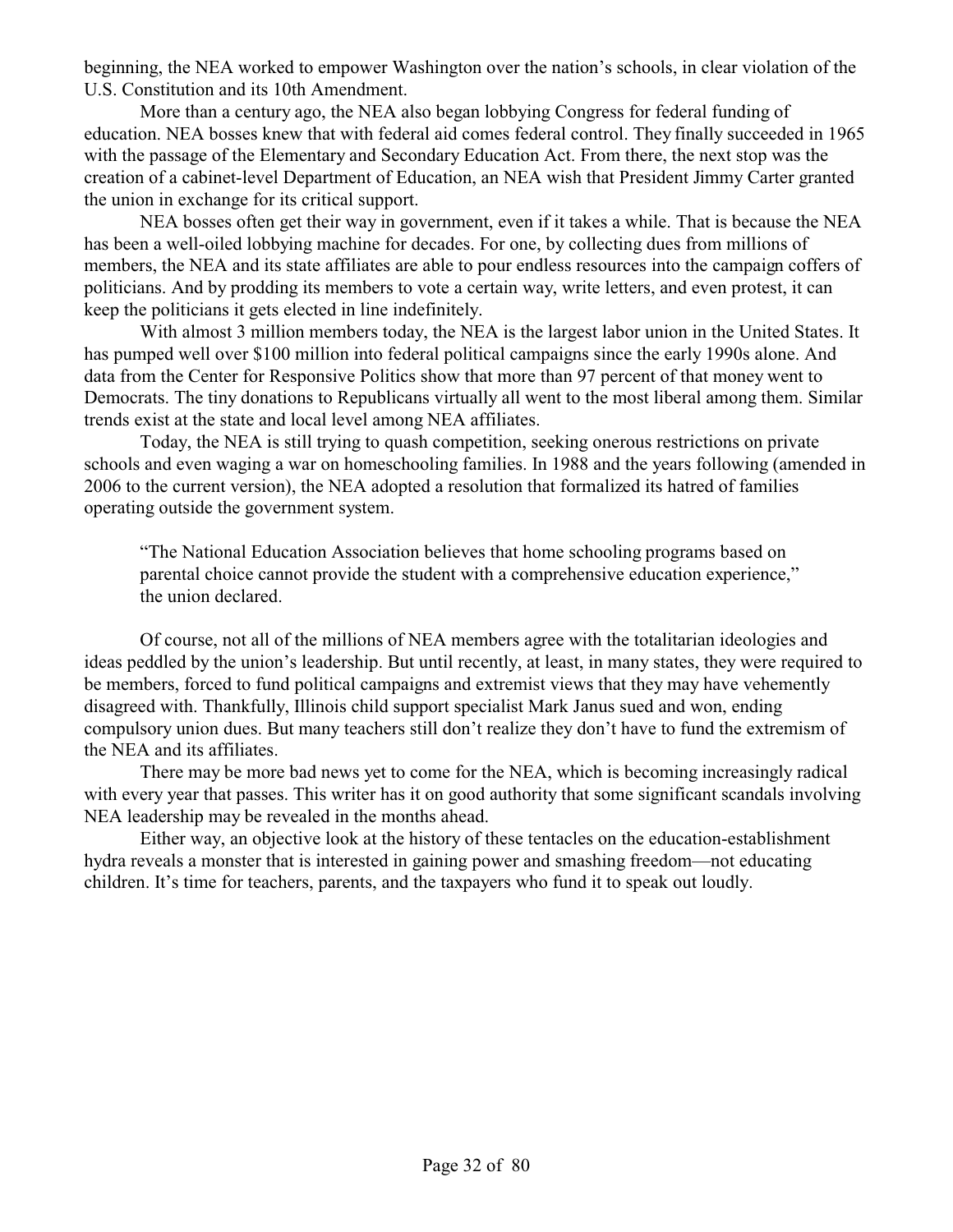beginning, the NEA worked to empower Washington over the nation's schools, in clear violation of the U.S. Constitution and its 10th Amendment.

More than a century ago, the NEA also began lobbying Congress for federal funding of education. NEA bosses knew that with federal aid comes federal control. They finally succeeded in 1965 with the passage of the Elementary and Secondary Education Act. From there, the next stop was the creation of a cabinet-level Department of Education, an NEA wish that President Jimmy Carter granted the union in exchange for its critical support.

NEA bosses often get their way in government, even if it takes a while. That is because the NEA has been a well-oiled lobbying machine for decades. For one, by collecting dues from millions of members, the NEA and its state affiliates are able to pour endless resources into the campaign coffers of politicians. And by prodding its members to vote a certain way, write letters, and even protest, it can keep the politicians it gets elected in line indefinitely.

With almost 3 million members today, the NEA is the largest labor union in the United States. It has pumped well over $100 million into federal political campaigns since the early 1990s alone. And data from the Center for Responsive Politics show that more than 97 percent of that money went to Democrats. The tiny donations to Republicans virtually all went to the most liberal among them. Similar trends exist at the state and local level among NEA affiliates.

Today, the NEA is still trying to quash competition, seeking onerous restrictions on private schools and even waging a war on homeschooling families. In 1988 and the years following (amended in 2006 to the current version), the NEA adopted a resolution that formalized its hatred of families operating outside the government system.

> "The National Education Association believes that home schooling programs based on parental choice cannot provide the student with a comprehensive education experience," the union declared.

Of course, not all of the millions of NEA members agree with the totalitarian ideologies and ideas peddled by the union's leadership. But until recently, at least, in many states, they were required to be members, forced to fund political campaigns and extremist views that they may have vehemently disagreed with. Thankfully, Illinois child support specialist Mark Janus sued and won, ending compulsory union dues. But many teachers still don't realize they don't have to fund the extremism of the NEA and its affiliates.

There may be more bad news yet to come for the NEA, which is becoming increasingly radical with every year that passes. This writer has it on good authority that some significant scandals involving NEA leadership may be revealed in the months ahead.

Either way, an objective look at the history of these tentacles on the education-establishment hydra reveals a monster that is interested in gaining power and smashing freedom—not educating children. It's time for teachers, parents, and the taxpayers who fund it to speak out loudly.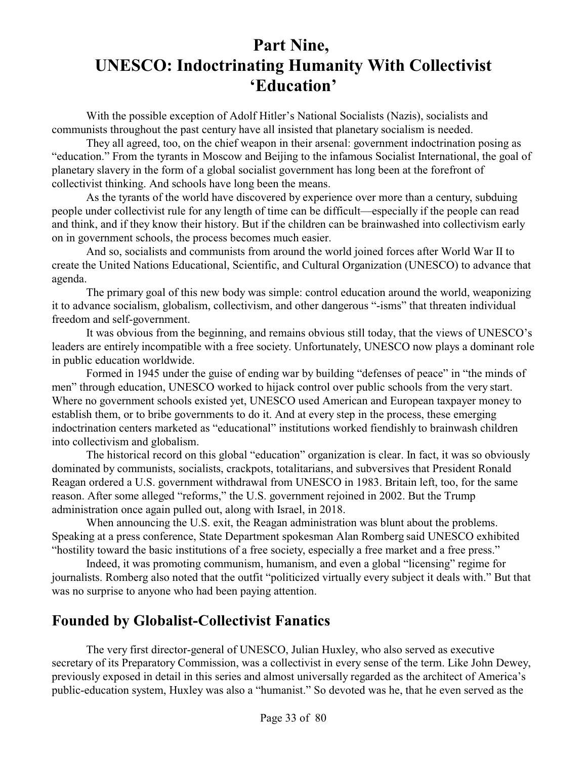# Part Nine, UNESCO: Indoctrinating Humanity With Collectivist 'Education'

With the possible exception of Adolf Hitler's National Socialists (Nazis), socialists and communists throughout the past century have all insisted that planetary socialism is needed.

They all agreed, too, on the chief weapon in their arsenal: government indoctrination posing as "education." From the tyrants in Moscow and Beijing to the infamous Socialist International, the goal of planetary slavery in the form of a global socialist government has long been at the forefront of collectivist thinking. And schools have long been the means.

As the tyrants of the world have discovered by experience over more than a century, subduing people under collectivist rule for any length of time can be difficult—especially if the people can read and think, and if they know their history. But if the children can be brainwashed into collectivism early on in government schools, the process becomes much easier.

And so, socialists and communists from around the world joined forces after World War II to create the United Nations Educational, Scientific, and Cultural Organization (UNESCO) to advance that agenda.

The primary goal of this new body was simple: control education around the world, weaponizing it to advance socialism, globalism, collectivism, and other dangerous "-isms" that threaten individual freedom and self-government.

It was obvious from the beginning, and remains obvious still today, that the views of UNESCO's leaders are entirely incompatible with a free society. Unfortunately, UNESCO now plays a dominant role in public education worldwide.

Formed in 1945 under the guise of ending war by building "defenses of peace" in "the minds of men" through education, UNESCO worked to hijack control over public schools from the very start. Where no government schools existed yet, UNESCO used American and European taxpayer money to establish them, or to bribe governments to do it. And at every step in the process, these emerging indoctrination centers marketed as "educational" institutions worked fiendishly to brainwash children into collectivism and globalism.

The historical record on this global "education" organization is clear. In fact, it was so obviously dominated by communists, socialists, crackpots, totalitarians, and subversives that President Ronald Reagan ordered a U.S. government withdrawal from UNESCO in 1983. Britain left, too, for the same reason. After some alleged "reforms," the U.S. government rejoined in 2002. But the Trump administration once again pulled out, along with Israel, in 2018.

When announcing the U.S. exit, the Reagan administration was blunt about the problems. Speaking at a press conference, State Department spokesman Alan Romberg said UNESCO exhibited "hostility toward the basic institutions of a free society, especially a free market and a free press."

Indeed, it was promoting communism, humanism, and even a global "licensing" regime for journalists. Romberg also noted that the outfit "politicized virtually every subject it deals with." But that was no surprise to anyone who had been paying attention.

## Founded by Globalist-Collectivist Fanatics

The very first director-general of UNESCO, Julian Huxley, who also served as executive secretary of its Preparatory Commission, was a collectivist in every sense of the term. Like John Dewey, previously exposed in detail in this series and almost universally regarded as the architect of America's public-education system, Huxley was also a "humanist." So devoted was he, that he even served as the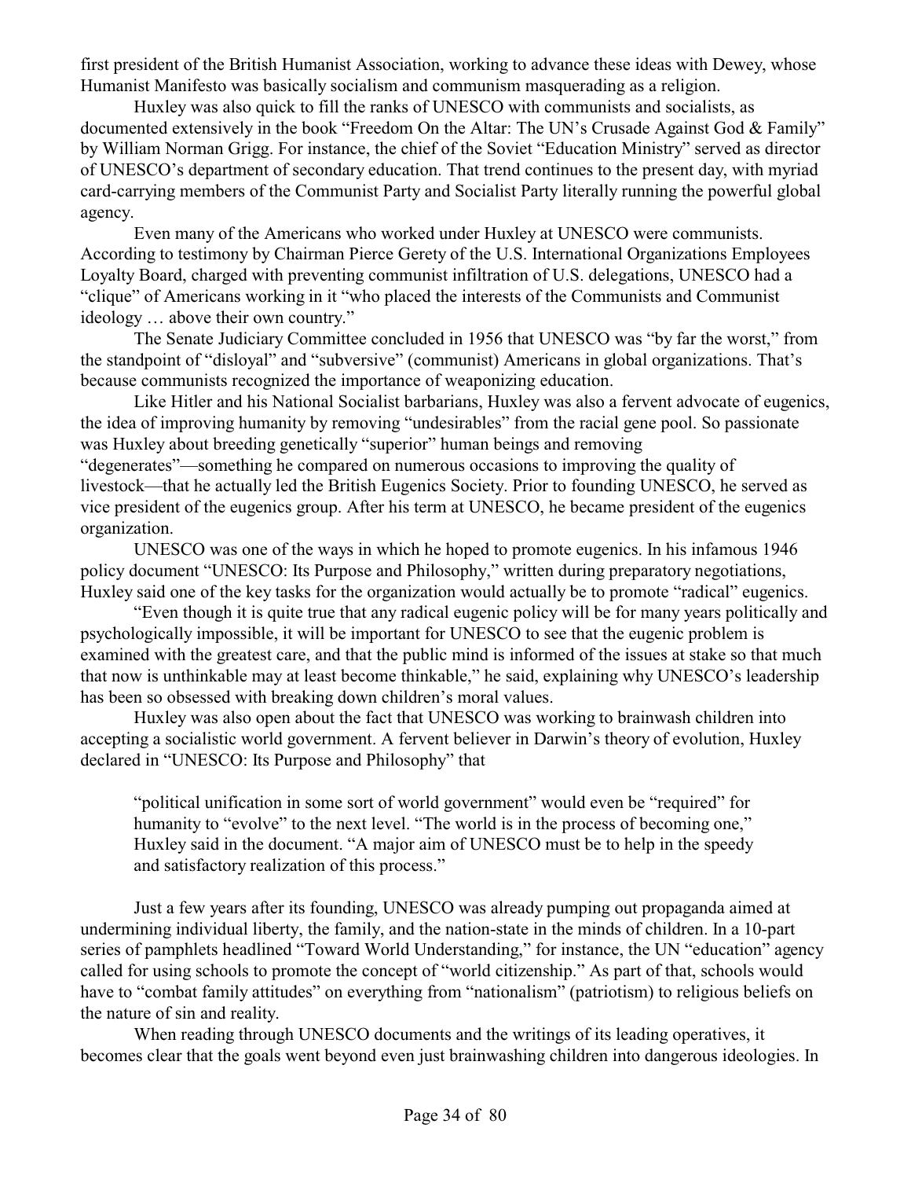first president of the British Humanist Association, working to advance these ideas with Dewey, whose Humanist Manifesto was basically socialism and communism masquerading as a religion.

Huxley was also quick to fill the ranks of UNESCO with communists and socialists, as documented extensively in the book "Freedom On the Altar: The UN's Crusade Against God & Family" by William Norman Grigg. For instance, the chief of the Soviet "Education Ministry" served as director of UNESCO's department of secondary education. That trend continues to the present day, with myriad card-carrying members of the Communist Party and Socialist Party literally running the powerful global agency.

Even many of the Americans who worked under Huxley at UNESCO were communists. According to testimony by Chairman Pierce Gerety of the U.S. International Organizations Employees Loyalty Board, charged with preventing communist infiltration of U.S. delegations, UNESCO had a "clique" of Americans working in it "who placed the interests of the Communists and Communist ideology … above their own country."

The Senate Judiciary Committee concluded in 1956 that UNESCO was "by far the worst," from the standpoint of "disloyal" and "subversive" (communist) Americans in global organizations. That's because communists recognized the importance of weaponizing education.

Like Hitler and his National Socialist barbarians, Huxley was also a fervent advocate of eugenics, the idea of improving humanity by removing "undesirables" from the racial gene pool. So passionate was Huxley about breeding genetically "superior" human beings and removing "degenerates"—something he compared on numerous occasions to improving the quality of livestock—that he actually led the British Eugenics Society. Prior to founding UNESCO, he served as vice president of the eugenics group. After his term at UNESCO, he became president of the eugenics organization.

UNESCO was one of the ways in which he hoped to promote eugenics. In his infamous 1946 policy document "UNESCO: Its Purpose and Philosophy," written during preparatory negotiations, Huxley said one of the key tasks for the organization would actually be to promote "radical" eugenics.

"Even though it is quite true that any radical eugenic policy will be for many years politically and psychologically impossible, it will be important for UNESCO to see that the eugenic problem is examined with the greatest care, and that the public mind is informed of the issues at stake so that much that now is unthinkable may at least become thinkable," he said, explaining why UNESCO's leadership has been so obsessed with breaking down children's moral values.

Huxley was also open about the fact that UNESCO was working to brainwash children into accepting a socialistic world government. A fervent believer in Darwin's theory of evolution, Huxley declared in "UNESCO: Its Purpose and Philosophy" that

> "political unification in some sort of world government" would even be "required" for humanity to "evolve" to the next level. "The world is in the process of becoming one," Huxley said in the document. "A major aim of UNESCO must be to help in the speedy and satisfactory realization of this process."

Just a few years after its founding, UNESCO was already pumping out propaganda aimed at undermining individual liberty, the family, and the nation-state in the minds of children. In a 10-part series of pamphlets headlined "Toward World Understanding," for instance, the UN "education" agency called for using schools to promote the concept of "world citizenship." As part of that, schools would have to "combat family attitudes" on everything from "nationalism" (patriotism) to religious beliefs on the nature of sin and reality.

When reading through UNESCO documents and the writings of its leading operatives, it becomes clear that the goals went beyond even just brainwashing children into dangerous ideologies. In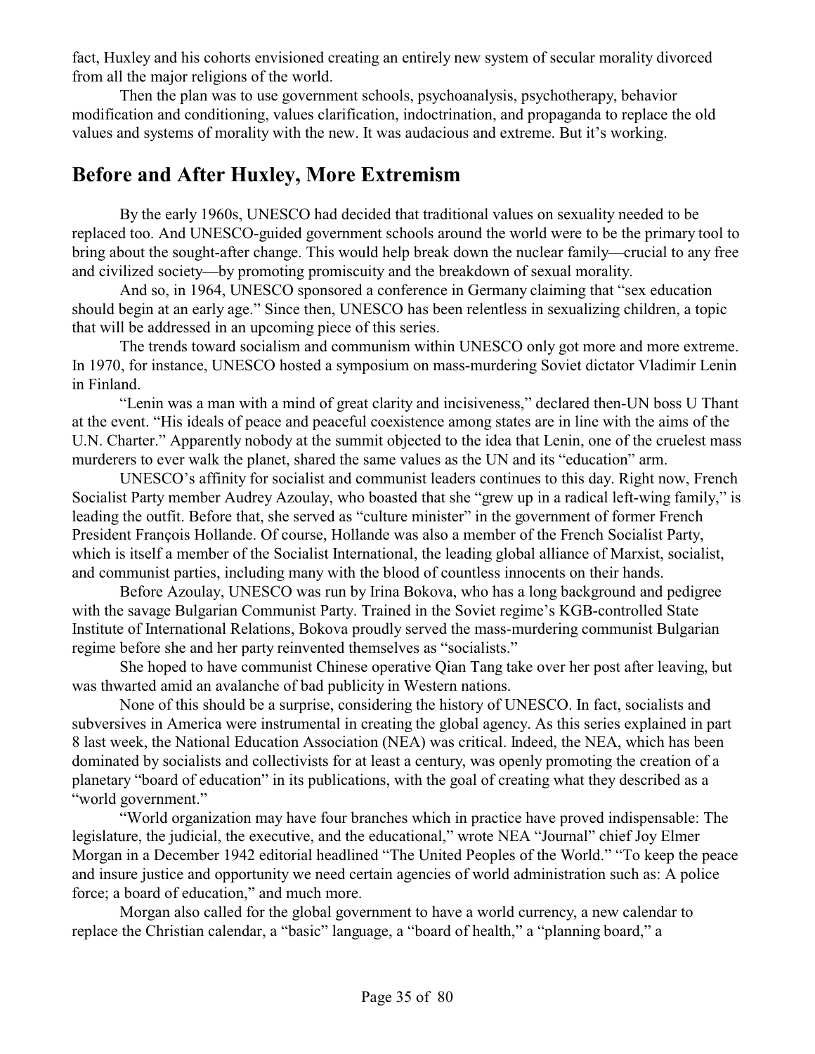fact, Huxley and his cohorts envisioned creating an entirely new system of secular morality divorced from all the major religions of the world.

Then the plan was to use government schools, psychoanalysis, psychotherapy, behavior modification and conditioning, values clarification, indoctrination, and propaganda to replace the old values and systems of morality with the new. It was audacious and extreme. But it's working.

## Before and After Huxley, More Extremism

By the early 1960s, UNESCO had decided that traditional values on sexuality needed to be replaced too. And UNESCO-guided government schools around the world were to be the primary tool to bring about the sought-after change. This would help break down the nuclear family—crucial to any free and civilized society—by promoting promiscuity and the breakdown of sexual morality.

And so, in 1964, UNESCO sponsored a conference in Germany claiming that "sex education should begin at an early age." Since then, UNESCO has been relentless in sexualizing children, a topic that will be addressed in an upcoming piece of this series.

The trends toward socialism and communism within UNESCO only got more and more extreme. In 1970, for instance, UNESCO hosted a symposium on mass-murdering Soviet dictator Vladimir Lenin in Finland.

"Lenin was a man with a mind of great clarity and incisiveness," declared then-UN boss U Thant at the event. "His ideals of peace and peaceful coexistence among states are in line with the aims of the U.N. Charter." Apparently nobody at the summit objected to the idea that Lenin, one of the cruelest mass murderers to ever walk the planet, shared the same values as the UN and its "education" arm.

UNESCO's affinity for socialist and communist leaders continues to this day. Right now, French Socialist Party member Audrey Azoulay, who boasted that she "grew up in a radical left-wing family," is leading the outfit. Before that, she served as "culture minister" in the government of former French President François Hollande. Of course, Hollande was also a member of the French Socialist Party, which is itself a member of the Socialist International, the leading global alliance of Marxist, socialist, and communist parties, including many with the blood of countless innocents on their hands.

Before Azoulay, UNESCO was run by Irina Bokova, who has a long background and pedigree with the savage Bulgarian Communist Party. Trained in the Soviet regime's KGB-controlled State Institute of International Relations, Bokova proudly served the mass-murdering communist Bulgarian regime before she and her party reinvented themselves as "socialists."

She hoped to have communist Chinese operative Qian Tang take over her post after leaving, but was thwarted amid an avalanche of bad publicity in Western nations.

None of this should be a surprise, considering the history of UNESCO. In fact, socialists and subversives in America were instrumental in creating the global agency. As this series explained in part 8 last week, the National Education Association (NEA) was critical. Indeed, the NEA, which has been dominated by socialists and collectivists for at least a century, was openly promoting the creation of a planetary "board of education" in its publications, with the goal of creating what they described as a "world government."

"World organization may have four branches which in practice have proved indispensable: The legislature, the judicial, the executive, and the educational," wrote NEA "Journal" chief Joy Elmer Morgan in a December 1942 editorial headlined "The United Peoples of the World." "To keep the peace and insure justice and opportunity we need certain agencies of world administration such as: A police force; a board of education," and much more.

Morgan also called for the global government to have a world currency, a new calendar to replace the Christian calendar, a "basic" language, a "board of health," a "planning board," a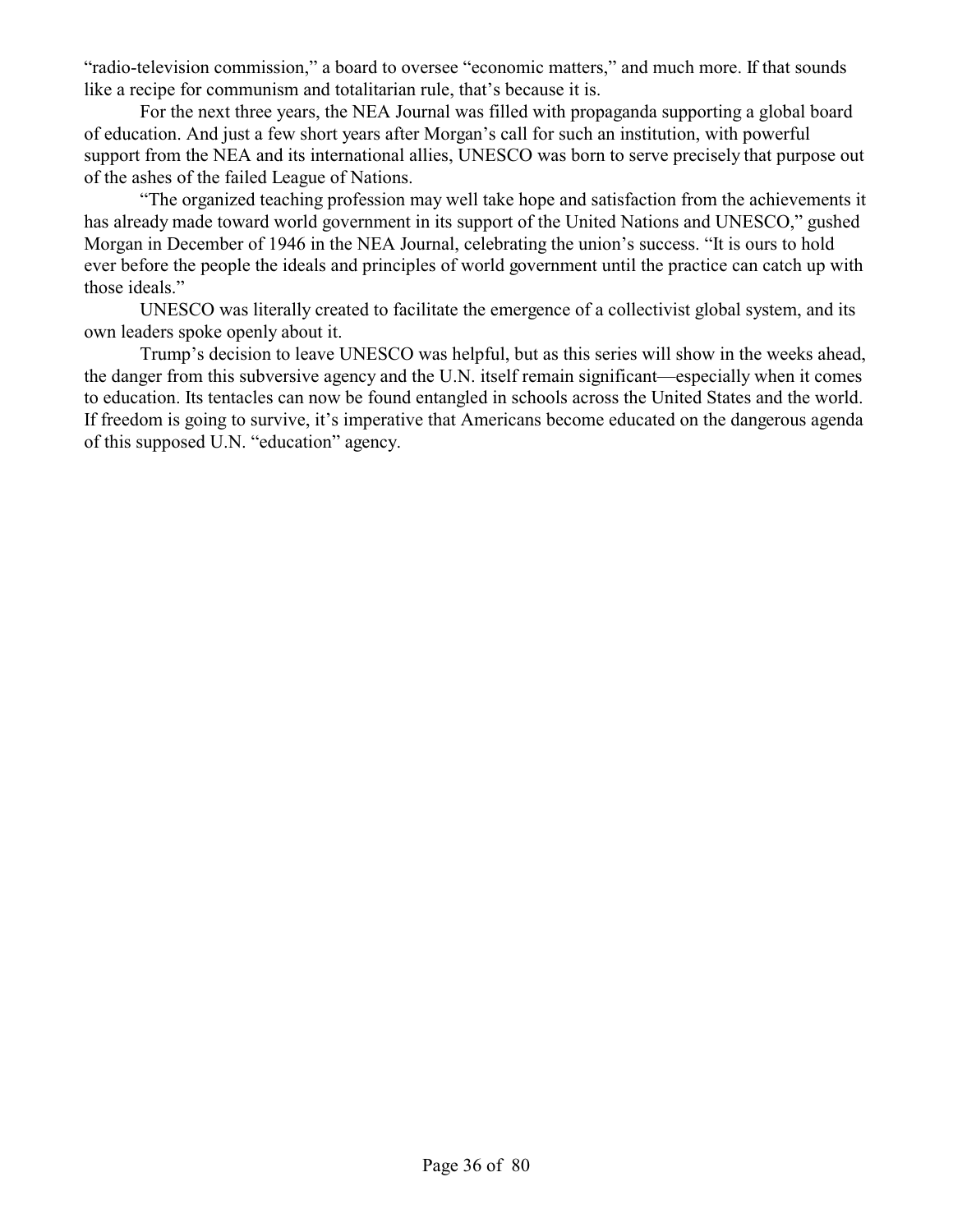"radio-television commission," a board to oversee "economic matters," and much more. If that sounds like a recipe for communism and totalitarian rule, that's because it is.

For the next three years, the NEA Journal was filled with propaganda supporting a global board of education. And just a few short years after Morgan's call for such an institution, with powerful support from the NEA and its international allies, UNESCO was born to serve precisely that purpose out of the ashes of the failed League of Nations.

"The organized teaching profession may well take hope and satisfaction from the achievements it has already made toward world government in its support of the United Nations and UNESCO," gushed Morgan in December of 1946 in the NEA Journal, celebrating the union's success. "It is ours to hold ever before the people the ideals and principles of world government until the practice can catch up with those ideals."

UNESCO was literally created to facilitate the emergence of a collectivist global system, and its own leaders spoke openly about it.

Trump's decision to leave UNESCO was helpful, but as this series will show in the weeks ahead, the danger from this subversive agency and the U.N. itself remain significant—especially when it comes to education. Its tentacles can now be found entangled in schools across the United States and the world. If freedom is going to survive, it's imperative that Americans become educated on the dangerous agenda of this supposed U.N. "education" agency.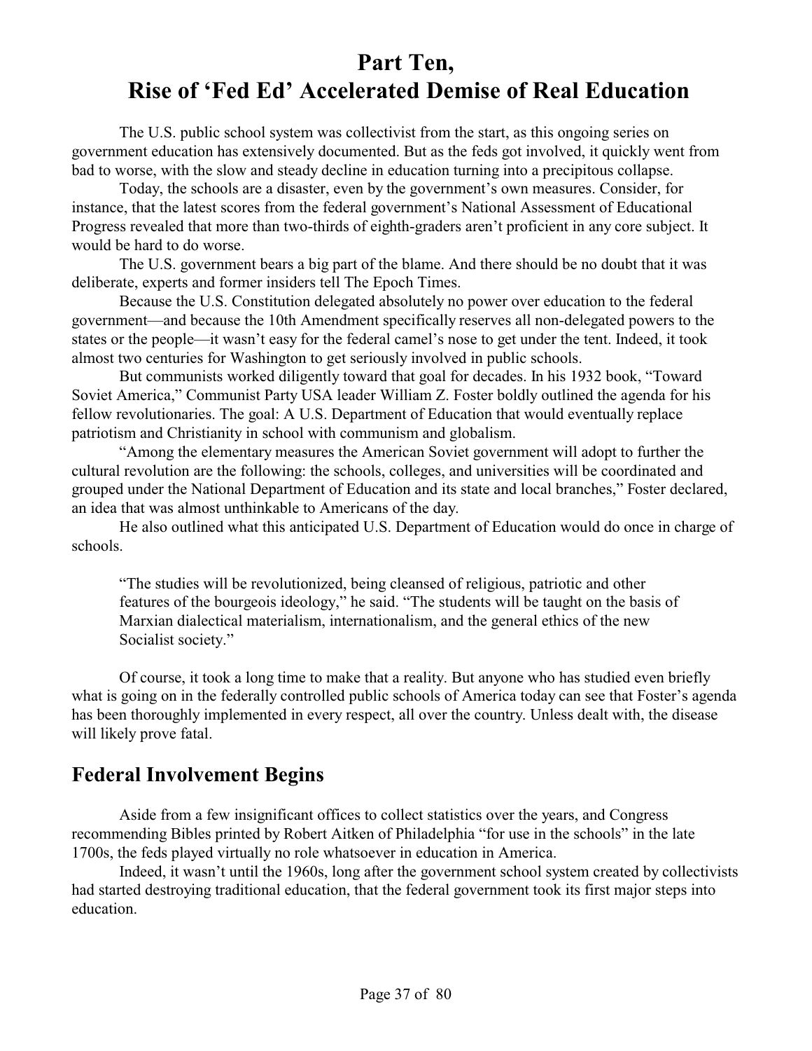# Part Ten, Rise of 'Fed Ed' Accelerated Demise of Real Education

The U.S. public school system was collectivist from the start, as this ongoing series on government education has extensively documented. But as the feds got involved, it quickly went from bad to worse, with the slow and steady decline in education turning into a precipitous collapse.

Today, the schools are a disaster, even by the government's own measures. Consider, for instance, that the latest scores from the federal government's National Assessment of Educational Progress revealed that more than two-thirds of eighth-graders aren't proficient in any core subject. It would be hard to do worse.

The U.S. government bears a big part of the blame. And there should be no doubt that it was deliberate, experts and former insiders tell The Epoch Times.

Because the U.S. Constitution delegated absolutely no power over education to the federal government—and because the 10th Amendment specifically reserves all non-delegated powers to the states or the people—it wasn't easy for the federal camel's nose to get under the tent. Indeed, it took almost two centuries for Washington to get seriously involved in public schools.

But communists worked diligently toward that goal for decades. In his 1932 book, "Toward Soviet America," Communist Party USA leader William Z. Foster boldly outlined the agenda for his fellow revolutionaries. The goal: A U.S. Department of Education that would eventually replace patriotism and Christianity in school with communism and globalism.

"Among the elementary measures the American Soviet government will adopt to further the cultural revolution are the following: the schools, colleges, and universities will be coordinated and grouped under the National Department of Education and its state and local branches," Foster declared, an idea that was almost unthinkable to Americans of the day.

He also outlined what this anticipated U.S. Department of Education would do once in charge of schools.

> "The studies will be revolutionized, being cleansed of religious, patriotic and other features of the bourgeois ideology," he said. "The students will be taught on the basis of Marxian dialectical materialism, internationalism, and the general ethics of the new Socialist society."

Of course, it took a long time to make that a reality. But anyone who has studied even briefly what is going on in the federally controlled public schools of America today can see that Foster's agenda has been thoroughly implemented in every respect, all over the country. Unless dealt with, the disease will likely prove fatal.

## Federal Involvement Begins

Aside from a few insignificant offices to collect statistics over the years, and Congress recommending Bibles printed by Robert Aitken of Philadelphia "for use in the schools" in the late 1700s, the feds played virtually no role whatsoever in education in America.

Indeed, it wasn't until the 1960s, long after the government school system created by collectivists had started destroying traditional education, that the federal government took its first major steps into education.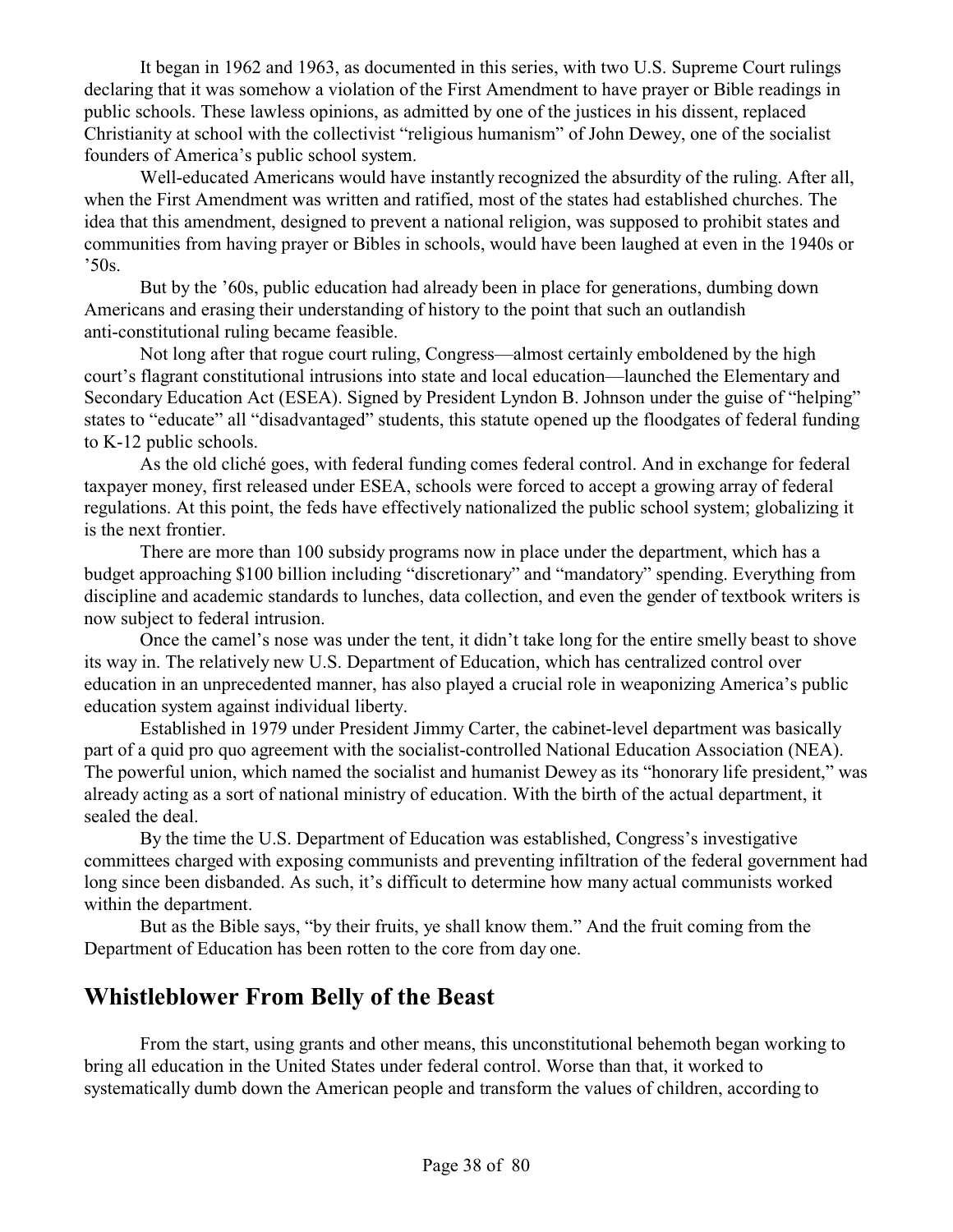It began in 1962 and 1963, as documented in this series, with two U.S. Supreme Court rulings declaring that it was somehow a violation of the First Amendment to have prayer or Bible readings in public schools. These lawless opinions, as admitted by one of the justices in his dissent, replaced Christianity at school with the collectivist "religious humanism" of John Dewey, one of the socialist founders of America's public school system.

Well-educated Americans would have instantly recognized the absurdity of the ruling. After all, when the First Amendment was written and ratified, most of the states had established churches. The idea that this amendment, designed to prevent a national religion, was supposed to prohibit states and communities from having prayer or Bibles in schools, would have been laughed at even in the 1940s or '50s.

But by the '60s, public education had already been in place for generations, dumbing down Americans and erasing their understanding of history to the point that such an outlandish anti-constitutional ruling became feasible.

Not long after that rogue court ruling, Congress—almost certainly emboldened by the high court's flagrant constitutional intrusions into state and local education—launched the Elementary and Secondary Education Act (ESEA). Signed by President Lyndon B. Johnson under the guise of "helping" states to "educate" all "disadvantaged" students, this statute opened up the floodgates of federal funding to K-12 public schools.

As the old cliché goes, with federal funding comes federal control. And in exchange for federal taxpayer money, first released under ESEA, schools were forced to accept a growing array of federal regulations. At this point, the feds have effectively nationalized the public school system; globalizing it is the next frontier.

There are more than 100 subsidy programs now in place under the department, which has a budget approaching $100 billion including "discretionary" and "mandatory" spending. Everything from discipline and academic standards to lunches, data collection, and even the gender of textbook writers is now subject to federal intrusion.

Once the camel's nose was under the tent, it didn't take long for the entire smelly beast to shove its way in. The relatively new U.S. Department of Education, which has centralized control over education in an unprecedented manner, has also played a crucial role in weaponizing America's public education system against individual liberty.

Established in 1979 under President Jimmy Carter, the cabinet-level department was basically part of a quid pro quo agreement with the socialist-controlled National Education Association (NEA). The powerful union, which named the socialist and humanist Dewey as its "honorary life president," was already acting as a sort of national ministry of education. With the birth of the actual department, it sealed the deal.

By the time the U.S. Department of Education was established, Congress's investigative committees charged with exposing communists and preventing infiltration of the federal government had long since been disbanded. As such, it's difficult to determine how many actual communists worked within the department.

But as the Bible says, "by their fruits, ye shall know them." And the fruit coming from the Department of Education has been rotten to the core from day one.

## Whistleblower From Belly of the Beast

From the start, using grants and other means, this unconstitutional behemoth began working to bring all education in the United States under federal control. Worse than that, it worked to systematically dumb down the American people and transform the values of children, according to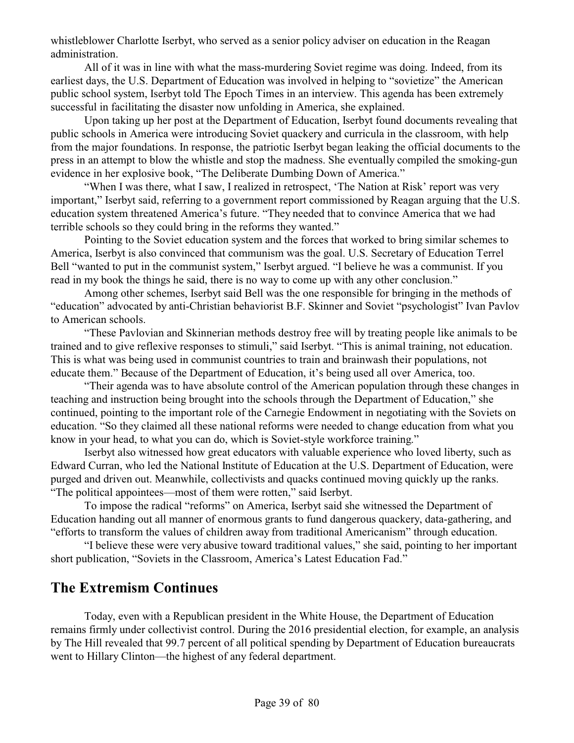whistleblower Charlotte Iserbyt, who served as a senior policy adviser on education in the Reagan administration.

All of it was in line with what the mass-murdering Soviet regime was doing. Indeed, from its earliest days, the U.S. Department of Education was involved in helping to "sovietize" the American public school system, Iserbyt told The Epoch Times in an interview. This agenda has been extremely successful in facilitating the disaster now unfolding in America, she explained.

Upon taking up her post at the Department of Education, Iserbyt found documents revealing that public schools in America were introducing Soviet quackery and curricula in the classroom, with help from the major foundations. In response, the patriotic Iserbyt began leaking the official documents to the press in an attempt to blow the whistle and stop the madness. She eventually compiled the smoking-gun evidence in her explosive book, "The Deliberate Dumbing Down of America."

"When I was there, what I saw, I realized in retrospect, 'The Nation at Risk' report was very important," Iserbyt said, referring to a government report commissioned by Reagan arguing that the U.S. education system threatened America's future. "They needed that to convince America that we had terrible schools so they could bring in the reforms they wanted."

Pointing to the Soviet education system and the forces that worked to bring similar schemes to America, Iserbyt is also convinced that communism was the goal. U.S. Secretary of Education Terrel Bell "wanted to put in the communist system," Iserbyt argued. "I believe he was a communist. If you read in my book the things he said, there is no way to come up with any other conclusion."

Among other schemes, Iserbyt said Bell was the one responsible for bringing in the methods of "education" advocated by anti-Christian behaviorist B.F. Skinner and Soviet "psychologist" Ivan Pavlov to American schools.

"These Pavlovian and Skinnerian methods destroy free will by treating people like animals to be trained and to give reflexive responses to stimuli," said Iserbyt. "This is animal training, not education. This is what was being used in communist countries to train and brainwash their populations, not educate them." Because of the Department of Education, it's being used all over America, too.

"Their agenda was to have absolute control of the American population through these changes in teaching and instruction being brought into the schools through the Department of Education," she continued, pointing to the important role of the Carnegie Endowment in negotiating with the Soviets on education. "So they claimed all these national reforms were needed to change education from what you know in your head, to what you can do, which is Soviet-style workforce training."

Iserbyt also witnessed how great educators with valuable experience who loved liberty, such as Edward Curran, who led the National Institute of Education at the U.S. Department of Education, were purged and driven out. Meanwhile, collectivists and quacks continued moving quickly up the ranks. "The political appointees—most of them were rotten," said Iserbyt.

To impose the radical "reforms" on America, Iserbyt said she witnessed the Department of Education handing out all manner of enormous grants to fund dangerous quackery, data-gathering, and "efforts to transform the values of children away from traditional Americanism" through education.

"I believe these were very abusive toward traditional values," she said, pointing to her important short publication, "Soviets in the Classroom, America's Latest Education Fad."

## The Extremism Continues

Today, even with a Republican president in the White House, the Department of Education remains firmly under collectivist control. During the 2016 presidential election, for example, an analysis by The Hill revealed that 99.7 percent of all political spending by Department of Education bureaucrats went to Hillary Clinton—the highest of any federal department.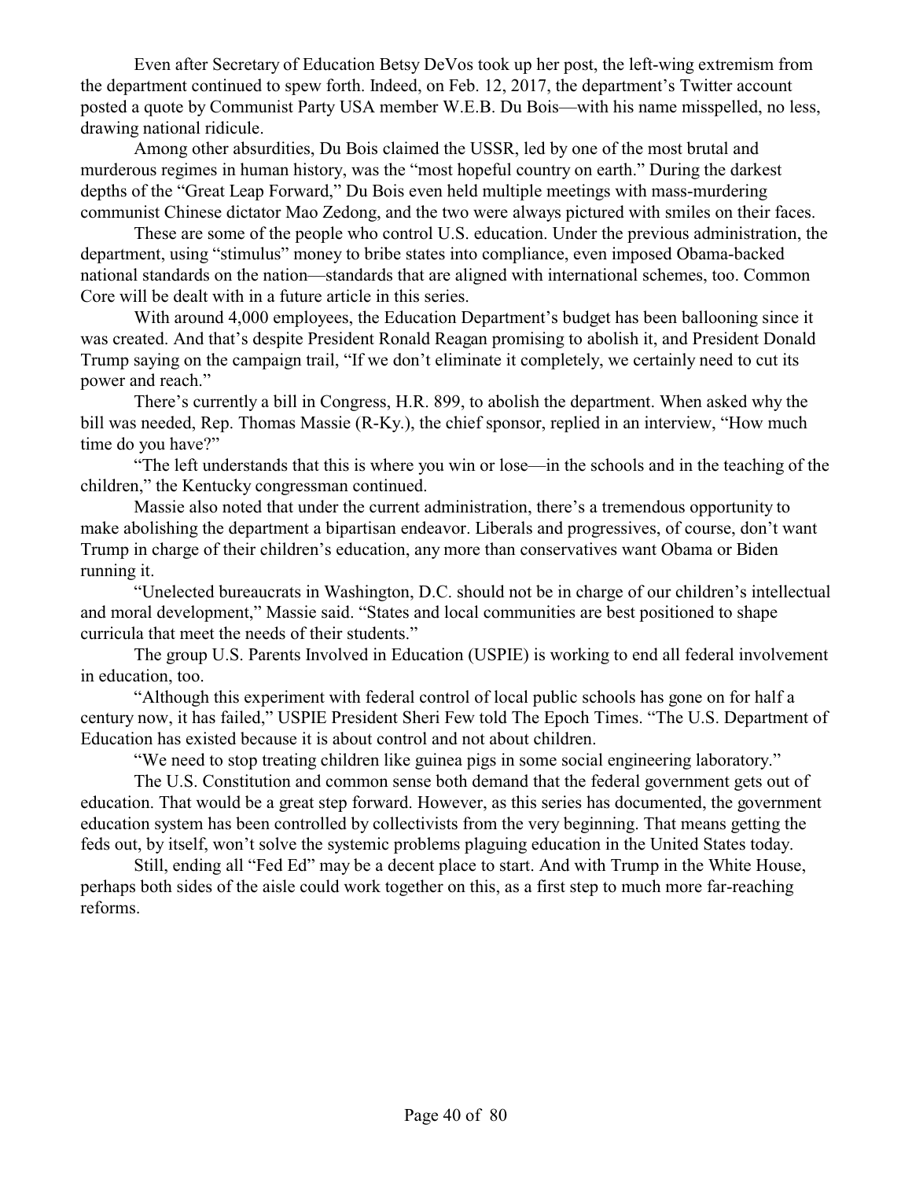Even after Secretary of Education Betsy DeVos took up her post, the left-wing extremism from the department continued to spew forth. Indeed, on Feb. 12, 2017, the department's Twitter account posted a quote by Communist Party USA member W.E.B. Du Bois—with his name misspelled, no less, drawing national ridicule.

Among other absurdities, Du Bois claimed the USSR, led by one of the most brutal and murderous regimes in human history, was the "most hopeful country on earth." During the darkest depths of the "Great Leap Forward," Du Bois even held multiple meetings with mass-murdering communist Chinese dictator Mao Zedong, and the two were always pictured with smiles on their faces.

These are some of the people who control U.S. education. Under the previous administration, the department, using "stimulus" money to bribe states into compliance, even imposed Obama-backed national standards on the nation—standards that are aligned with international schemes, too. Common Core will be dealt with in a future article in this series.

With around 4,000 employees, the Education Department's budget has been ballooning since it was created. And that's despite President Ronald Reagan promising to abolish it, and President Donald Trump saying on the campaign trail, "If we don't eliminate it completely, we certainly need to cut its power and reach."

There's currently a bill in Congress, H.R. 899, to abolish the department. When asked why the bill was needed, Rep. Thomas Massie (R-Ky.), the chief sponsor, replied in an interview, "How much time do you have?"

"The left understands that this is where you win or lose—in the schools and in the teaching of the children," the Kentucky congressman continued.

Massie also noted that under the current administration, there's a tremendous opportunity to make abolishing the department a bipartisan endeavor. Liberals and progressives, of course, don't want Trump in charge of their children's education, any more than conservatives want Obama or Biden running it.

"Unelected bureaucrats in Washington, D.C. should not be in charge of our children's intellectual and moral development," Massie said. "States and local communities are best positioned to shape curricula that meet the needs of their students."

The group U.S. Parents Involved in Education (USPIE) is working to end all federal involvement in education, too.

"Although this experiment with federal control of local public schools has gone on for half a century now, it has failed," USPIE President Sheri Few told The Epoch Times. "The U.S. Department of Education has existed because it is about control and not about children.

"We need to stop treating children like guinea pigs in some social engineering laboratory."

The U.S. Constitution and common sense both demand that the federal government gets out of education. That would be a great step forward. However, as this series has documented, the government education system has been controlled by collectivists from the very beginning. That means getting the feds out, by itself, won't solve the systemic problems plaguing education in the United States today.

Still, ending all "Fed Ed" may be a decent place to start. And with Trump in the White House, perhaps both sides of the aisle could work together on this, as a first step to much more far-reaching reforms.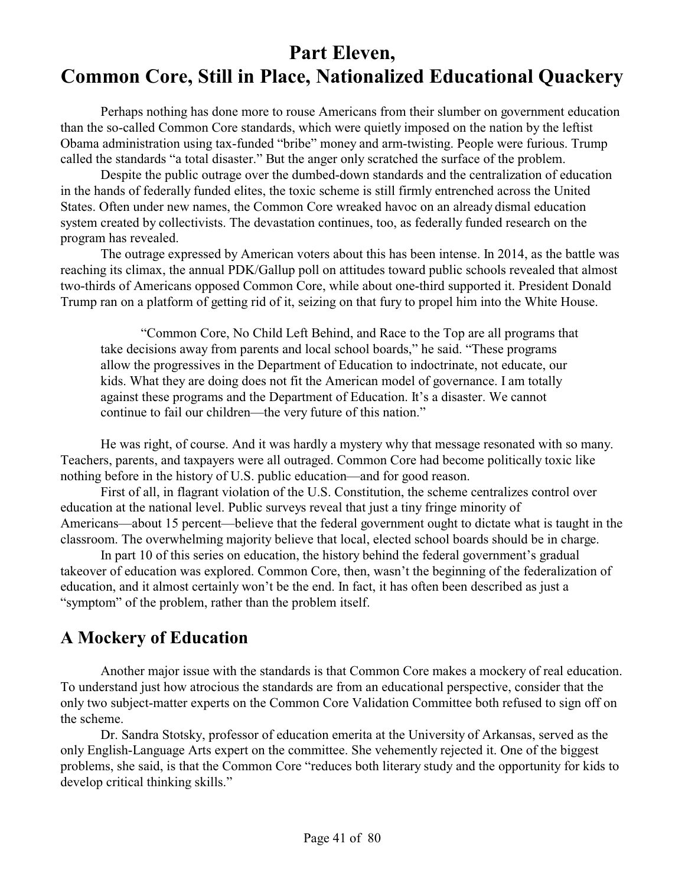# Part Eleven, Common Core, Still in Place, Nationalized Educational Quackery

Perhaps nothing has done more to rouse Americans from their slumber on government education than the so-called Common Core standards, which were quietly imposed on the nation by the leftist Obama administration using tax-funded "bribe" money and arm-twisting. People were furious. Trump called the standards "a total disaster." But the anger only scratched the surface of the problem.

Despite the public outrage over the dumbed-down standards and the centralization of education in the hands of federally funded elites, the toxic scheme is still firmly entrenched across the United States. Often under new names, the Common Core wreaked havoc on an already dismal education system created by collectivists. The devastation continues, too, as federally funded research on the program has revealed.

The outrage expressed by American voters about this has been intense. In 2014, as the battle was reaching its climax, the annual PDK/Gallup poll on attitudes toward public schools revealed that almost two-thirds of Americans opposed Common Core, while about one-third supported it. President Donald Trump ran on a platform of getting rid of it, seizing on that fury to propel him into the White House.

> "Common Core, No Child Left Behind, and Race to the Top are all programs that take decisions away from parents and local school boards," he said. "These programs allow the progressives in the Department of Education to indoctrinate, not educate, our kids. What they are doing does not fit the American model of governance. I am totally against these programs and the Department of Education. It's a disaster. We cannot continue to fail our children—the very future of this nation."

He was right, of course. And it was hardly a mystery why that message resonated with so many. Teachers, parents, and taxpayers were all outraged. Common Core had become politically toxic like nothing before in the history of U.S. public education—and for good reason.

First of all, in flagrant violation of the U.S. Constitution, the scheme centralizes control over education at the national level. Public surveys reveal that just a tiny fringe minority of Americans—about 15 percent—believe that the federal government ought to dictate what is taught in the classroom. The overwhelming majority believe that local, elected school boards should be in charge.

In part 10 of this series on education, the history behind the federal government's gradual takeover of education was explored. Common Core, then, wasn't the beginning of the federalization of education, and it almost certainly won't be the end. In fact, it has often been described as just a "symptom" of the problem, rather than the problem itself.

## A Mockery of Education

Another major issue with the standards is that Common Core makes a mockery of real education. To understand just how atrocious the standards are from an educational perspective, consider that the only two subject-matter experts on the Common Core Validation Committee both refused to sign off on the scheme.

Dr. Sandra Stotsky, professor of education emerita at the University of Arkansas, served as the only English-Language Arts expert on the committee. She vehemently rejected it. One of the biggest problems, she said, is that the Common Core "reduces both literary study and the opportunity for kids to develop critical thinking skills."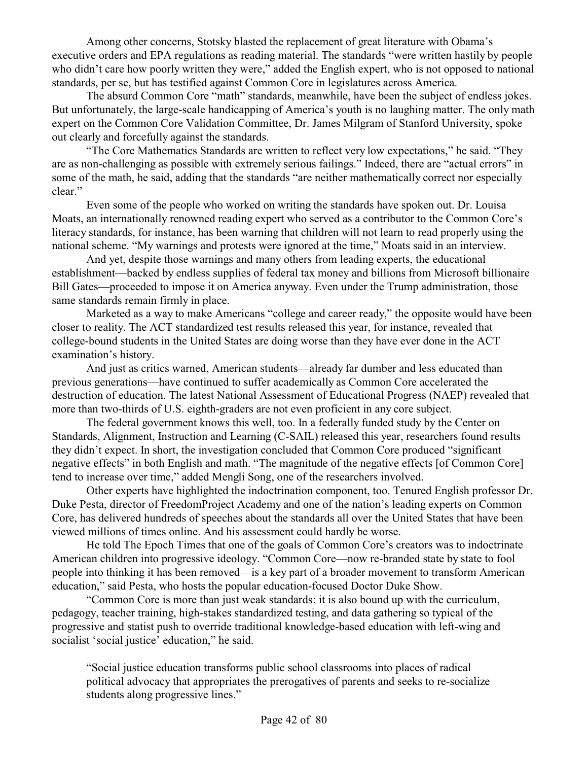Among other concerns, Stotsky blasted the replacement of great literature with Obama's executive orders and EPA regulations as reading material. The standards "were written hastily by people who didn't care how poorly written they were," added the English expert, who is not opposed to national standards, per se, but has testified against Common Core in legislatures across America.

The absurd Common Core "math" standards, meanwhile, have been the subject of endless jokes. But unfortunately, the large-scale handicapping of America's youth is no laughing matter. The only math expert on the Common Core Validation Committee, Dr. James Milgram of Stanford University, spoke out clearly and forcefully against the standards.

"The Core Mathematics Standards are written to reflect very low expectations," he said. "They are as non-challenging as possible with extremely serious failings." Indeed, there are "actual errors" in some of the math, he said, adding that the standards "are neither mathematically correct nor especially clear."

Even some of the people who worked on writing the standards have spoken out. Dr. Louisa Moats, an internationally renowned reading expert who served as a contributor to the Common Core's literacy standards, for instance, has been warning that children will not learn to read properly using the national scheme. "My warnings and protests were ignored at the time," Moats said in an interview.

And yet, despite those warnings and many others from leading experts, the educational establishment—backed by endless supplies of federal tax money and billions from Microsoft billionaire Bill Gates—proceeded to impose it on America anyway. Even under the Trump administration, those same standards remain firmly in place.

Marketed as a way to make Americans "college and career ready," the opposite would have been closer to reality. The ACT standardized test results released this year, for instance, revealed that college-bound students in the United States are doing worse than they have ever done in the ACT examination's history.

And just as critics warned, American students—already far dumber and less educated than previous generations—have continued to suffer academically as Common Core accelerated the destruction of education. The latest National Assessment of Educational Progress (NAEP) revealed that more than two-thirds of U.S. eighth-graders are not even proficient in any core subject.

The federal government knows this well, too. In a federally funded study by the Center on Standards, Alignment, Instruction and Learning (C-SAIL) released this year, researchers found results they didn't expect. In short, the investigation concluded that Common Core produced "significant negative effects" in both English and math. "The magnitude of the negative effects [of Common Core] tend to increase over time," added Mengli Song, one of the researchers involved.

Other experts have highlighted the indoctrination component, too. Tenured English professor Dr. Duke Pesta, director of FreedomProject Academy and one of the nation's leading experts on Common Core, has delivered hundreds of speeches about the standards all over the United States that have been viewed millions of times online. And his assessment could hardly be worse.

He told The Epoch Times that one of the goals of Common Core's creators was to indoctrinate American children into progressive ideology. "Common Core—now re-branded state by state to fool people into thinking it has been removed—is a key part of a broader movement to transform American education," said Pesta, who hosts the popular education-focused Doctor Duke Show.

"Common Core is more than just weak standards: it is also bound up with the curriculum, pedagogy, teacher training, high-stakes standardized testing, and data gathering so typical of the progressive and statist push to override traditional knowledge-based education with left-wing and socialist 'social justice' education," he said.

> "Social justice education transforms public school classrooms into places of radical political advocacy that appropriates the prerogatives of parents and seeks to re-socialize students along progressive lines."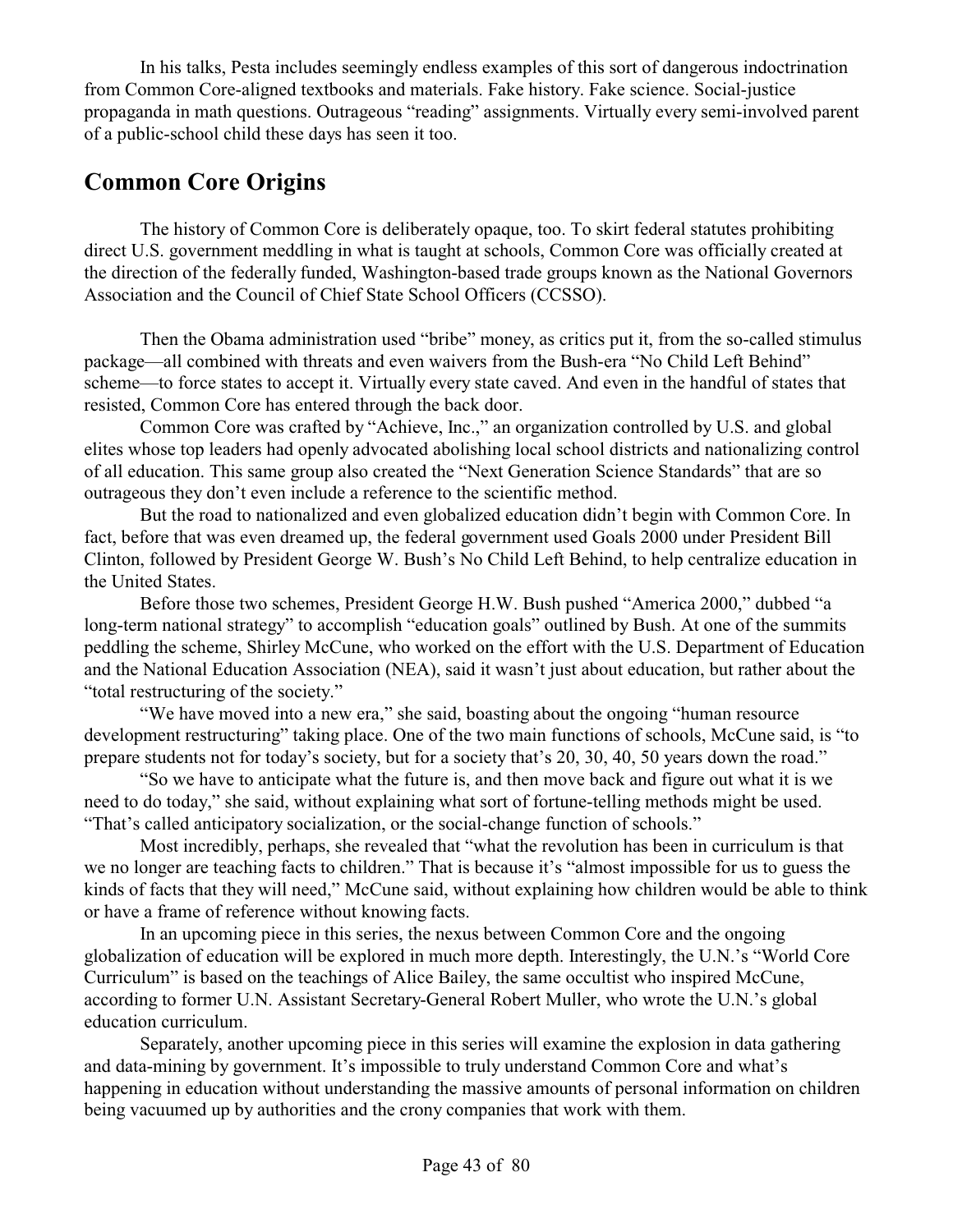In his talks, Pesta includes seemingly endless examples of this sort of dangerous indoctrination from Common Core-aligned textbooks and materials. Fake history. Fake science. Social-justice propaganda in math questions. Outrageous "reading" assignments. Virtually every semi-involved parent of a public-school child these days has seen it too.

## Common Core Origins

The history of Common Core is deliberately opaque, too. To skirt federal statutes prohibiting direct U.S. government meddling in what is taught at schools, Common Core was officially created at the direction of the federally funded, Washington-based trade groups known as the National Governors Association and the Council of Chief State School Officers (CCSSO).

Then the Obama administration used "bribe" money, as critics put it, from the so-called stimulus package—all combined with threats and even waivers from the Bush-era "No Child Left Behind" scheme—to force states to accept it. Virtually every state caved. And even in the handful of states that resisted, Common Core has entered through the back door.

Common Core was crafted by "Achieve, Inc.," an organization controlled by U.S. and global elites whose top leaders had openly advocated abolishing local school districts and nationalizing control of all education. This same group also created the "Next Generation Science Standards" that are so outrageous they don't even include a reference to the scientific method.

But the road to nationalized and even globalized education didn't begin with Common Core. In fact, before that was even dreamed up, the federal government used Goals 2000 under President Bill Clinton, followed by President George W. Bush's No Child Left Behind, to help centralize education in the United States.

Before those two schemes, President George H.W. Bush pushed "America 2000," dubbed "a long-term national strategy" to accomplish "education goals" outlined by Bush. At one of the summits peddling the scheme, Shirley McCune, who worked on the effort with the U.S. Department of Education and the National Education Association (NEA), said it wasn't just about education, but rather about the "total restructuring of the society."

"We have moved into a new era," she said, boasting about the ongoing "human resource development restructuring" taking place. One of the two main functions of schools, McCune said, is "to prepare students not for today's society, but for a society that's 20, 30, 40, 50 years down the road."

"So we have to anticipate what the future is, and then move back and figure out what it is we need to do today," she said, without explaining what sort of fortune-telling methods might be used. "That's called anticipatory socialization, or the social-change function of schools."

Most incredibly, perhaps, she revealed that "what the revolution has been in curriculum is that we no longer are teaching facts to children." That is because it's "almost impossible for us to guess the kinds of facts that they will need," McCune said, without explaining how children would be able to think or have a frame of reference without knowing facts.

In an upcoming piece in this series, the nexus between Common Core and the ongoing globalization of education will be explored in much more depth. Interestingly, the U.N.'s "World Core Curriculum" is based on the teachings of Alice Bailey, the same occultist who inspired McCune, according to former U.N. Assistant Secretary-General Robert Muller, who wrote the U.N.'s global education curriculum.

Separately, another upcoming piece in this series will examine the explosion in data gathering and data-mining by government. It's impossible to truly understand Common Core and what's happening in education without understanding the massive amounts of personal information on children being vacuumed up by authorities and the crony companies that work with them.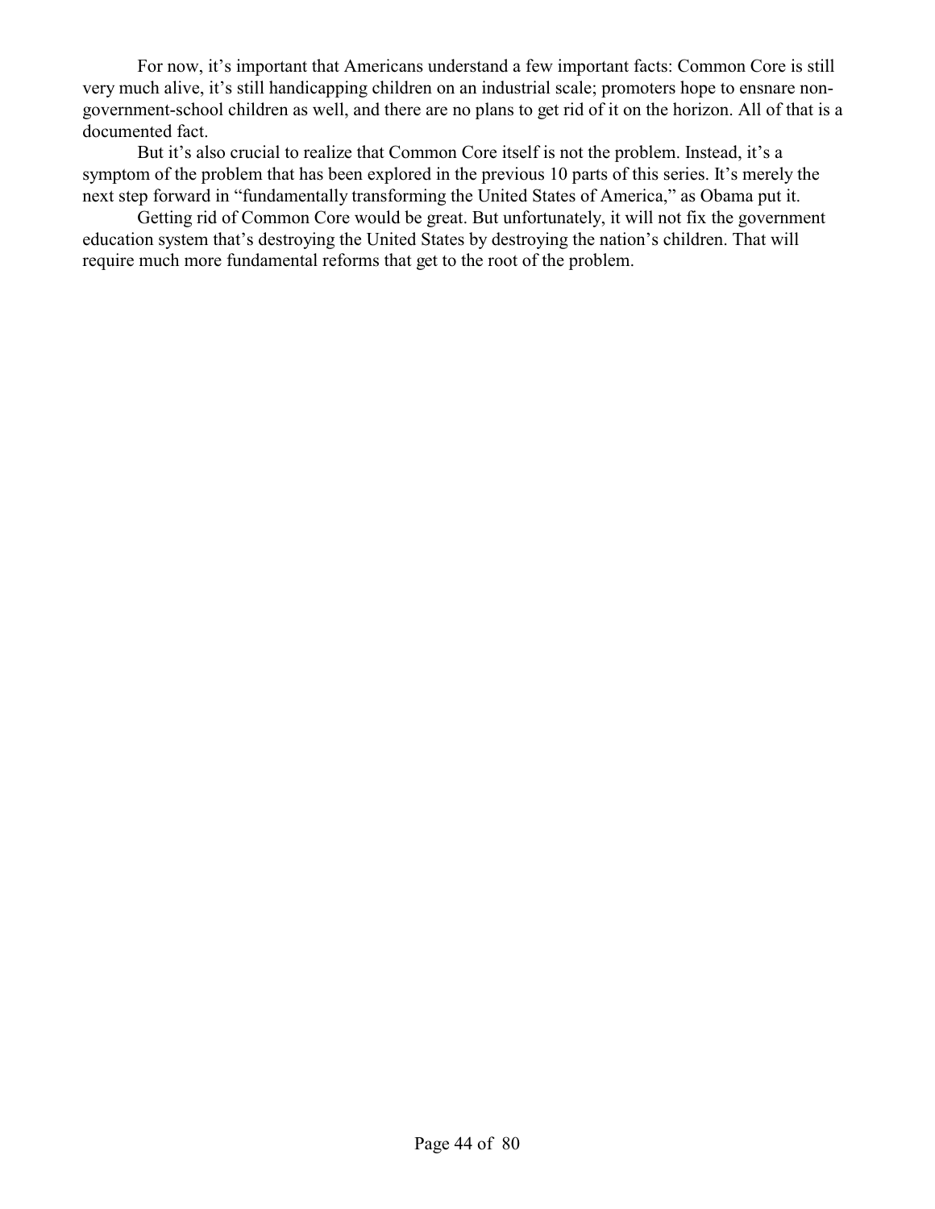For now, it's important that Americans understand a few important facts: Common Core is still very much alive, it's still handicapping children on an industrial scale; promoters hope to ensnare non-government-school children as well, and there are no plans to get rid of it on the horizon. All of that is a documented fact.

But it's also crucial to realize that Common Core itself is not the problem. Instead, it's a symptom of the problem that has been explored in the previous 10 parts of this series. It's merely the next step forward in "fundamentally transforming the United States of America," as Obama put it.

Getting rid of Common Core would be great. But unfortunately, it will not fix the government education system that's destroying the United States by destroying the nation's children. That will require much more fundamental reforms that get to the root of the problem.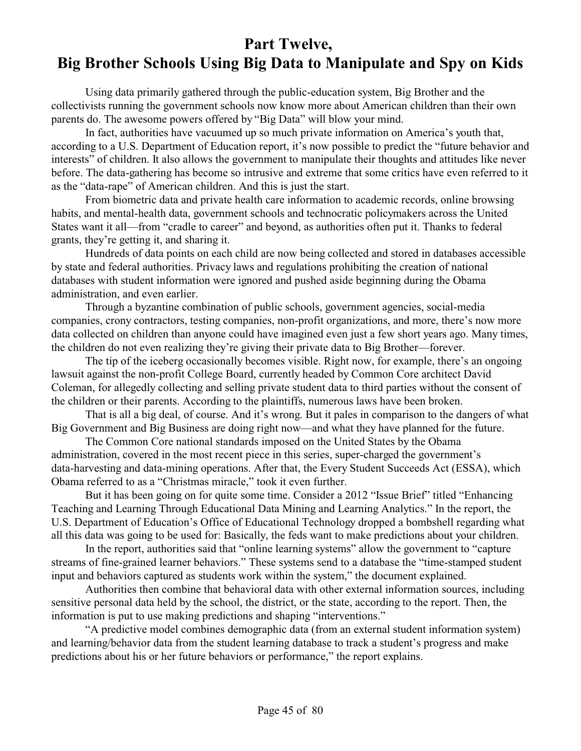# Part Twelve,
# Big Brother Schools Using Big Data to Manipulate and Spy on Kids

Using data primarily gathered through the public-education system, Big Brother and the collectivists running the government schools now know more about American children than their own parents do. The awesome powers offered by "Big Data" will blow your mind.

In fact, authorities have vacuumed up so much private information on America's youth that, according to a U.S. Department of Education report, it's now possible to predict the "future behavior and interests" of children. It also allows the government to manipulate their thoughts and attitudes like never before. The data-gathering has become so intrusive and extreme that some critics have even referred to it as the "data-rape" of American children. And this is just the start.

From biometric data and private health care information to academic records, online browsing habits, and mental-health data, government schools and technocratic policymakers across the United States want it all—from "cradle to career" and beyond, as authorities often put it. Thanks to federal grants, they're getting it, and sharing it.

Hundreds of data points on each child are now being collected and stored in databases accessible by state and federal authorities. Privacy laws and regulations prohibiting the creation of national databases with student information were ignored and pushed aside beginning during the Obama administration, and even earlier.

Through a byzantine combination of public schools, government agencies, social-media companies, crony contractors, testing companies, non-profit organizations, and more, there's now more data collected on children than anyone could have imagined even just a few short years ago. Many times, the children do not even realizing they're giving their private data to Big Brother—forever.

The tip of the iceberg occasionally becomes visible. Right now, for example, there's an ongoing lawsuit against the non-profit College Board, currently headed by Common Core architect David Coleman, for allegedly collecting and selling private student data to third parties without the consent of the children or their parents. According to the plaintiffs, numerous laws have been broken.

That is all a big deal, of course. And it's wrong. But it pales in comparison to the dangers of what Big Government and Big Business are doing right now—and what they have planned for the future.

The Common Core national standards imposed on the United States by the Obama administration, covered in the most recent piece in this series, super-charged the government's data-harvesting and data-mining operations. After that, the Every Student Succeeds Act (ESSA), which Obama referred to as a "Christmas miracle," took it even further.

But it has been going on for quite some time. Consider a 2012 "Issue Brief" titled "Enhancing Teaching and Learning Through Educational Data Mining and Learning Analytics." In the report, the U.S. Department of Education's Office of Educational Technology dropped a bombshell regarding what all this data was going to be used for: Basically, the feds want to make predictions about your children.

In the report, authorities said that "online learning systems" allow the government to "capture streams of fine-grained learner behaviors." These systems send to a database the "time-stamped student input and behaviors captured as students work within the system," the document explained.

Authorities then combine that behavioral data with other external information sources, including sensitive personal data held by the school, the district, or the state, according to the report. Then, the information is put to use making predictions and shaping "interventions."

"A predictive model combines demographic data (from an external student information system) and learning/behavior data from the student learning database to track a student's progress and make predictions about his or her future behaviors or performance," the report explains.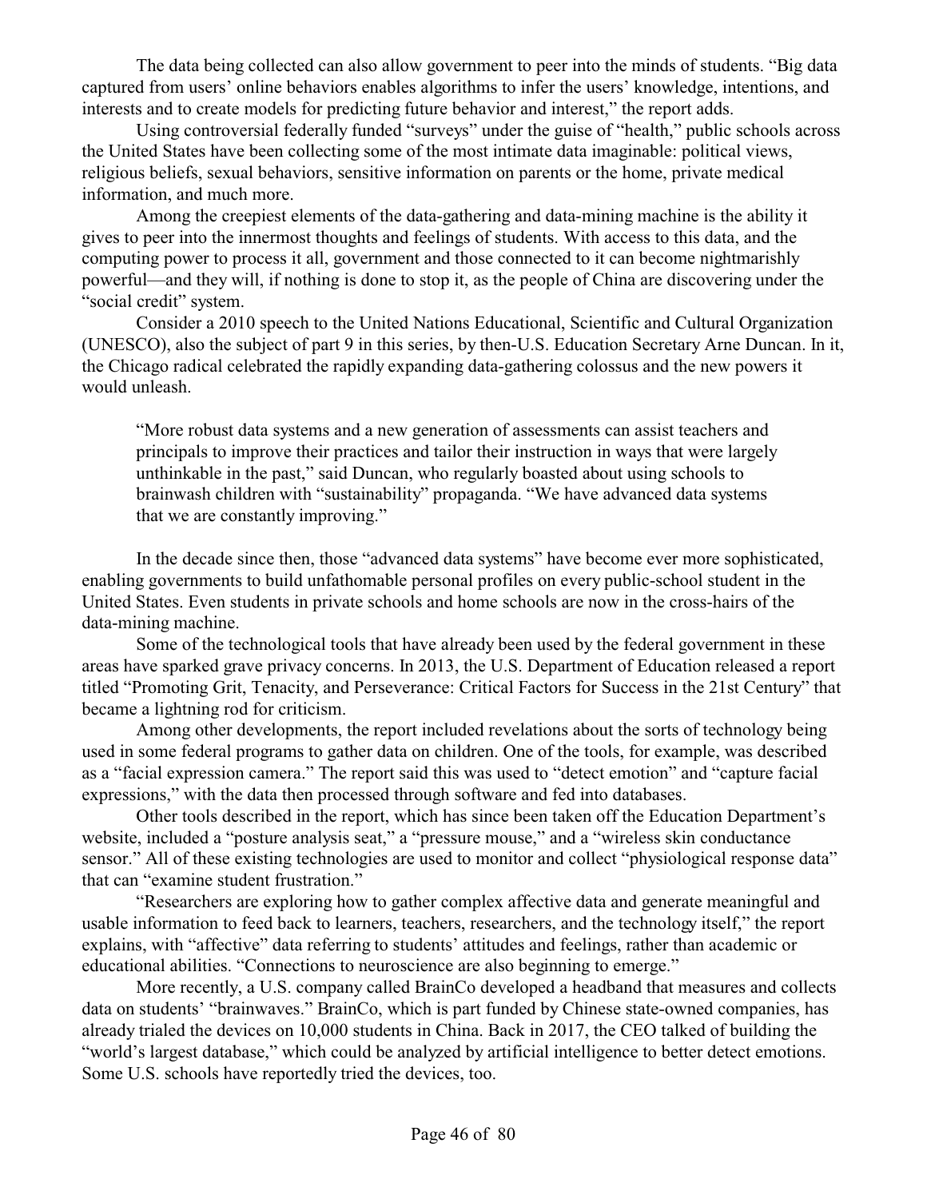The data being collected can also allow government to peer into the minds of students. "Big data captured from users' online behaviors enables algorithms to infer the users' knowledge, intentions, and interests and to create models for predicting future behavior and interest," the report adds.

Using controversial federally funded "surveys" under the guise of "health," public schools across the United States have been collecting some of the most intimate data imaginable: political views, religious beliefs, sexual behaviors, sensitive information on parents or the home, private medical information, and much more.

Among the creepiest elements of the data-gathering and data-mining machine is the ability it gives to peer into the innermost thoughts and feelings of students. With access to this data, and the computing power to process it all, government and those connected to it can become nightmarishly powerful—and they will, if nothing is done to stop it, as the people of China are discovering under the "social credit" system.

Consider a 2010 speech to the United Nations Educational, Scientific and Cultural Organization (UNESCO), also the subject of part 9 in this series, by then-U.S. Education Secretary Arne Duncan. In it, the Chicago radical celebrated the rapidly expanding data-gathering colossus and the new powers it would unleash.

> "More robust data systems and a new generation of assessments can assist teachers and principals to improve their practices and tailor their instruction in ways that were largely unthinkable in the past," said Duncan, who regularly boasted about using schools to brainwash children with "sustainability" propaganda. "We have advanced data systems that we are constantly improving."

In the decade since then, those "advanced data systems" have become ever more sophisticated, enabling governments to build unfathomable personal profiles on every public-school student in the United States. Even students in private schools and home schools are now in the cross-hairs of the data-mining machine.

Some of the technological tools that have already been used by the federal government in these areas have sparked grave privacy concerns. In 2013, the U.S. Department of Education released a report titled "Promoting Grit, Tenacity, and Perseverance: Critical Factors for Success in the 21st Century" that became a lightning rod for criticism.

Among other developments, the report included revelations about the sorts of technology being used in some federal programs to gather data on children. One of the tools, for example, was described as a "facial expression camera." The report said this was used to "detect emotion" and "capture facial expressions," with the data then processed through software and fed into databases.

Other tools described in the report, which has since been taken off the Education Department's website, included a "posture analysis seat," a "pressure mouse," and a "wireless skin conductance sensor." All of these existing technologies are used to monitor and collect "physiological response data" that can "examine student frustration."

"Researchers are exploring how to gather complex affective data and generate meaningful and usable information to feed back to learners, teachers, researchers, and the technology itself," the report explains, with "affective" data referring to students' attitudes and feelings, rather than academic or educational abilities. "Connections to neuroscience are also beginning to emerge."

More recently, a U.S. company called BrainCo developed a headband that measures and collects data on students' "brainwaves." BrainCo, which is part funded by Chinese state-owned companies, has already trialed the devices on 10,000 students in China. Back in 2017, the CEO talked of building the "world's largest database," which could be analyzed by artificial intelligence to better detect emotions. Some U.S. schools have reportedly tried the devices, too.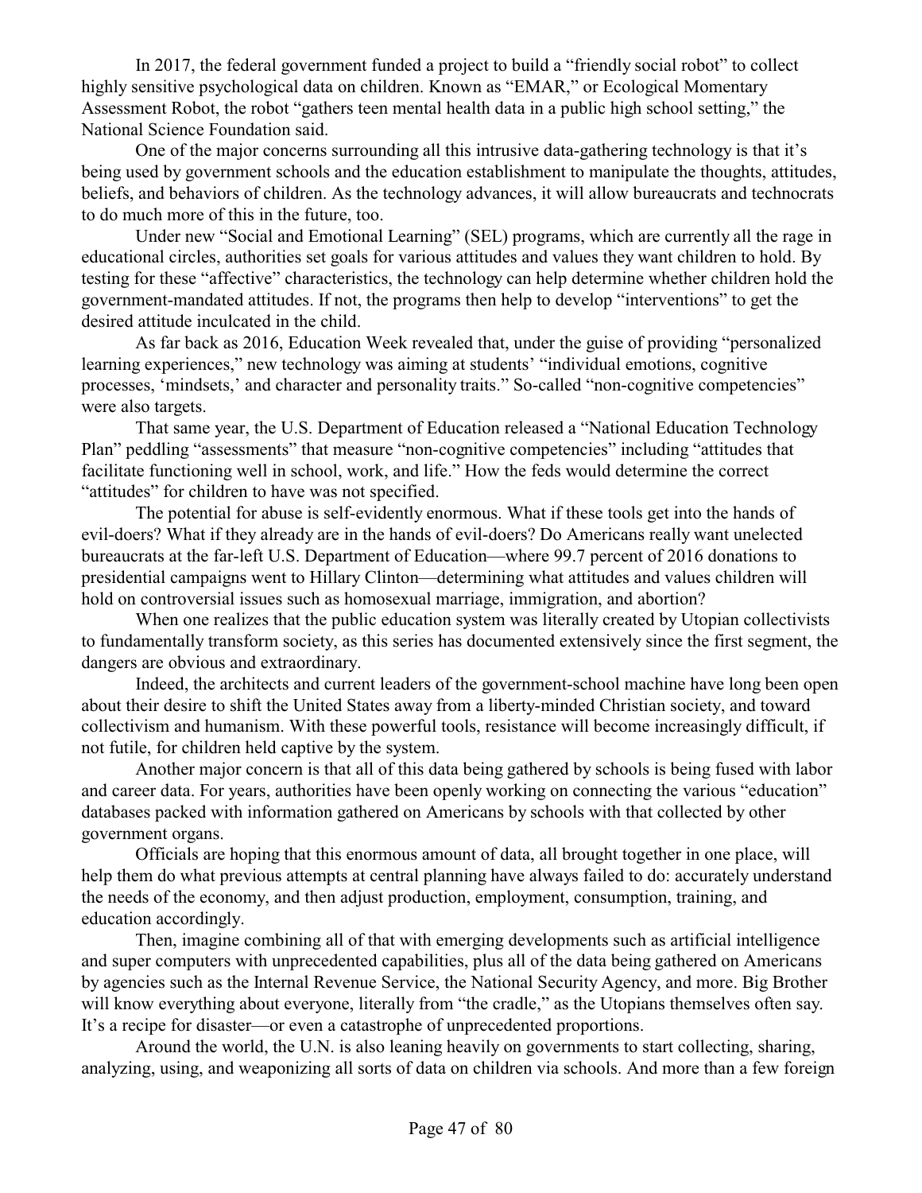In 2017, the federal government funded a project to build a "friendly social robot" to collect highly sensitive psychological data on children. Known as "EMAR," or Ecological Momentary Assessment Robot, the robot "gathers teen mental health data in a public high school setting," the National Science Foundation said.

One of the major concerns surrounding all this intrusive data-gathering technology is that it's being used by government schools and the education establishment to manipulate the thoughts, attitudes, beliefs, and behaviors of children. As the technology advances, it will allow bureaucrats and technocrats to do much more of this in the future, too.

Under new "Social and Emotional Learning" (SEL) programs, which are currently all the rage in educational circles, authorities set goals for various attitudes and values they want children to hold. By testing for these "affective" characteristics, the technology can help determine whether children hold the government-mandated attitudes. If not, the programs then help to develop "interventions" to get the desired attitude inculcated in the child.

As far back as 2016, Education Week revealed that, under the guise of providing "personalized learning experiences," new technology was aiming at students' "individual emotions, cognitive processes, 'mindsets,' and character and personality traits." So-called "non-cognitive competencies" were also targets.

That same year, the U.S. Department of Education released a "National Education Technology Plan" peddling "assessments" that measure "non-cognitive competencies" including "attitudes that facilitate functioning well in school, work, and life." How the feds would determine the correct "attitudes" for children to have was not specified.

The potential for abuse is self-evidently enormous. What if these tools get into the hands of evil-doers? What if they already are in the hands of evil-doers? Do Americans really want unelected bureaucrats at the far-left U.S. Department of Education—where 99.7 percent of 2016 donations to presidential campaigns went to Hillary Clinton—determining what attitudes and values children will hold on controversial issues such as homosexual marriage, immigration, and abortion?

When one realizes that the public education system was literally created by Utopian collectivists to fundamentally transform society, as this series has documented extensively since the first segment, the dangers are obvious and extraordinary.

Indeed, the architects and current leaders of the government-school machine have long been open about their desire to shift the United States away from a liberty-minded Christian society, and toward collectivism and humanism. With these powerful tools, resistance will become increasingly difficult, if not futile, for children held captive by the system.

Another major concern is that all of this data being gathered by schools is being fused with labor and career data. For years, authorities have been openly working on connecting the various "education" databases packed with information gathered on Americans by schools with that collected by other government organs.

Officials are hoping that this enormous amount of data, all brought together in one place, will help them do what previous attempts at central planning have always failed to do: accurately understand the needs of the economy, and then adjust production, employment, consumption, training, and education accordingly.

Then, imagine combining all of that with emerging developments such as artificial intelligence and super computers with unprecedented capabilities, plus all of the data being gathered on Americans by agencies such as the Internal Revenue Service, the National Security Agency, and more. Big Brother will know everything about everyone, literally from "the cradle," as the Utopians themselves often say. It's a recipe for disaster—or even a catastrophe of unprecedented proportions.

Around the world, the U.N. is also leaning heavily on governments to start collecting, sharing, analyzing, using, and weaponizing all sorts of data on children via schools. And more than a few foreign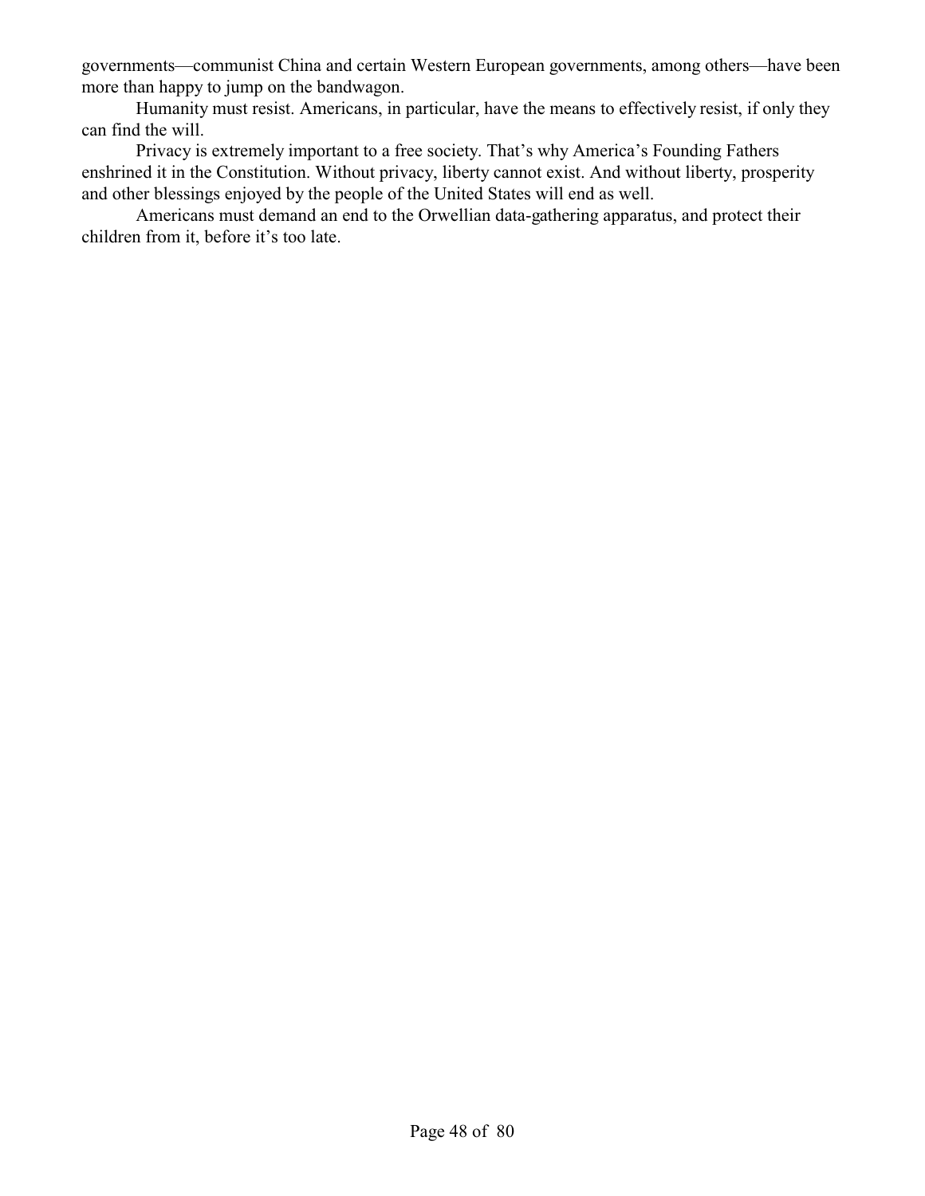governments—communist China and certain Western European governments, among others—have been more than happy to jump on the bandwagon.

Humanity must resist. Americans, in particular, have the means to effectively resist, if only they can find the will.

Privacy is extremely important to a free society. That's why America's Founding Fathers enshrined it in the Constitution. Without privacy, liberty cannot exist. And without liberty, prosperity and other blessings enjoyed by the people of the United States will end as well.

Americans must demand an end to the Orwellian data-gathering apparatus, and protect their children from it, before it's too late.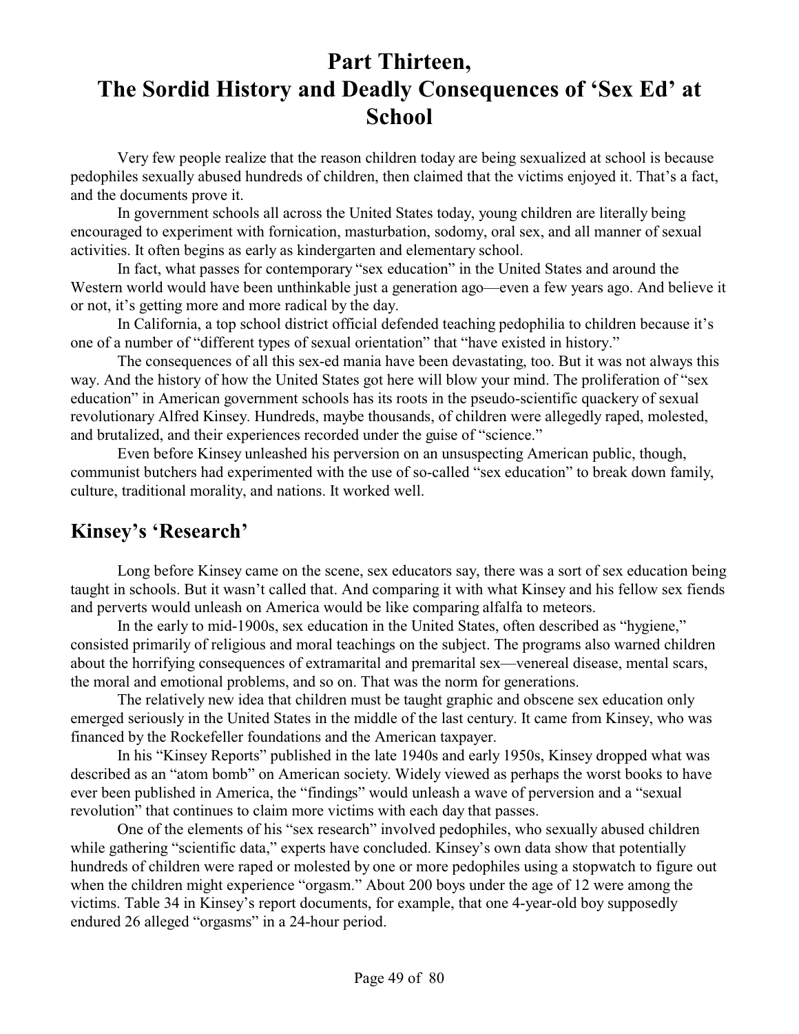# Part Thirteen,
# The Sordid History and Deadly Consequences of 'Sex Ed' at School

Very few people realize that the reason children today are being sexualized at school is because pedophiles sexually abused hundreds of children, then claimed that the victims enjoyed it. That's a fact, and the documents prove it.

In government schools all across the United States today, young children are literally being encouraged to experiment with fornication, masturbation, sodomy, oral sex, and all manner of sexual activities. It often begins as early as kindergarten and elementary school.

In fact, what passes for contemporary "sex education" in the United States and around the Western world would have been unthinkable just a generation ago—even a few years ago. And believe it or not, it's getting more and more radical by the day.

In California, a top school district official defended teaching pedophilia to children because it's one of a number of "different types of sexual orientation" that "have existed in history."

The consequences of all this sex-ed mania have been devastating, too. But it was not always this way. And the history of how the United States got here will blow your mind. The proliferation of "sex education" in American government schools has its roots in the pseudo-scientific quackery of sexual revolutionary Alfred Kinsey. Hundreds, maybe thousands, of children were allegedly raped, molested, and brutalized, and their experiences recorded under the guise of "science."

Even before Kinsey unleashed his perversion on an unsuspecting American public, though, communist butchers had experimented with the use of so-called "sex education" to break down family, culture, traditional morality, and nations. It worked well.

## Kinsey's 'Research'

Long before Kinsey came on the scene, sex educators say, there was a sort of sex education being taught in schools. But it wasn't called that. And comparing it with what Kinsey and his fellow sex fiends and perverts would unleash on America would be like comparing alfalfa to meteors.

In the early to mid-1900s, sex education in the United States, often described as "hygiene," consisted primarily of religious and moral teachings on the subject. The programs also warned children about the horrifying consequences of extramarital and premarital sex—venereal disease, mental scars, the moral and emotional problems, and so on. That was the norm for generations.

The relatively new idea that children must be taught graphic and obscene sex education only emerged seriously in the United States in the middle of the last century. It came from Kinsey, who was financed by the Rockefeller foundations and the American taxpayer.

In his "Kinsey Reports" published in the late 1940s and early 1950s, Kinsey dropped what was described as an "atom bomb" on American society. Widely viewed as perhaps the worst books to have ever been published in America, the "findings" would unleash a wave of perversion and a "sexual revolution" that continues to claim more victims with each day that passes.

One of the elements of his "sex research" involved pedophiles, who sexually abused children while gathering "scientific data," experts have concluded. Kinsey's own data show that potentially hundreds of children were raped or molested by one or more pedophiles using a stopwatch to figure out when the children might experience "orgasm." About 200 boys under the age of 12 were among the victims. Table 34 in Kinsey's report documents, for example, that one 4-year-old boy supposedly endured 26 alleged "orgasms" in a 24-hour period.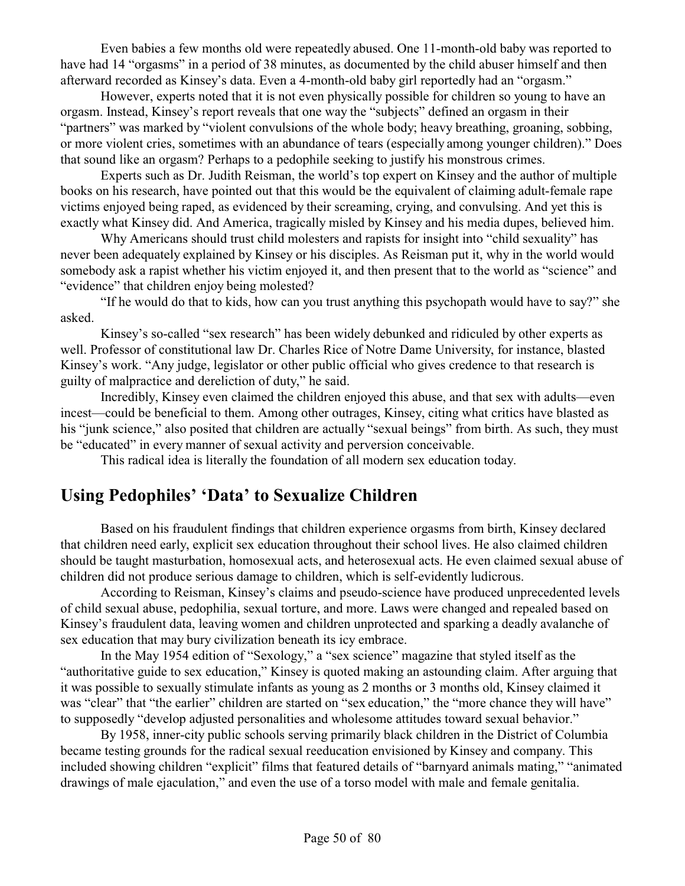Even babies a few months old were repeatedly abused. One 11-month-old baby was reported to have had 14 "orgasms" in a period of 38 minutes, as documented by the child abuser himself and then afterward recorded as Kinsey's data. Even a 4-month-old baby girl reportedly had an "orgasm."

However, experts noted that it is not even physically possible for children so young to have an orgasm. Instead, Kinsey's report reveals that one way the "subjects" defined an orgasm in their "partners" was marked by "violent convulsions of the whole body; heavy breathing, groaning, sobbing, or more violent cries, sometimes with an abundance of tears (especially among younger children)." Does that sound like an orgasm? Perhaps to a pedophile seeking to justify his monstrous crimes.

Experts such as Dr. Judith Reisman, the world's top expert on Kinsey and the author of multiple books on his research, have pointed out that this would be the equivalent of claiming adult-female rape victims enjoyed being raped, as evidenced by their screaming, crying, and convulsing. And yet this is exactly what Kinsey did. And America, tragically misled by Kinsey and his media dupes, believed him.

Why Americans should trust child molesters and rapists for insight into "child sexuality" has never been adequately explained by Kinsey or his disciples. As Reisman put it, why in the world would somebody ask a rapist whether his victim enjoyed it, and then present that to the world as "science" and "evidence" that children enjoy being molested?

"If he would do that to kids, how can you trust anything this psychopath would have to say?" she asked.

Kinsey's so-called "sex research" has been widely debunked and ridiculed by other experts as well. Professor of constitutional law Dr. Charles Rice of Notre Dame University, for instance, blasted Kinsey's work. "Any judge, legislator or other public official who gives credence to that research is guilty of malpractice and dereliction of duty," he said.

Incredibly, Kinsey even claimed the children enjoyed this abuse, and that sex with adults—even incest—could be beneficial to them. Among other outrages, Kinsey, citing what critics have blasted as his "junk science," also posited that children are actually "sexual beings" from birth. As such, they must be "educated" in every manner of sexual activity and perversion conceivable.

This radical idea is literally the foundation of all modern sex education today.

## Using Pedophiles' 'Data' to Sexualize Children

Based on his fraudulent findings that children experience orgasms from birth, Kinsey declared that children need early, explicit sex education throughout their school lives. He also claimed children should be taught masturbation, homosexual acts, and heterosexual acts. He even claimed sexual abuse of children did not produce serious damage to children, which is self-evidently ludicrous.

According to Reisman, Kinsey's claims and pseudo-science have produced unprecedented levels of child sexual abuse, pedophilia, sexual torture, and more. Laws were changed and repealed based on Kinsey's fraudulent data, leaving women and children unprotected and sparking a deadly avalanche of sex education that may bury civilization beneath its icy embrace.

In the May 1954 edition of "Sexology," a "sex science" magazine that styled itself as the "authoritative guide to sex education," Kinsey is quoted making an astounding claim. After arguing that it was possible to sexually stimulate infants as young as 2 months or 3 months old, Kinsey claimed it was "clear" that "the earlier" children are started on "sex education," the "more chance they will have" to supposedly "develop adjusted personalities and wholesome attitudes toward sexual behavior."

By 1958, inner-city public schools serving primarily black children in the District of Columbia became testing grounds for the radical sexual reeducation envisioned by Kinsey and company. This included showing children "explicit" films that featured details of "barnyard animals mating," "animated drawings of male ejaculation," and even the use of a torso model with male and female genitalia.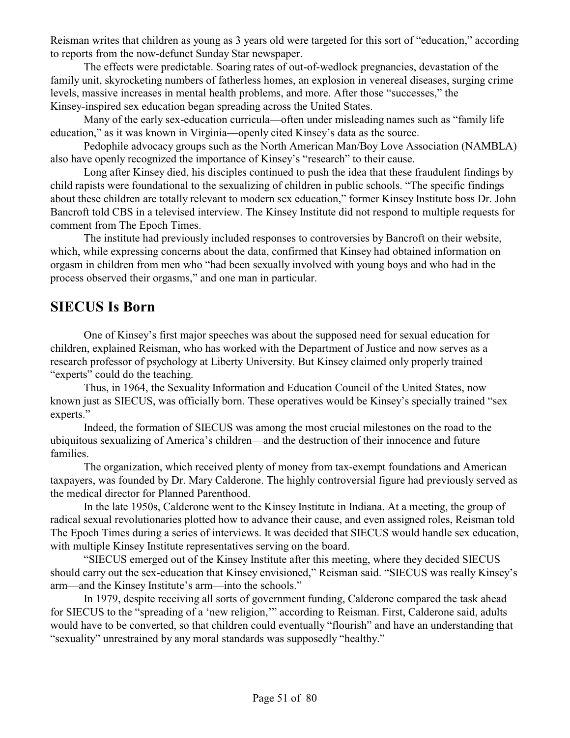Reisman writes that children as young as 3 years old were targeted for this sort of "education," according to reports from the now-defunct Sunday Star newspaper.

The effects were predictable. Soaring rates of out-of-wedlock pregnancies, devastation of the family unit, skyrocketing numbers of fatherless homes, an explosion in venereal diseases, surging crime levels, massive increases in mental health problems, and more. After those "successes," the Kinsey-inspired sex education began spreading across the United States.

Many of the early sex-education curricula—often under misleading names such as "family life education," as it was known in Virginia—openly cited Kinsey's data as the source.

Pedophile advocacy groups such as the North American Man/Boy Love Association (NAMBLA) also have openly recognized the importance of Kinsey's "research" to their cause.

Long after Kinsey died, his disciples continued to push the idea that these fraudulent findings by child rapists were foundational to the sexualizing of children in public schools. "The specific findings about these children are totally relevant to modern sex education," former Kinsey Institute boss Dr. John Bancroft told CBS in a televised interview. The Kinsey Institute did not respond to multiple requests for comment from The Epoch Times.

The institute had previously included responses to controversies by Bancroft on their website, which, while expressing concerns about the data, confirmed that Kinsey had obtained information on orgasm in children from men who "had been sexually involved with young boys and who had in the process observed their orgasms," and one man in particular.

## SIECUS Is Born

One of Kinsey's first major speeches was about the supposed need for sexual education for children, explained Reisman, who has worked with the Department of Justice and now serves as a research professor of psychology at Liberty University. But Kinsey claimed only properly trained "experts" could do the teaching.

Thus, in 1964, the Sexuality Information and Education Council of the United States, now known just as SIECUS, was officially born. These operatives would be Kinsey's specially trained "sex experts."

Indeed, the formation of SIECUS was among the most crucial milestones on the road to the ubiquitous sexualizing of America's children—and the destruction of their innocence and future families.

The organization, which received plenty of money from tax-exempt foundations and American taxpayers, was founded by Dr. Mary Calderone. The highly controversial figure had previously served as the medical director for Planned Parenthood.

In the late 1950s, Calderone went to the Kinsey Institute in Indiana. At a meeting, the group of radical sexual revolutionaries plotted how to advance their cause, and even assigned roles, Reisman told The Epoch Times during a series of interviews. It was decided that SIECUS would handle sex education, with multiple Kinsey Institute representatives serving on the board.

"SIECUS emerged out of the Kinsey Institute after this meeting, where they decided SIECUS should carry out the sex-education that Kinsey envisioned," Reisman said. "SIECUS was really Kinsey's arm—and the Kinsey Institute's arm—into the schools."

In 1979, despite receiving all sorts of government funding, Calderone compared the task ahead for SIECUS to the "spreading of a 'new religion,'" according to Reisman. First, Calderone said, adults would have to be converted, so that children could eventually "flourish" and have an understanding that "sexuality" unrestrained by any moral standards was supposedly "healthy."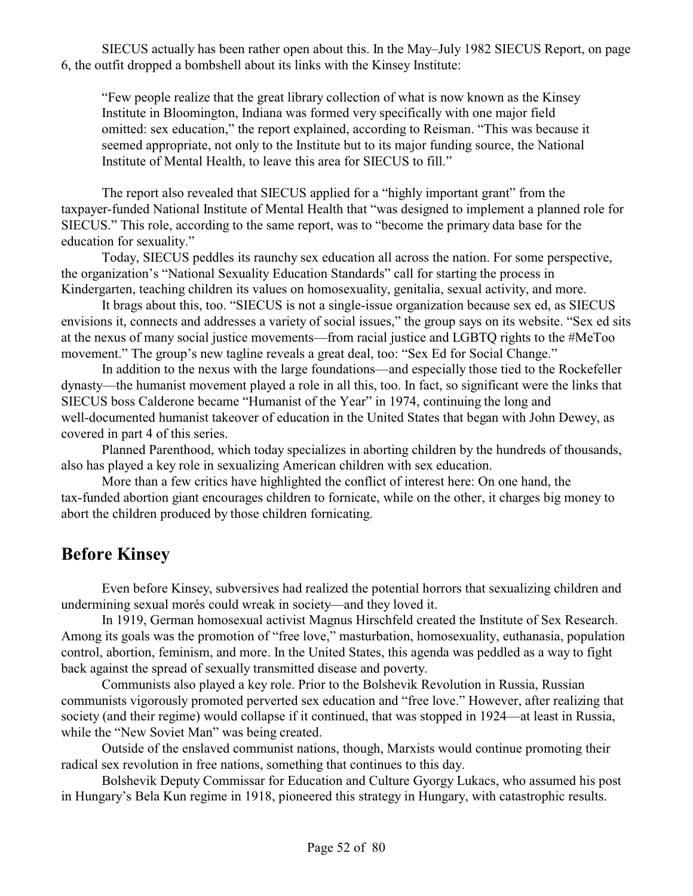SIECUS actually has been rather open about this. In the May–July 1982 SIECUS Report, on page 6, the outfit dropped a bombshell about its links with the Kinsey Institute:

> "Few people realize that the great library collection of what is now known as the Kinsey Institute in Bloomington, Indiana was formed very specifically with one major field omitted: sex education," the report explained, according to Reisman. "This was because it seemed appropriate, not only to the Institute but to its major funding source, the National Institute of Mental Health, to leave this area for SIECUS to fill."

The report also revealed that SIECUS applied for a "highly important grant" from the taxpayer-funded National Institute of Mental Health that "was designed to implement a planned role for SIECUS." This role, according to the same report, was to "become the primary data base for the education for sexuality."

Today, SIECUS peddles its raunchy sex education all across the nation. For some perspective, the organization's "National Sexuality Education Standards" call for starting the process in Kindergarten, teaching children its values on homosexuality, genitalia, sexual activity, and more.

It brags about this, too. "SIECUS is not a single-issue organization because sex ed, as SIECUS envisions it, connects and addresses a variety of social issues," the group says on its website. "Sex ed sits at the nexus of many social justice movements—from racial justice and LGBTQ rights to the #MeToo movement." The group's new tagline reveals a great deal, too: "Sex Ed for Social Change."

In addition to the nexus with the large foundations—and especially those tied to the Rockefeller dynasty—the humanist movement played a role in all this, too. In fact, so significant were the links that SIECUS boss Calderone became "Humanist of the Year" in 1974, continuing the long and well-documented humanist takeover of education in the United States that began with John Dewey, as covered in part 4 of this series.

Planned Parenthood, which today specializes in aborting children by the hundreds of thousands, also has played a key role in sexualizing American children with sex education.

More than a few critics have highlighted the conflict of interest here: On one hand, the tax-funded abortion giant encourages children to fornicate, while on the other, it charges big money to abort the children produced by those children fornicating.

## Before Kinsey

Even before Kinsey, subversives had realized the potential horrors that sexualizing children and undermining sexual morés could wreak in society—and they loved it.

In 1919, German homosexual activist Magnus Hirschfeld created the Institute of Sex Research. Among its goals was the promotion of "free love," masturbation, homosexuality, euthanasia, population control, abortion, feminism, and more. In the United States, this agenda was peddled as a way to fight back against the spread of sexually transmitted disease and poverty.

Communists also played a key role. Prior to the Bolshevik Revolution in Russia, Russian communists vigorously promoted perverted sex education and "free love." However, after realizing that society (and their regime) would collapse if it continued, that was stopped in 1924—at least in Russia, while the "New Soviet Man" was being created.

Outside of the enslaved communist nations, though, Marxists would continue promoting their radical sex revolution in free nations, something that continues to this day.

Bolshevik Deputy Commissar for Education and Culture Gyorgy Lukacs, who assumed his post in Hungary's Bela Kun regime in 1918, pioneered this strategy in Hungary, with catastrophic results.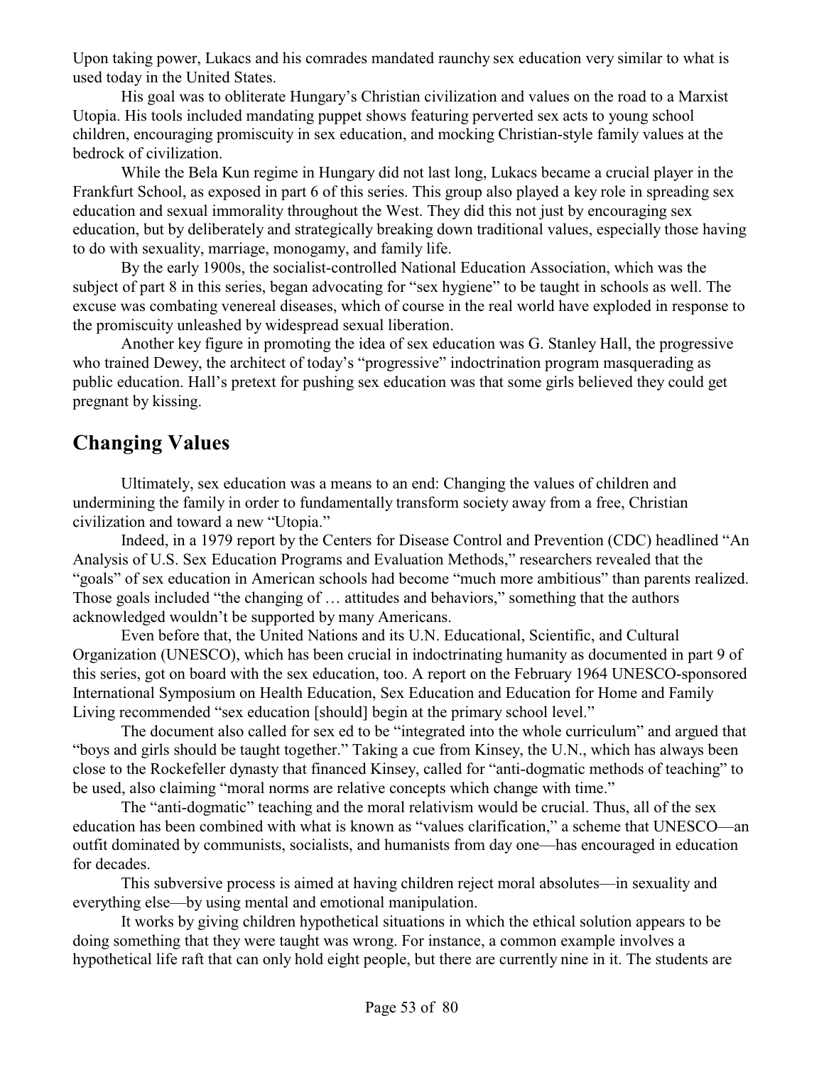Upon taking power, Lukacs and his comrades mandated raunchy sex education very similar to what is used today in the United States.

His goal was to obliterate Hungary's Christian civilization and values on the road to a Marxist Utopia. His tools included mandating puppet shows featuring perverted sex acts to young school children, encouraging promiscuity in sex education, and mocking Christian-style family values at the bedrock of civilization.

While the Bela Kun regime in Hungary did not last long, Lukacs became a crucial player in the Frankfurt School, as exposed in part 6 of this series. This group also played a key role in spreading sex education and sexual immorality throughout the West. They did this not just by encouraging sex education, but by deliberately and strategically breaking down traditional values, especially those having to do with sexuality, marriage, monogamy, and family life.

By the early 1900s, the socialist-controlled National Education Association, which was the subject of part 8 in this series, began advocating for "sex hygiene" to be taught in schools as well. The excuse was combating venereal diseases, which of course in the real world have exploded in response to the promiscuity unleashed by widespread sexual liberation.

Another key figure in promoting the idea of sex education was G. Stanley Hall, the progressive who trained Dewey, the architect of today's "progressive" indoctrination program masquerading as public education. Hall's pretext for pushing sex education was that some girls believed they could get pregnant by kissing.

## Changing Values

Ultimately, sex education was a means to an end: Changing the values of children and undermining the family in order to fundamentally transform society away from a free, Christian civilization and toward a new "Utopia."

Indeed, in a 1979 report by the Centers for Disease Control and Prevention (CDC) headlined "An Analysis of U.S. Sex Education Programs and Evaluation Methods," researchers revealed that the "goals" of sex education in American schools had become "much more ambitious" than parents realized. Those goals included "the changing of … attitudes and behaviors," something that the authors acknowledged wouldn't be supported by many Americans.

Even before that, the United Nations and its U.N. Educational, Scientific, and Cultural Organization (UNESCO), which has been crucial in indoctrinating humanity as documented in part 9 of this series, got on board with the sex education, too. A report on the February 1964 UNESCO-sponsored International Symposium on Health Education, Sex Education and Education for Home and Family Living recommended "sex education [should] begin at the primary school level."

The document also called for sex ed to be "integrated into the whole curriculum" and argued that "boys and girls should be taught together." Taking a cue from Kinsey, the U.N., which has always been close to the Rockefeller dynasty that financed Kinsey, called for "anti-dogmatic methods of teaching" to be used, also claiming "moral norms are relative concepts which change with time."

The "anti-dogmatic" teaching and the moral relativism would be crucial. Thus, all of the sex education has been combined with what is known as "values clarification," a scheme that UNESCO—an outfit dominated by communists, socialists, and humanists from day one—has encouraged in education for decades.

This subversive process is aimed at having children reject moral absolutes—in sexuality and everything else—by using mental and emotional manipulation.

It works by giving children hypothetical situations in which the ethical solution appears to be doing something that they were taught was wrong. For instance, a common example involves a hypothetical life raft that can only hold eight people, but there are currently nine in it. The students are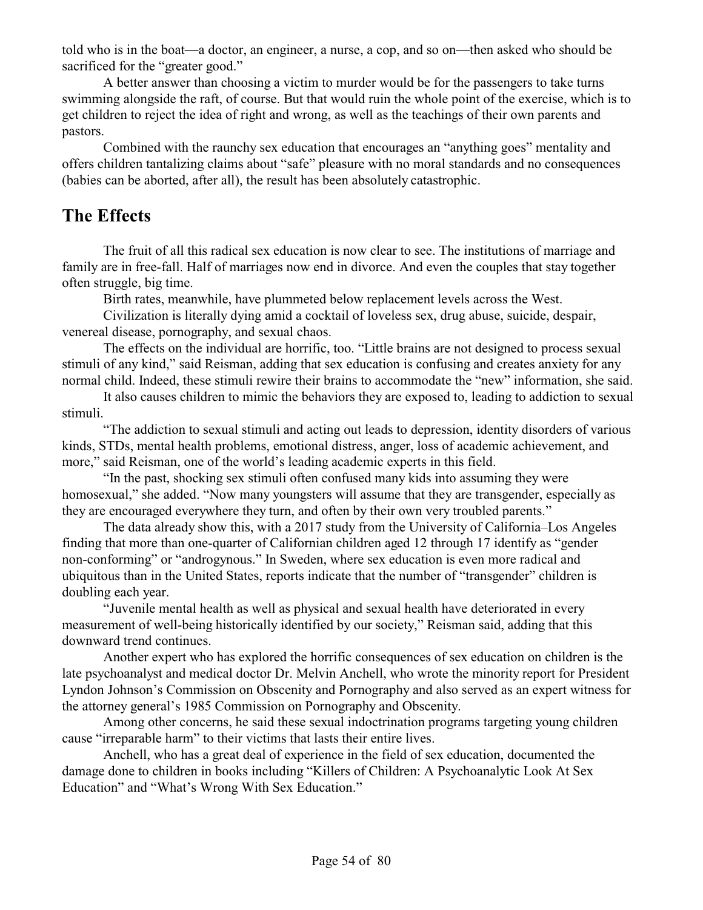told who is in the boat—a doctor, an engineer, a nurse, a cop, and so on—then asked who should be sacrificed for the "greater good."

A better answer than choosing a victim to murder would be for the passengers to take turns swimming alongside the raft, of course. But that would ruin the whole point of the exercise, which is to get children to reject the idea of right and wrong, as well as the teachings of their own parents and pastors.

Combined with the raunchy sex education that encourages an "anything goes" mentality and offers children tantalizing claims about "safe" pleasure with no moral standards and no consequences (babies can be aborted, after all), the result has been absolutely catastrophic.

## The Effects

The fruit of all this radical sex education is now clear to see. The institutions of marriage and family are in free-fall. Half of marriages now end in divorce. And even the couples that stay together often struggle, big time.

Birth rates, meanwhile, have plummeted below replacement levels across the West.

Civilization is literally dying amid a cocktail of loveless sex, drug abuse, suicide, despair, venereal disease, pornography, and sexual chaos.

The effects on the individual are horrific, too. "Little brains are not designed to process sexual stimuli of any kind," said Reisman, adding that sex education is confusing and creates anxiety for any normal child. Indeed, these stimuli rewire their brains to accommodate the "new" information, she said.

It also causes children to mimic the behaviors they are exposed to, leading to addiction to sexual stimuli.

"The addiction to sexual stimuli and acting out leads to depression, identity disorders of various kinds, STDs, mental health problems, emotional distress, anger, loss of academic achievement, and more," said Reisman, one of the world's leading academic experts in this field.

"In the past, shocking sex stimuli often confused many kids into assuming they were homosexual," she added. "Now many youngsters will assume that they are transgender, especially as they are encouraged everywhere they turn, and often by their own very troubled parents."

The data already show this, with a 2017 study from the University of California–Los Angeles finding that more than one-quarter of Californian children aged 12 through 17 identify as "gender non-conforming" or "androgynous." In Sweden, where sex education is even more radical and ubiquitous than in the United States, reports indicate that the number of "transgender" children is doubling each year.

"Juvenile mental health as well as physical and sexual health have deteriorated in every measurement of well-being historically identified by our society," Reisman said, adding that this downward trend continues.

Another expert who has explored the horrific consequences of sex education on children is the late psychoanalyst and medical doctor Dr. Melvin Anchell, who wrote the minority report for President Lyndon Johnson's Commission on Obscenity and Pornography and also served as an expert witness for the attorney general's 1985 Commission on Pornography and Obscenity.

Among other concerns, he said these sexual indoctrination programs targeting young children cause "irreparable harm" to their victims that lasts their entire lives.

Anchell, who has a great deal of experience in the field of sex education, documented the damage done to children in books including "Killers of Children: A Psychoanalytic Look At Sex Education" and "What's Wrong With Sex Education."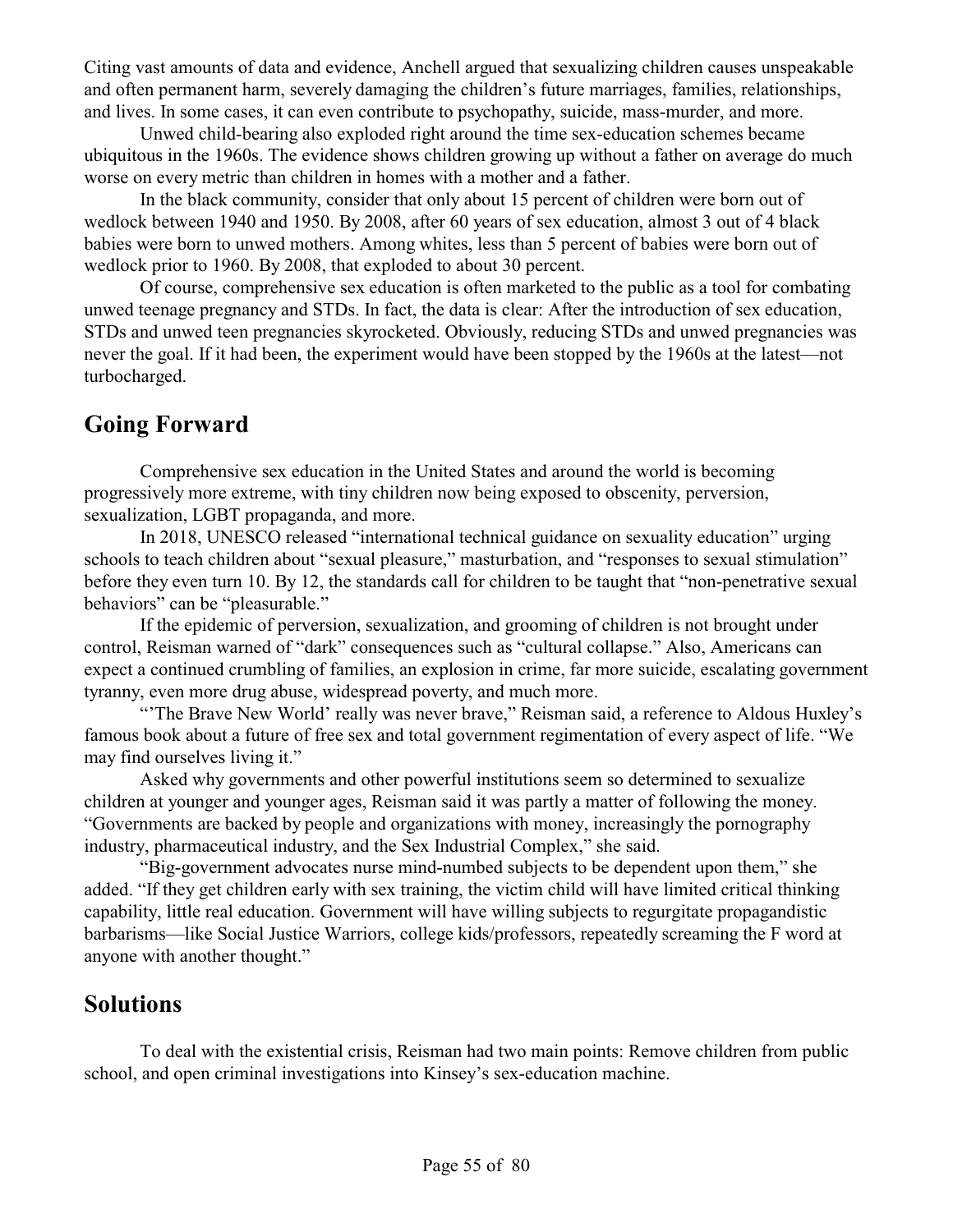Citing vast amounts of data and evidence, Anchell argued that sexualizing children causes unspeakable and often permanent harm, severely damaging the children's future marriages, families, relationships, and lives. In some cases, it can even contribute to psychopathy, suicide, mass-murder, and more.

Unwed child-bearing also exploded right around the time sex-education schemes became ubiquitous in the 1960s. The evidence shows children growing up without a father on average do much worse on every metric than children in homes with a mother and a father.

In the black community, consider that only about 15 percent of children were born out of wedlock between 1940 and 1950. By 2008, after 60 years of sex education, almost 3 out of 4 black babies were born to unwed mothers. Among whites, less than 5 percent of babies were born out of wedlock prior to 1960. By 2008, that exploded to about 30 percent.

Of course, comprehensive sex education is often marketed to the public as a tool for combating unwed teenage pregnancy and STDs. In fact, the data is clear: After the introduction of sex education, STDs and unwed teen pregnancies skyrocketed. Obviously, reducing STDs and unwed pregnancies was never the goal. If it had been, the experiment would have been stopped by the 1960s at the latest—not turbocharged.

## Going Forward

Comprehensive sex education in the United States and around the world is becoming progressively more extreme, with tiny children now being exposed to obscenity, perversion, sexualization, LGBT propaganda, and more.

In 2018, UNESCO released "international technical guidance on sexuality education" urging schools to teach children about "sexual pleasure," masturbation, and "responses to sexual stimulation" before they even turn 10. By 12, the standards call for children to be taught that "non-penetrative sexual behaviors" can be "pleasurable."

If the epidemic of perversion, sexualization, and grooming of children is not brought under control, Reisman warned of "dark" consequences such as "cultural collapse." Also, Americans can expect a continued crumbling of families, an explosion in crime, far more suicide, escalating government tyranny, even more drug abuse, widespread poverty, and much more.

"'The Brave New World' really was never brave," Reisman said, a reference to Aldous Huxley's famous book about a future of free sex and total government regimentation of every aspect of life. "We may find ourselves living it."

Asked why governments and other powerful institutions seem so determined to sexualize children at younger and younger ages, Reisman said it was partly a matter of following the money. "Governments are backed by people and organizations with money, increasingly the pornography industry, pharmaceutical industry, and the Sex Industrial Complex," she said.

"Big-government advocates nurse mind-numbed subjects to be dependent upon them," she added. "If they get children early with sex training, the victim child will have limited critical thinking capability, little real education. Government will have willing subjects to regurgitate propagandistic barbarisms—like Social Justice Warriors, college kids/professors, repeatedly screaming the F word at anyone with another thought."

## Solutions

To deal with the existential crisis, Reisman had two main points: Remove children from public school, and open criminal investigations into Kinsey's sex-education machine.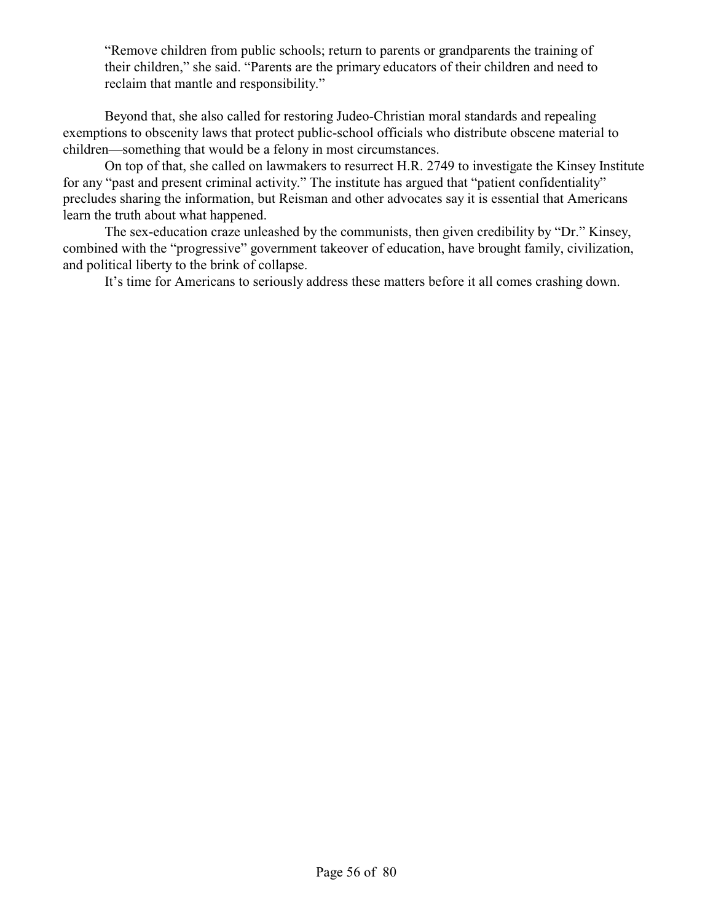> "Remove children from public schools; return to parents or grandparents the training of their children," she said. "Parents are the primary educators of their children and need to reclaim that mantle and responsibility."

Beyond that, she also called for restoring Judeo-Christian moral standards and repealing exemptions to obscenity laws that protect public-school officials who distribute obscene material to children—something that would be a felony in most circumstances.

On top of that, she called on lawmakers to resurrect H.R. 2749 to investigate the Kinsey Institute for any "past and present criminal activity." The institute has argued that "patient confidentiality" precludes sharing the information, but Reisman and other advocates say it is essential that Americans learn the truth about what happened.

The sex-education craze unleashed by the communists, then given credibility by "Dr." Kinsey, combined with the "progressive" government takeover of education, have brought family, civilization, and political liberty to the brink of collapse.

It's time for Americans to seriously address these matters before it all comes crashing down.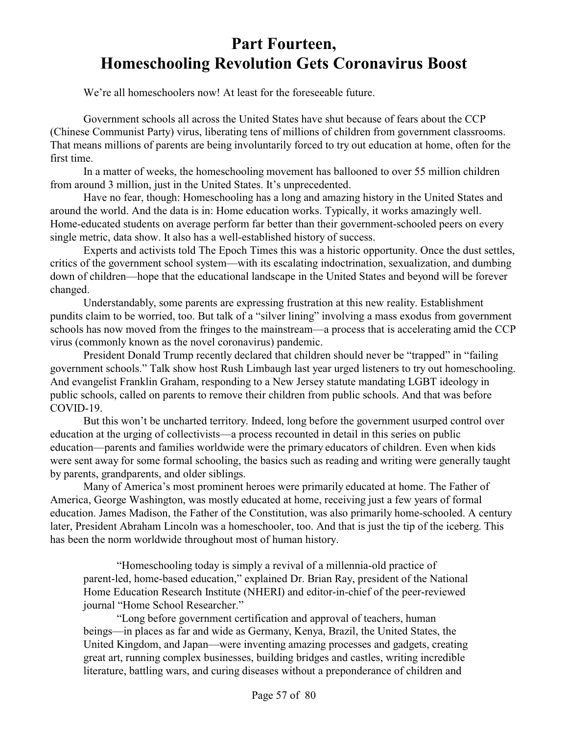# Part Fourteen, Homeschooling Revolution Gets Coronavirus Boost

We're all homeschoolers now! At least for the foreseeable future.

Government schools all across the United States have shut because of fears about the CCP (Chinese Communist Party) virus, liberating tens of millions of children from government classrooms. That means millions of parents are being involuntarily forced to try out education at home, often for the first time.

In a matter of weeks, the homeschooling movement has ballooned to over 55 million children from around 3 million, just in the United States. It's unprecedented.

Have no fear, though: Homeschooling has a long and amazing history in the United States and around the world. And the data is in: Home education works. Typically, it works amazingly well. Home-educated students on average perform far better than their government-schooled peers on every single metric, data show. It also has a well-established history of success.

Experts and activists told The Epoch Times this was a historic opportunity. Once the dust settles, critics of the government school system—with its escalating indoctrination, sexualization, and dumbing down of children—hope that the educational landscape in the United States and beyond will be forever changed.

Understandably, some parents are expressing frustration at this new reality. Establishment pundits claim to be worried, too. But talk of a "silver lining" involving a mass exodus from government schools has now moved from the fringes to the mainstream—a process that is accelerating amid the CCP virus (commonly known as the novel coronavirus) pandemic.

President Donald Trump recently declared that children should never be "trapped" in "failing government schools." Talk show host Rush Limbaugh last year urged listeners to try out homeschooling. And evangelist Franklin Graham, responding to a New Jersey statute mandating LGBT ideology in public schools, called on parents to remove their children from public schools. And that was before COVID-19.

But this won't be uncharted territory. Indeed, long before the government usurped control over education at the urging of collectivists—a process recounted in detail in this series on public education—parents and families worldwide were the primary educators of children. Even when kids were sent away for some formal schooling, the basics such as reading and writing were generally taught by parents, grandparents, and older siblings.

Many of America's most prominent heroes were primarily educated at home. The Father of America, George Washington, was mostly educated at home, receiving just a few years of formal education. James Madison, the Father of the Constitution, was also primarily home-schooled. A century later, President Abraham Lincoln was a homeschooler, too. And that is just the tip of the iceberg. This has been the norm worldwide throughout most of human history.

> "Homeschooling today is simply a revival of a millennia-old practice of parent-led, home-based education," explained Dr. Brian Ray, president of the National Home Education Research Institute (NHERI) and editor-in-chief of the peer-reviewed journal "Home School Researcher."
>
> "Long before government certification and approval of teachers, human beings—in places as far and wide as Germany, Kenya, Brazil, the United States, the United Kingdom, and Japan—were inventing amazing processes and gadgets, creating great art, running complex businesses, building bridges and castles, writing incredible literature, battling wars, and curing diseases without a preponderance of children and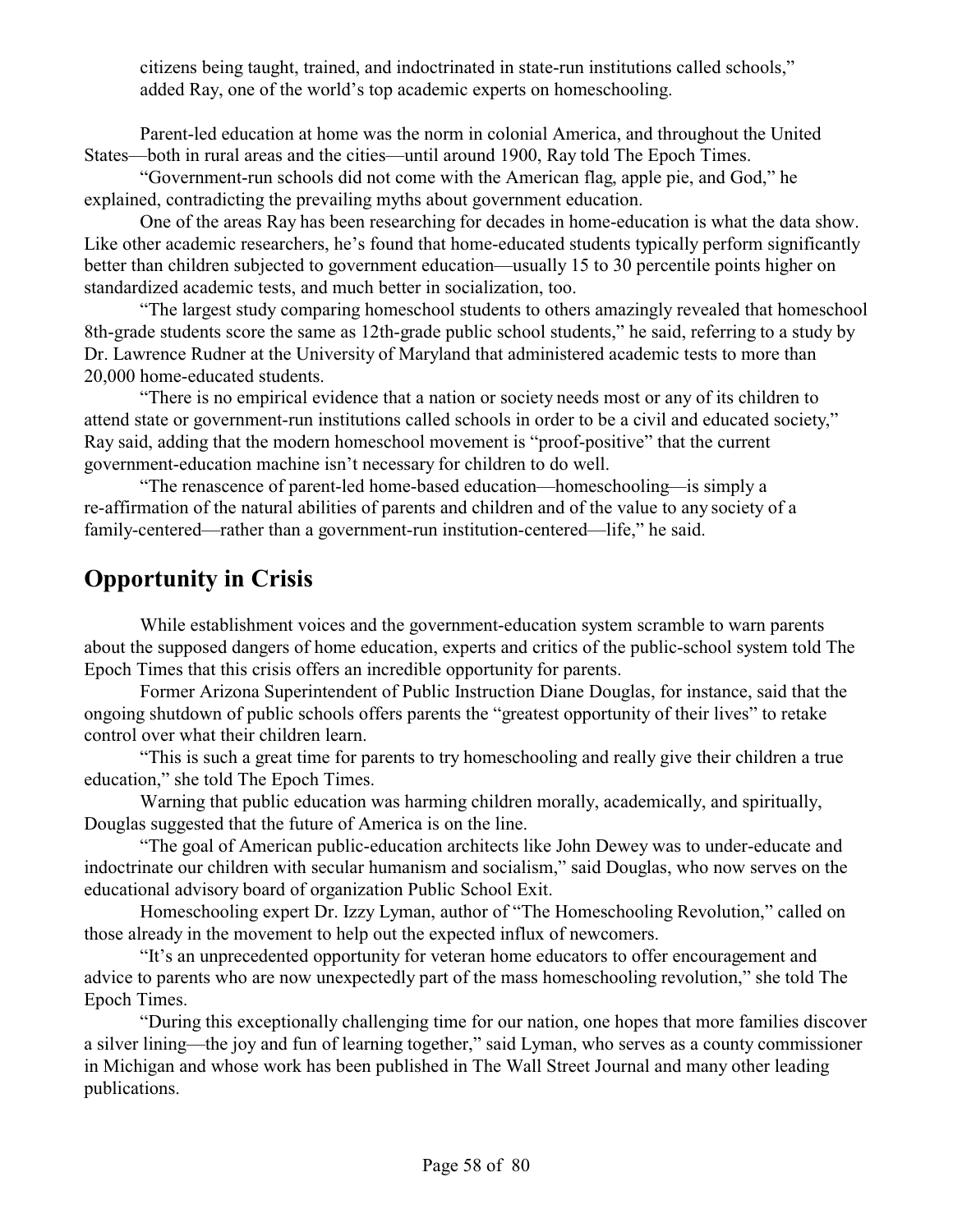citizens being taught, trained, and indoctrinated in state-run institutions called schools," added Ray, one of the world's top academic experts on homeschooling.

Parent-led education at home was the norm in colonial America, and throughout the United States—both in rural areas and the cities—until around 1900, Ray told The Epoch Times.

"Government-run schools did not come with the American flag, apple pie, and God," he explained, contradicting the prevailing myths about government education.

One of the areas Ray has been researching for decades in home-education is what the data show. Like other academic researchers, he's found that home-educated students typically perform significantly better than children subjected to government education—usually 15 to 30 percentile points higher on standardized academic tests, and much better in socialization, too.

"The largest study comparing homeschool students to others amazingly revealed that homeschool 8th-grade students score the same as 12th-grade public school students," he said, referring to a study by Dr. Lawrence Rudner at the University of Maryland that administered academic tests to more than 20,000 home-educated students.

"There is no empirical evidence that a nation or society needs most or any of its children to attend state or government-run institutions called schools in order to be a civil and educated society," Ray said, adding that the modern homeschool movement is "proof-positive" that the current government-education machine isn't necessary for children to do well.

"The renascence of parent-led home-based education—homeschooling—is simply a re-affirmation of the natural abilities of parents and children and of the value to any society of a family-centered—rather than a government-run institution-centered—life," he said.

## Opportunity in Crisis

While establishment voices and the government-education system scramble to warn parents about the supposed dangers of home education, experts and critics of the public-school system told The Epoch Times that this crisis offers an incredible opportunity for parents.

Former Arizona Superintendent of Public Instruction Diane Douglas, for instance, said that the ongoing shutdown of public schools offers parents the "greatest opportunity of their lives" to retake control over what their children learn.

"This is such a great time for parents to try homeschooling and really give their children a true education," she told The Epoch Times.

Warning that public education was harming children morally, academically, and spiritually, Douglas suggested that the future of America is on the line.

"The goal of American public-education architects like John Dewey was to under-educate and indoctrinate our children with secular humanism and socialism," said Douglas, who now serves on the educational advisory board of organization Public School Exit.

Homeschooling expert Dr. Izzy Lyman, author of "The Homeschooling Revolution," called on those already in the movement to help out the expected influx of newcomers.

"It's an unprecedented opportunity for veteran home educators to offer encouragement and advice to parents who are now unexpectedly part of the mass homeschooling revolution," she told The Epoch Times.

"During this exceptionally challenging time for our nation, one hopes that more families discover a silver lining—the joy and fun of learning together," said Lyman, who serves as a county commissioner in Michigan and whose work has been published in The Wall Street Journal and many other leading publications.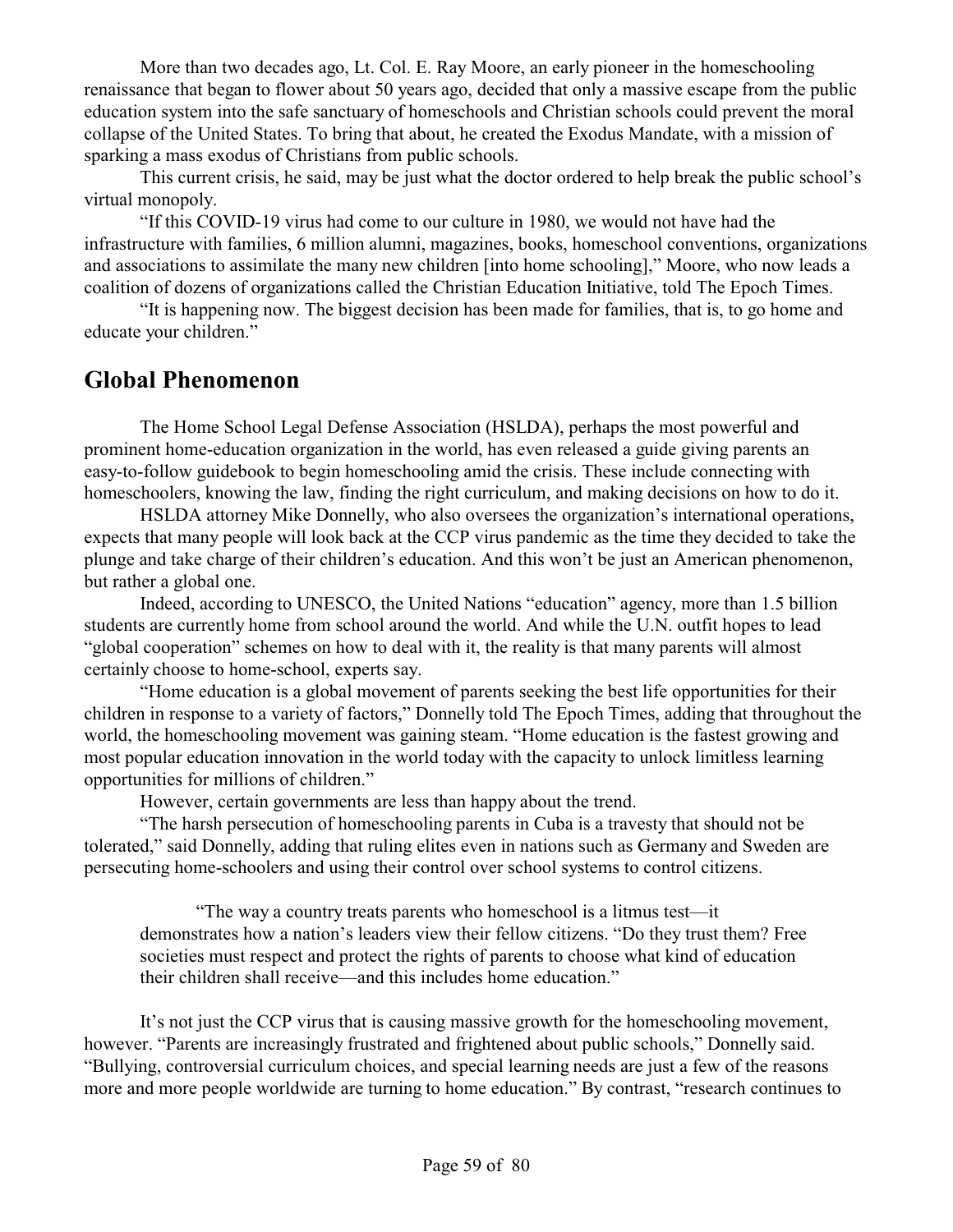More than two decades ago, Lt. Col. E. Ray Moore, an early pioneer in the homeschooling renaissance that began to flower about 50 years ago, decided that only a massive escape from the public education system into the safe sanctuary of homeschools and Christian schools could prevent the moral collapse of the United States. To bring that about, he created the Exodus Mandate, with a mission of sparking a mass exodus of Christians from public schools.

This current crisis, he said, may be just what the doctor ordered to help break the public school's virtual monopoly.

"If this COVID-19 virus had come to our culture in 1980, we would not have had the infrastructure with families, 6 million alumni, magazines, books, homeschool conventions, organizations and associations to assimilate the many new children [into home schooling]," Moore, who now leads a coalition of dozens of organizations called the Christian Education Initiative, told The Epoch Times.

"It is happening now. The biggest decision has been made for families, that is, to go home and educate your children."

## Global Phenomenon

The Home School Legal Defense Association (HSLDA), perhaps the most powerful and prominent home-education organization in the world, has even released a guide giving parents an easy-to-follow guidebook to begin homeschooling amid the crisis. These include connecting with homeschoolers, knowing the law, finding the right curriculum, and making decisions on how to do it.

HSLDA attorney Mike Donnelly, who also oversees the organization's international operations, expects that many people will look back at the CCP virus pandemic as the time they decided to take the plunge and take charge of their children's education. And this won't be just an American phenomenon, but rather a global one.

Indeed, according to UNESCO, the United Nations "education" agency, more than 1.5 billion students are currently home from school around the world. And while the U.N. outfit hopes to lead "global cooperation" schemes on how to deal with it, the reality is that many parents will almost certainly choose to home-school, experts say.

"Home education is a global movement of parents seeking the best life opportunities for their children in response to a variety of factors," Donnelly told The Epoch Times, adding that throughout the world, the homeschooling movement was gaining steam. "Home education is the fastest growing and most popular education innovation in the world today with the capacity to unlock limitless learning opportunities for millions of children."

However, certain governments are less than happy about the trend.

"The harsh persecution of homeschooling parents in Cuba is a travesty that should not be tolerated," said Donnelly, adding that ruling elites even in nations such as Germany and Sweden are persecuting home-schoolers and using their control over school systems to control citizens.

> "The way a country treats parents who homeschool is a litmus test—it demonstrates how a nation's leaders view their fellow citizens. "Do they trust them? Free societies must respect and protect the rights of parents to choose what kind of education their children shall receive—and this includes home education."

It's not just the CCP virus that is causing massive growth for the homeschooling movement, however. "Parents are increasingly frustrated and frightened about public schools," Donnelly said. "Bullying, controversial curriculum choices, and special learning needs are just a few of the reasons more and more people worldwide are turning to home education." By contrast, "research continues to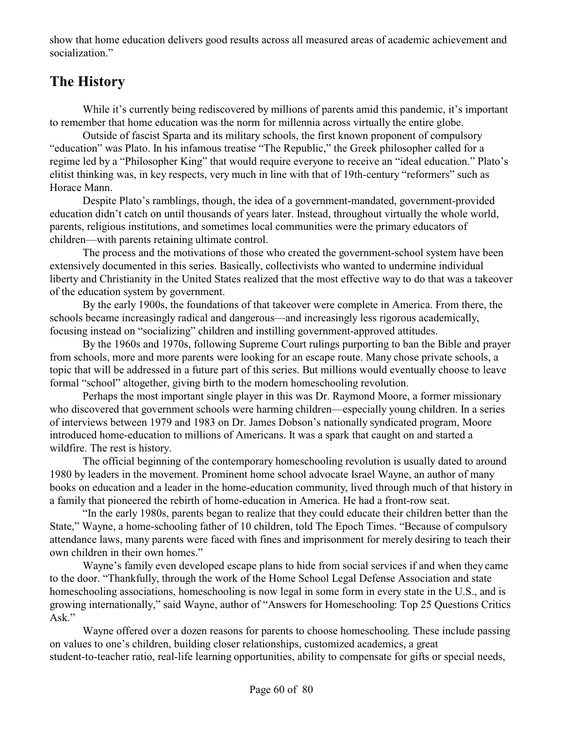show that home education delivers good results across all measured areas of academic achievement and socialization."

## The History

While it's currently being rediscovered by millions of parents amid this pandemic, it's important to remember that home education was the norm for millennia across virtually the entire globe.

Outside of fascist Sparta and its military schools, the first known proponent of compulsory "education" was Plato. In his infamous treatise "The Republic," the Greek philosopher called for a regime led by a "Philosopher King" that would require everyone to receive an "ideal education." Plato's elitist thinking was, in key respects, very much in line with that of 19th-century "reformers" such as Horace Mann.

Despite Plato's ramblings, though, the idea of a government-mandated, government-provided education didn't catch on until thousands of years later. Instead, throughout virtually the whole world, parents, religious institutions, and sometimes local communities were the primary educators of children—with parents retaining ultimate control.

The process and the motivations of those who created the government-school system have been extensively documented in this series. Basically, collectivists who wanted to undermine individual liberty and Christianity in the United States realized that the most effective way to do that was a takeover of the education system by government.

By the early 1900s, the foundations of that takeover were complete in America. From there, the schools became increasingly radical and dangerous—and increasingly less rigorous academically, focusing instead on "socializing" children and instilling government-approved attitudes.

By the 1960s and 1970s, following Supreme Court rulings purporting to ban the Bible and prayer from schools, more and more parents were looking for an escape route. Many chose private schools, a topic that will be addressed in a future part of this series. But millions would eventually choose to leave formal "school" altogether, giving birth to the modern homeschooling revolution.

Perhaps the most important single player in this was Dr. Raymond Moore, a former missionary who discovered that government schools were harming children—especially young children. In a series of interviews between 1979 and 1983 on Dr. James Dobson's nationally syndicated program, Moore introduced home-education to millions of Americans. It was a spark that caught on and started a wildfire. The rest is history.

The official beginning of the contemporary homeschooling revolution is usually dated to around 1980 by leaders in the movement. Prominent home school advocate Israel Wayne, an author of many books on education and a leader in the home-education community, lived through much of that history in a family that pioneered the rebirth of home-education in America. He had a front-row seat.

"In the early 1980s, parents began to realize that they could educate their children better than the State," Wayne, a home-schooling father of 10 children, told The Epoch Times. "Because of compulsory attendance laws, many parents were faced with fines and imprisonment for merely desiring to teach their own children in their own homes."

Wayne's family even developed escape plans to hide from social services if and when they came to the door. "Thankfully, through the work of the Home School Legal Defense Association and state homeschooling associations, homeschooling is now legal in some form in every state in the U.S., and is growing internationally," said Wayne, author of "Answers for Homeschooling: Top 25 Questions Critics Ask."

Wayne offered over a dozen reasons for parents to choose homeschooling. These include passing on values to one's children, building closer relationships, customized academics, a great student-to-teacher ratio, real-life learning opportunities, ability to compensate for gifts or special needs,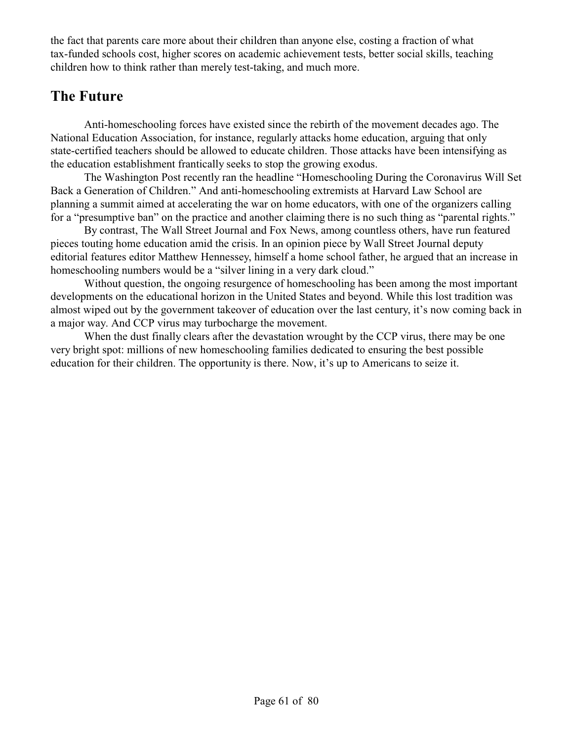the fact that parents care more about their children than anyone else, costing a fraction of what tax-funded schools cost, higher scores on academic achievement tests, better social skills, teaching children how to think rather than merely test-taking, and much more.

## The Future

Anti-homeschooling forces have existed since the rebirth of the movement decades ago. The National Education Association, for instance, regularly attacks home education, arguing that only state-certified teachers should be allowed to educate children. Those attacks have been intensifying as the education establishment frantically seeks to stop the growing exodus.

The Washington Post recently ran the headline "Homeschooling During the Coronavirus Will Set Back a Generation of Children." And anti-homeschooling extremists at Harvard Law School are planning a summit aimed at accelerating the war on home educators, with one of the organizers calling for a "presumptive ban" on the practice and another claiming there is no such thing as "parental rights."

By contrast, The Wall Street Journal and Fox News, among countless others, have run featured pieces touting home education amid the crisis. In an opinion piece by Wall Street Journal deputy editorial features editor Matthew Hennessey, himself a home school father, he argued that an increase in homeschooling numbers would be a "silver lining in a very dark cloud."

Without question, the ongoing resurgence of homeschooling has been among the most important developments on the educational horizon in the United States and beyond. While this lost tradition was almost wiped out by the government takeover of education over the last century, it's now coming back in a major way. And CCP virus may turbocharge the movement.

When the dust finally clears after the devastation wrought by the CCP virus, there may be one very bright spot: millions of new homeschooling families dedicated to ensuring the best possible education for their children. The opportunity is there. Now, it's up to Americans to seize it.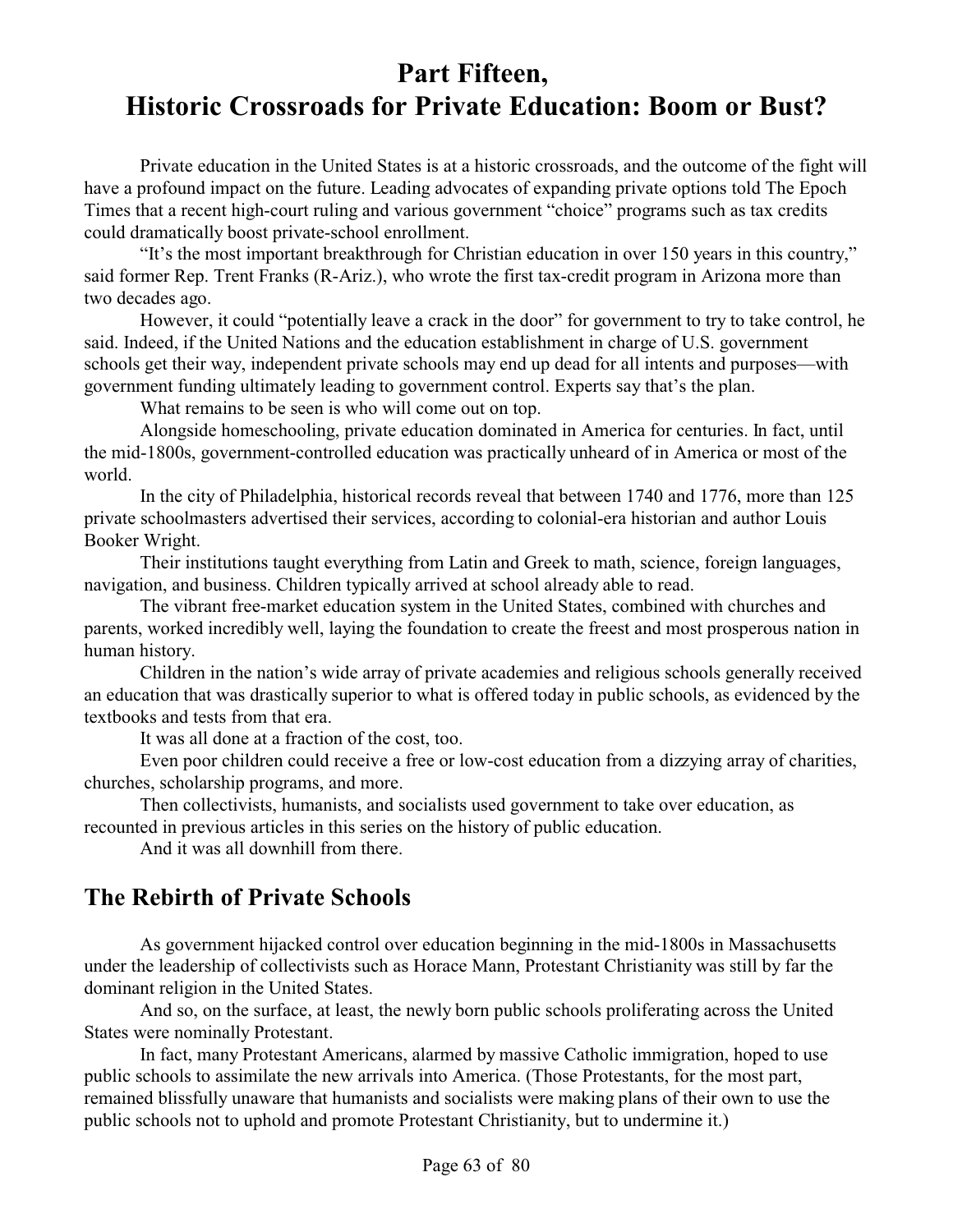# Part Fifteen,
# Historic Crossroads for Private Education: Boom or Bust?

Private education in the United States is at a historic crossroads, and the outcome of the fight will have a profound impact on the future. Leading advocates of expanding private options told The Epoch Times that a recent high-court ruling and various government "choice" programs such as tax credits could dramatically boost private-school enrollment.

"It's the most important breakthrough for Christian education in over 150 years in this country," said former Rep. Trent Franks (R-Ariz.), who wrote the first tax-credit program in Arizona more than two decades ago.

However, it could "potentially leave a crack in the door" for government to try to take control, he said. Indeed, if the United Nations and the education establishment in charge of U.S. government schools get their way, independent private schools may end up dead for all intents and purposes—with government funding ultimately leading to government control. Experts say that's the plan.

What remains to be seen is who will come out on top.

Alongside homeschooling, private education dominated in America for centuries. In fact, until the mid-1800s, government-controlled education was practically unheard of in America or most of the world.

In the city of Philadelphia, historical records reveal that between 1740 and 1776, more than 125 private schoolmasters advertised their services, according to colonial-era historian and author Louis Booker Wright.

Their institutions taught everything from Latin and Greek to math, science, foreign languages, navigation, and business. Children typically arrived at school already able to read.

The vibrant free-market education system in the United States, combined with churches and parents, worked incredibly well, laying the foundation to create the freest and most prosperous nation in human history.

Children in the nation's wide array of private academies and religious schools generally received an education that was drastically superior to what is offered today in public schools, as evidenced by the textbooks and tests from that era.

It was all done at a fraction of the cost, too.

Even poor children could receive a free or low-cost education from a dizzying array of charities, churches, scholarship programs, and more.

Then collectivists, humanists, and socialists used government to take over education, as recounted in previous articles in this series on the history of public education.

And it was all downhill from there.

## The Rebirth of Private Schools

As government hijacked control over education beginning in the mid-1800s in Massachusetts under the leadership of collectivists such as Horace Mann, Protestant Christianity was still by far the dominant religion in the United States.

And so, on the surface, at least, the newly born public schools proliferating across the United States were nominally Protestant.

In fact, many Protestant Americans, alarmed by massive Catholic immigration, hoped to use public schools to assimilate the new arrivals into America. (Those Protestants, for the most part, remained blissfully unaware that humanists and socialists were making plans of their own to use the public schools not to uphold and promote Protestant Christianity, but to undermine it.)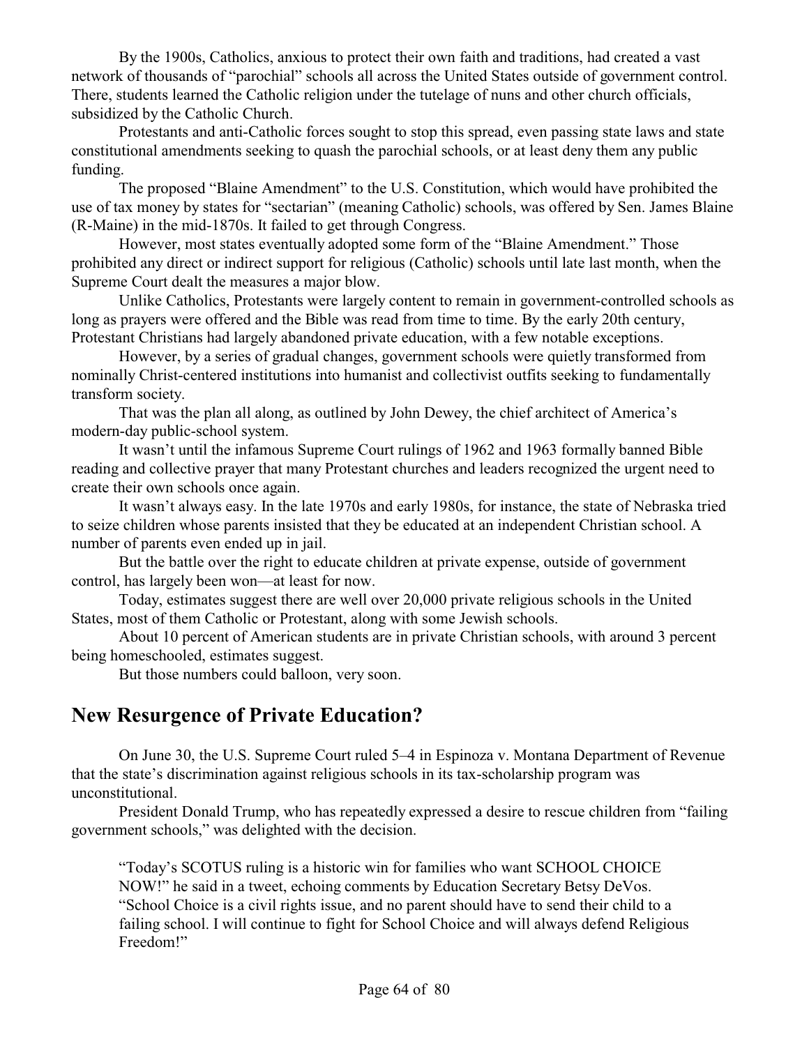By the 1900s, Catholics, anxious to protect their own faith and traditions, had created a vast network of thousands of "parochial" schools all across the United States outside of government control. There, students learned the Catholic religion under the tutelage of nuns and other church officials, subsidized by the Catholic Church.

Protestants and anti-Catholic forces sought to stop this spread, even passing state laws and state constitutional amendments seeking to quash the parochial schools, or at least deny them any public funding.

The proposed "Blaine Amendment" to the U.S. Constitution, which would have prohibited the use of tax money by states for "sectarian" (meaning Catholic) schools, was offered by Sen. James Blaine (R-Maine) in the mid-1870s. It failed to get through Congress.

However, most states eventually adopted some form of the "Blaine Amendment." Those prohibited any direct or indirect support for religious (Catholic) schools until late last month, when the Supreme Court dealt the measures a major blow.

Unlike Catholics, Protestants were largely content to remain in government-controlled schools as long as prayers were offered and the Bible was read from time to time. By the early 20th century, Protestant Christians had largely abandoned private education, with a few notable exceptions.

However, by a series of gradual changes, government schools were quietly transformed from nominally Christ-centered institutions into humanist and collectivist outfits seeking to fundamentally transform society.

That was the plan all along, as outlined by John Dewey, the chief architect of America's modern-day public-school system.

It wasn't until the infamous Supreme Court rulings of 1962 and 1963 formally banned Bible reading and collective prayer that many Protestant churches and leaders recognized the urgent need to create their own schools once again.

It wasn't always easy. In the late 1970s and early 1980s, for instance, the state of Nebraska tried to seize children whose parents insisted that they be educated at an independent Christian school. A number of parents even ended up in jail.

But the battle over the right to educate children at private expense, outside of government control, has largely been won—at least for now.

Today, estimates suggest there are well over 20,000 private religious schools in the United States, most of them Catholic or Protestant, along with some Jewish schools.

About 10 percent of American students are in private Christian schools, with around 3 percent being homeschooled, estimates suggest.

But those numbers could balloon, very soon.

## New Resurgence of Private Education?

On June 30, the U.S. Supreme Court ruled 5–4 in Espinoza v. Montana Department of Revenue that the state's discrimination against religious schools in its tax-scholarship program was unconstitutional.

President Donald Trump, who has repeatedly expressed a desire to rescue children from "failing government schools," was delighted with the decision.

> "Today's SCOTUS ruling is a historic win for families who want SCHOOL CHOICE NOW!" he said in a tweet, echoing comments by Education Secretary Betsy DeVos. "School Choice is a civil rights issue, and no parent should have to send their child to a failing school. I will continue to fight for School Choice and will always defend Religious Freedom!"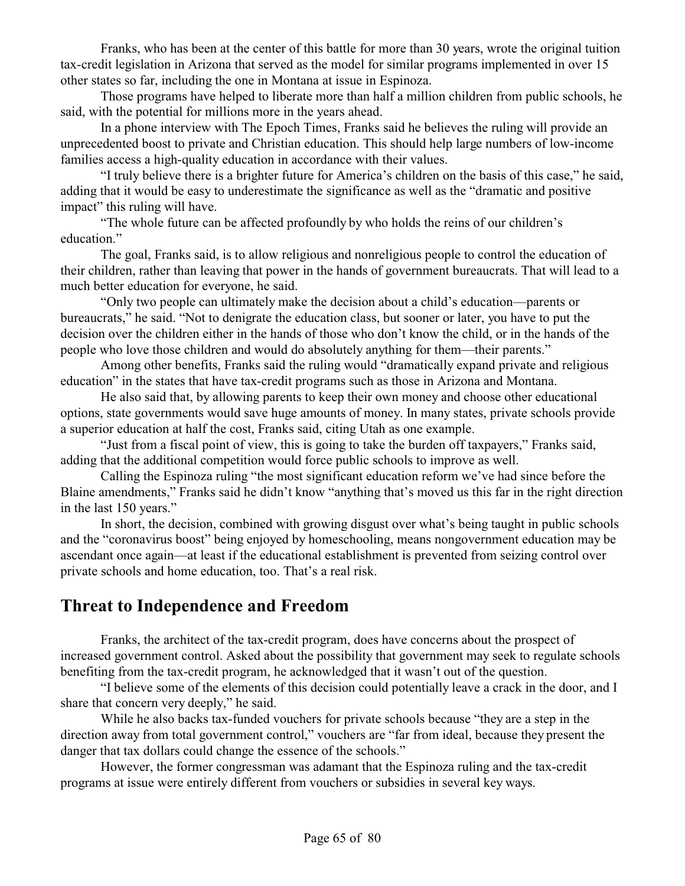Franks, who has been at the center of this battle for more than 30 years, wrote the original tuition tax-credit legislation in Arizona that served as the model for similar programs implemented in over 15 other states so far, including the one in Montana at issue in Espinoza.

Those programs have helped to liberate more than half a million children from public schools, he said, with the potential for millions more in the years ahead.

In a phone interview with The Epoch Times, Franks said he believes the ruling will provide an unprecedented boost to private and Christian education. This should help large numbers of low-income families access a high-quality education in accordance with their values.

"I truly believe there is a brighter future for America's children on the basis of this case," he said, adding that it would be easy to underestimate the significance as well as the "dramatic and positive impact" this ruling will have.

"The whole future can be affected profoundly by who holds the reins of our children's education."

The goal, Franks said, is to allow religious and nonreligious people to control the education of their children, rather than leaving that power in the hands of government bureaucrats. That will lead to a much better education for everyone, he said.

"Only two people can ultimately make the decision about a child's education—parents or bureaucrats," he said. "Not to denigrate the education class, but sooner or later, you have to put the decision over the children either in the hands of those who don't know the child, or in the hands of the people who love those children and would do absolutely anything for them—their parents."

Among other benefits, Franks said the ruling would "dramatically expand private and religious education" in the states that have tax-credit programs such as those in Arizona and Montana.

He also said that, by allowing parents to keep their own money and choose other educational options, state governments would save huge amounts of money. In many states, private schools provide a superior education at half the cost, Franks said, citing Utah as one example.

"Just from a fiscal point of view, this is going to take the burden off taxpayers," Franks said, adding that the additional competition would force public schools to improve as well.

Calling the Espinoza ruling "the most significant education reform we've had since before the Blaine amendments," Franks said he didn't know "anything that's moved us this far in the right direction in the last 150 years."

In short, the decision, combined with growing disgust over what's being taught in public schools and the "coronavirus boost" being enjoyed by homeschooling, means nongovernment education may be ascendant once again—at least if the educational establishment is prevented from seizing control over private schools and home education, too. That's a real risk.

## Threat to Independence and Freedom

Franks, the architect of the tax-credit program, does have concerns about the prospect of increased government control. Asked about the possibility that government may seek to regulate schools benefiting from the tax-credit program, he acknowledged that it wasn't out of the question.

"I believe some of the elements of this decision could potentially leave a crack in the door, and I share that concern very deeply," he said.

While he also backs tax-funded vouchers for private schools because "they are a step in the direction away from total government control," vouchers are "far from ideal, because they present the danger that tax dollars could change the essence of the schools."

However, the former congressman was adamant that the Espinoza ruling and the tax-credit programs at issue were entirely different from vouchers or subsidies in several key ways.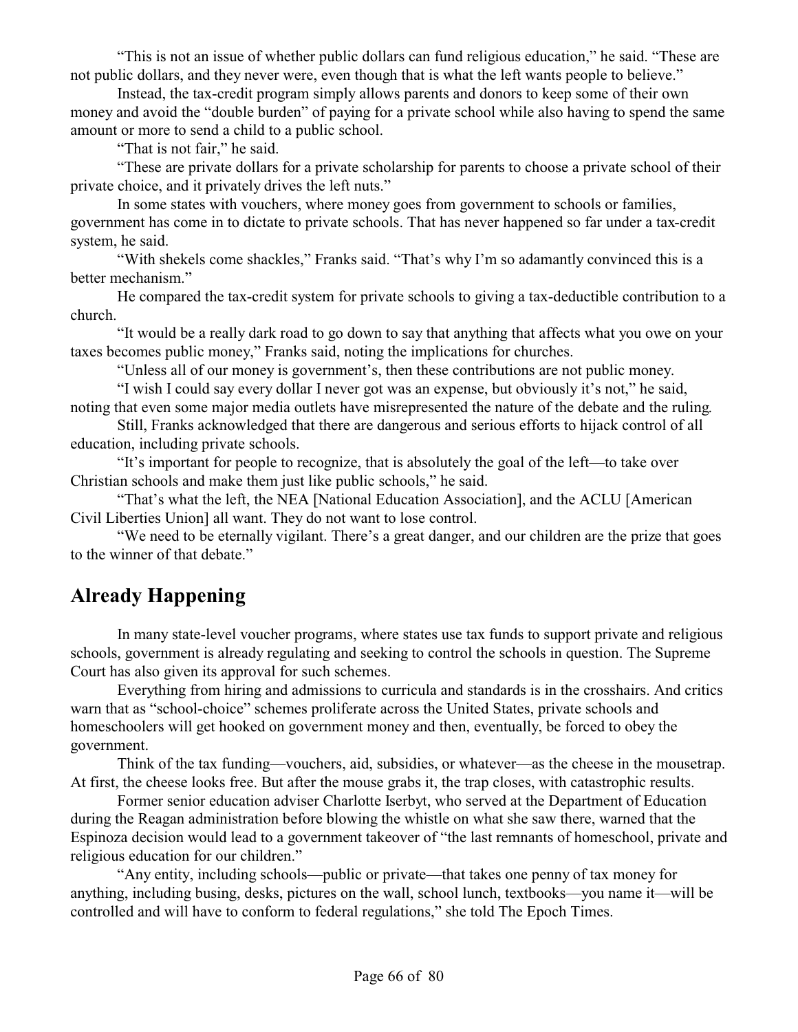"This is not an issue of whether public dollars can fund religious education," he said. "These are not public dollars, and they never were, even though that is what the left wants people to believe."

Instead, the tax-credit program simply allows parents and donors to keep some of their own money and avoid the "double burden" of paying for a private school while also having to spend the same amount or more to send a child to a public school.

"That is not fair," he said.

"These are private dollars for a private scholarship for parents to choose a private school of their private choice, and it privately drives the left nuts."

In some states with vouchers, where money goes from government to schools or families, government has come in to dictate to private schools. That has never happened so far under a tax-credit system, he said.

"With shekels come shackles," Franks said. "That's why I'm so adamantly convinced this is a better mechanism."

He compared the tax-credit system for private schools to giving a tax-deductible contribution to a church.

"It would be a really dark road to go down to say that anything that affects what you owe on your taxes becomes public money," Franks said, noting the implications for churches.

"Unless all of our money is government's, then these contributions are not public money.

"I wish I could say every dollar I never got was an expense, but obviously it's not," he said, noting that even some major media outlets have misrepresented the nature of the debate and the ruling.

Still, Franks acknowledged that there are dangerous and serious efforts to hijack control of all education, including private schools.

"It's important for people to recognize, that is absolutely the goal of the left—to take over Christian schools and make them just like public schools," he said.

"That's what the left, the NEA [National Education Association], and the ACLU [American Civil Liberties Union] all want. They do not want to lose control.

"We need to be eternally vigilant. There's a great danger, and our children are the prize that goes to the winner of that debate."

## Already Happening

In many state-level voucher programs, where states use tax funds to support private and religious schools, government is already regulating and seeking to control the schools in question. The Supreme Court has also given its approval for such schemes.

Everything from hiring and admissions to curricula and standards is in the crosshairs. And critics warn that as "school-choice" schemes proliferate across the United States, private schools and homeschoolers will get hooked on government money and then, eventually, be forced to obey the government.

Think of the tax funding—vouchers, aid, subsidies, or whatever—as the cheese in the mousetrap. At first, the cheese looks free. But after the mouse grabs it, the trap closes, with catastrophic results.

Former senior education adviser Charlotte Iserbyt, who served at the Department of Education during the Reagan administration before blowing the whistle on what she saw there, warned that the Espinoza decision would lead to a government takeover of "the last remnants of homeschool, private and religious education for our children."

"Any entity, including schools—public or private—that takes one penny of tax money for anything, including busing, desks, pictures on the wall, school lunch, textbooks—you name it—will be controlled and will have to conform to federal regulations," she told The Epoch Times.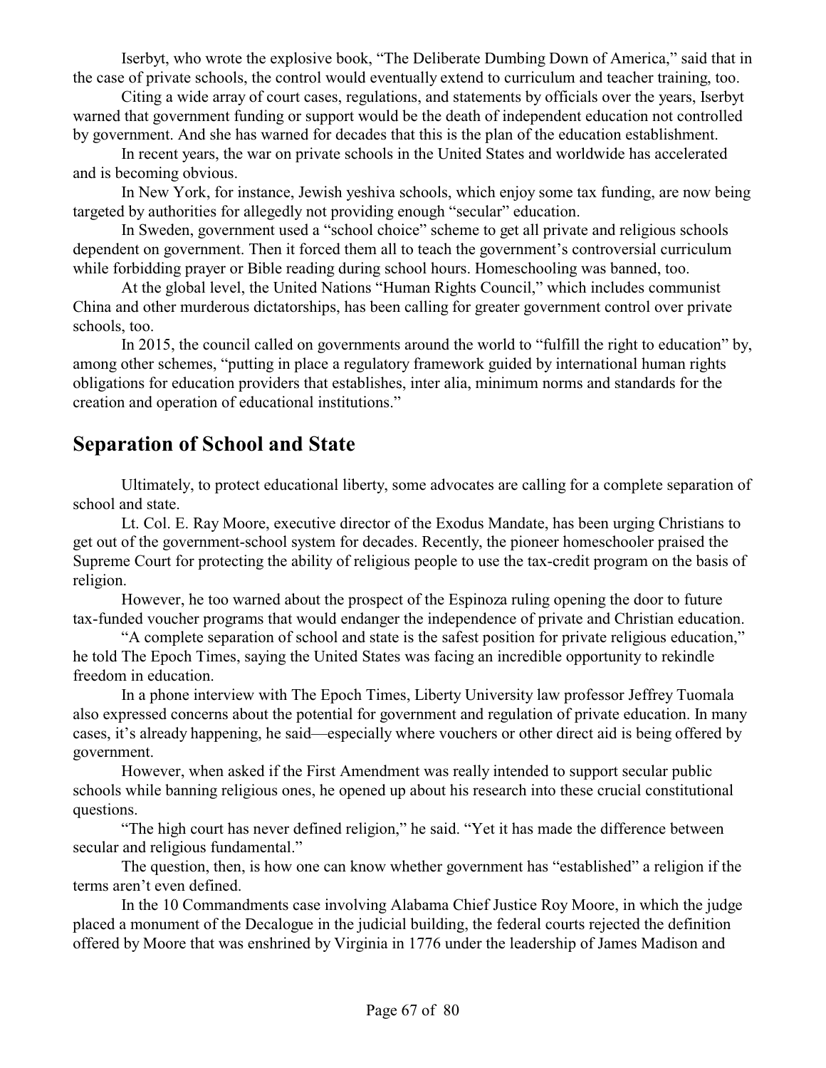Iserbyt, who wrote the explosive book, "The Deliberate Dumbing Down of America," said that in the case of private schools, the control would eventually extend to curriculum and teacher training, too.

Citing a wide array of court cases, regulations, and statements by officials over the years, Iserbyt warned that government funding or support would be the death of independent education not controlled by government. And she has warned for decades that this is the plan of the education establishment.

In recent years, the war on private schools in the United States and worldwide has accelerated and is becoming obvious.

In New York, for instance, Jewish yeshiva schools, which enjoy some tax funding, are now being targeted by authorities for allegedly not providing enough "secular" education.

In Sweden, government used a "school choice" scheme to get all private and religious schools dependent on government. Then it forced them all to teach the government's controversial curriculum while forbidding prayer or Bible reading during school hours. Homeschooling was banned, too.

At the global level, the United Nations "Human Rights Council," which includes communist China and other murderous dictatorships, has been calling for greater government control over private schools, too.

In 2015, the council called on governments around the world to "fulfill the right to education" by, among other schemes, "putting in place a regulatory framework guided by international human rights obligations for education providers that establishes, inter alia, minimum norms and standards for the creation and operation of educational institutions."

## Separation of School and State

Ultimately, to protect educational liberty, some advocates are calling for a complete separation of school and state.

Lt. Col. E. Ray Moore, executive director of the Exodus Mandate, has been urging Christians to get out of the government-school system for decades. Recently, the pioneer homeschooler praised the Supreme Court for protecting the ability of religious people to use the tax-credit program on the basis of religion.

However, he too warned about the prospect of the Espinoza ruling opening the door to future tax-funded voucher programs that would endanger the independence of private and Christian education.

"A complete separation of school and state is the safest position for private religious education," he told The Epoch Times, saying the United States was facing an incredible opportunity to rekindle freedom in education.

In a phone interview with The Epoch Times, Liberty University law professor Jeffrey Tuomala also expressed concerns about the potential for government and regulation of private education. In many cases, it's already happening, he said—especially where vouchers or other direct aid is being offered by government.

However, when asked if the First Amendment was really intended to support secular public schools while banning religious ones, he opened up about his research into these crucial constitutional questions.

"The high court has never defined religion," he said. "Yet it has made the difference between secular and religious fundamental."

The question, then, is how one can know whether government has "established" a religion if the terms aren't even defined.

In the 10 Commandments case involving Alabama Chief Justice Roy Moore, in which the judge placed a monument of the Decalogue in the judicial building, the federal courts rejected the definition offered by Moore that was enshrined by Virginia in 1776 under the leadership of James Madison and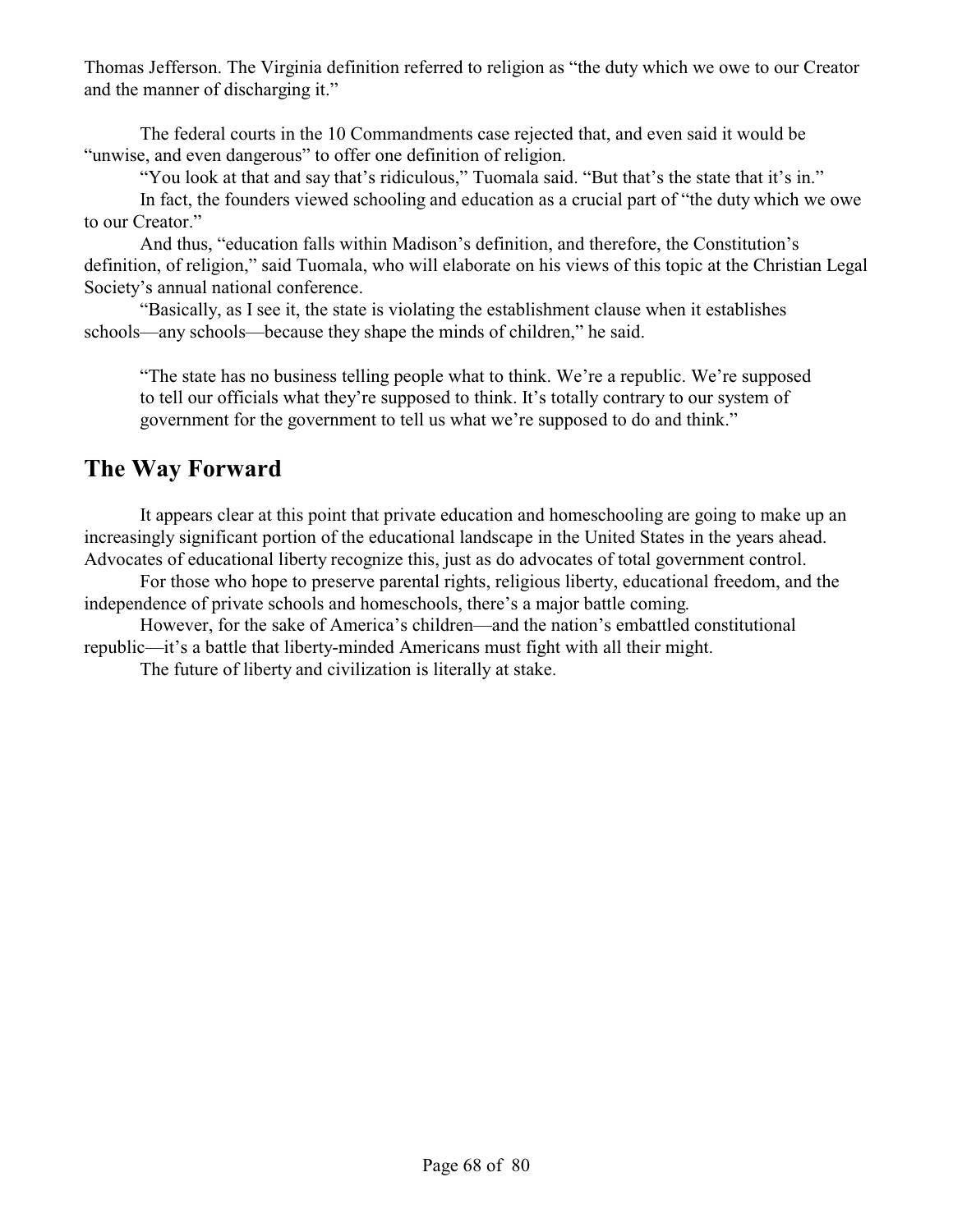Thomas Jefferson. The Virginia definition referred to religion as "the duty which we owe to our Creator and the manner of discharging it."

The federal courts in the 10 Commandments case rejected that, and even said it would be "unwise, and even dangerous" to offer one definition of religion.

"You look at that and say that's ridiculous," Tuomala said. "But that's the state that it's in."

In fact, the founders viewed schooling and education as a crucial part of "the duty which we owe to our Creator."

And thus, "education falls within Madison's definition, and therefore, the Constitution's definition, of religion," said Tuomala, who will elaborate on his views of this topic at the Christian Legal Society's annual national conference.

"Basically, as I see it, the state is violating the establishment clause when it establishes schools—any schools—because they shape the minds of children," he said.

> "The state has no business telling people what to think. We're a republic. We're supposed to tell our officials what they're supposed to think. It's totally contrary to our system of government for the government to tell us what we're supposed to do and think."

## The Way Forward

It appears clear at this point that private education and homeschooling are going to make up an increasingly significant portion of the educational landscape in the United States in the years ahead. Advocates of educational liberty recognize this, just as do advocates of total government control.

For those who hope to preserve parental rights, religious liberty, educational freedom, and the independence of private schools and homeschools, there's a major battle coming.

However, for the sake of America's children—and the nation's embattled constitutional republic—it's a battle that liberty-minded Americans must fight with all their might.

The future of liberty and civilization is literally at stake.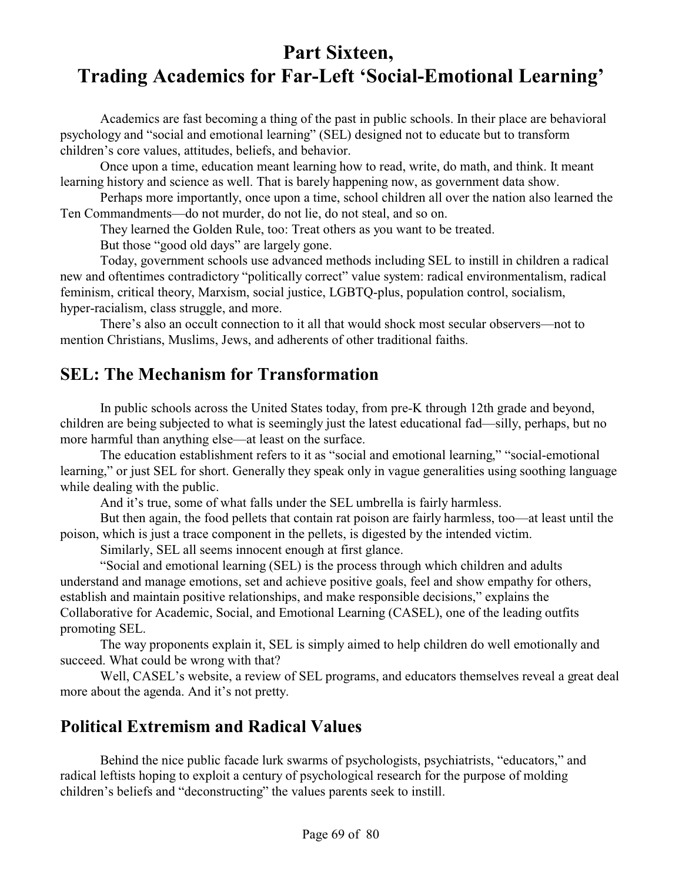# Part Sixteen, Trading Academics for Far-Left 'Social-Emotional Learning'

Academics are fast becoming a thing of the past in public schools. In their place are behavioral psychology and "social and emotional learning" (SEL) designed not to educate but to transform children's core values, attitudes, beliefs, and behavior.

Once upon a time, education meant learning how to read, write, do math, and think. It meant learning history and science as well. That is barely happening now, as government data show.

Perhaps more importantly, once upon a time, school children all over the nation also learned the Ten Commandments—do not murder, do not lie, do not steal, and so on.

They learned the Golden Rule, too: Treat others as you want to be treated.

But those "good old days" are largely gone.

Today, government schools use advanced methods including SEL to instill in children a radical new and oftentimes contradictory "politically correct" value system: radical environmentalism, radical feminism, critical theory, Marxism, social justice, LGBTQ-plus, population control, socialism, hyper-racialism, class struggle, and more.

There's also an occult connection to it all that would shock most secular observers—not to mention Christians, Muslims, Jews, and adherents of other traditional faiths.

## SEL: The Mechanism for Transformation

In public schools across the United States today, from pre-K through 12th grade and beyond, children are being subjected to what is seemingly just the latest educational fad—silly, perhaps, but no more harmful than anything else—at least on the surface.

The education establishment refers to it as "social and emotional learning," "social-emotional learning," or just SEL for short. Generally they speak only in vague generalities using soothing language while dealing with the public.

And it's true, some of what falls under the SEL umbrella is fairly harmless.

But then again, the food pellets that contain rat poison are fairly harmless, too—at least until the poison, which is just a trace component in the pellets, is digested by the intended victim.

Similarly, SEL all seems innocent enough at first glance.

"Social and emotional learning (SEL) is the process through which children and adults understand and manage emotions, set and achieve positive goals, feel and show empathy for others, establish and maintain positive relationships, and make responsible decisions," explains the Collaborative for Academic, Social, and Emotional Learning (CASEL), one of the leading outfits promoting SEL.

The way proponents explain it, SEL is simply aimed to help children do well emotionally and succeed. What could be wrong with that?

Well, CASEL's website, a review of SEL programs, and educators themselves reveal a great deal more about the agenda. And it's not pretty.

## Political Extremism and Radical Values

Behind the nice public facade lurk swarms of psychologists, psychiatrists, "educators," and radical leftists hoping to exploit a century of psychological research for the purpose of molding children's beliefs and "deconstructing" the values parents seek to instill.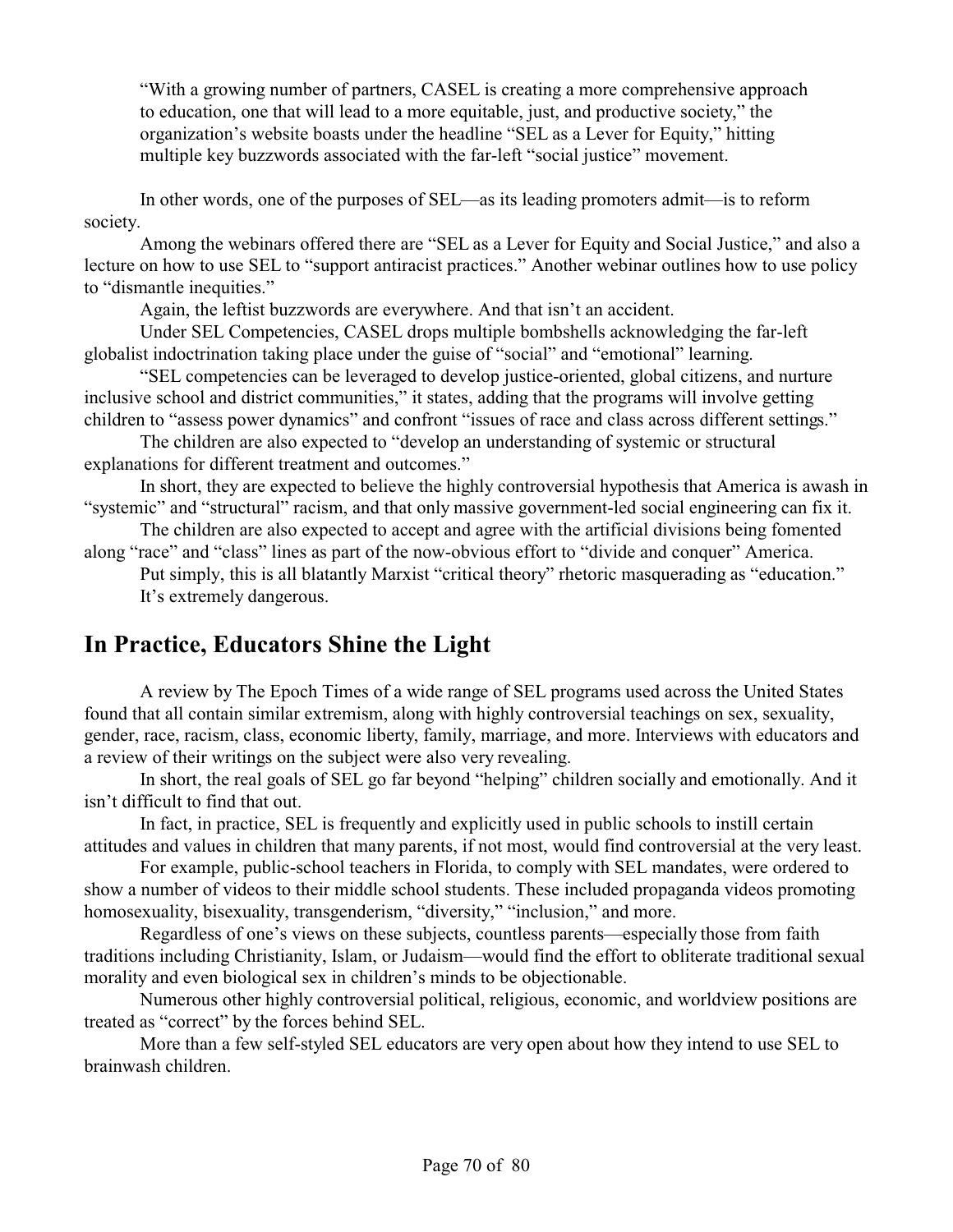"With a growing number of partners, CASEL is creating a more comprehensive approach to education, one that will lead to a more equitable, just, and productive society," the organization's website boasts under the headline "SEL as a Lever for Equity," hitting multiple key buzzwords associated with the far-left "social justice" movement.

In other words, one of the purposes of SEL—as its leading promoters admit—is to reform society.

Among the webinars offered there are "SEL as a Lever for Equity and Social Justice," and also a lecture on how to use SEL to "support antiracist practices." Another webinar outlines how to use policy to "dismantle inequities."

Again, the leftist buzzwords are everywhere. And that isn't an accident.

Under SEL Competencies, CASEL drops multiple bombshells acknowledging the far-left globalist indoctrination taking place under the guise of "social" and "emotional" learning.

"SEL competencies can be leveraged to develop justice-oriented, global citizens, and nurture inclusive school and district communities," it states, adding that the programs will involve getting children to "assess power dynamics" and confront "issues of race and class across different settings."

The children are also expected to "develop an understanding of systemic or structural explanations for different treatment and outcomes."

In short, they are expected to believe the highly controversial hypothesis that America is awash in "systemic" and "structural" racism, and that only massive government-led social engineering can fix it.

The children are also expected to accept and agree with the artificial divisions being fomented along "race" and "class" lines as part of the now-obvious effort to "divide and conquer" America.

Put simply, this is all blatantly Marxist "critical theory" rhetoric masquerading as "education."

It's extremely dangerous.

## In Practice, Educators Shine the Light

A review by The Epoch Times of a wide range of SEL programs used across the United States found that all contain similar extremism, along with highly controversial teachings on sex, sexuality, gender, race, racism, class, economic liberty, family, marriage, and more. Interviews with educators and a review of their writings on the subject were also very revealing.

In short, the real goals of SEL go far beyond "helping" children socially and emotionally. And it isn't difficult to find that out.

In fact, in practice, SEL is frequently and explicitly used in public schools to instill certain attitudes and values in children that many parents, if not most, would find controversial at the very least.

For example, public-school teachers in Florida, to comply with SEL mandates, were ordered to show a number of videos to their middle school students. These included propaganda videos promoting homosexuality, bisexuality, transgenderism, "diversity," "inclusion," and more.

Regardless of one's views on these subjects, countless parents—especially those from faith traditions including Christianity, Islam, or Judaism—would find the effort to obliterate traditional sexual morality and even biological sex in children's minds to be objectionable.

Numerous other highly controversial political, religious, economic, and worldview positions are treated as "correct" by the forces behind SEL.

More than a few self-styled SEL educators are very open about how they intend to use SEL to brainwash children.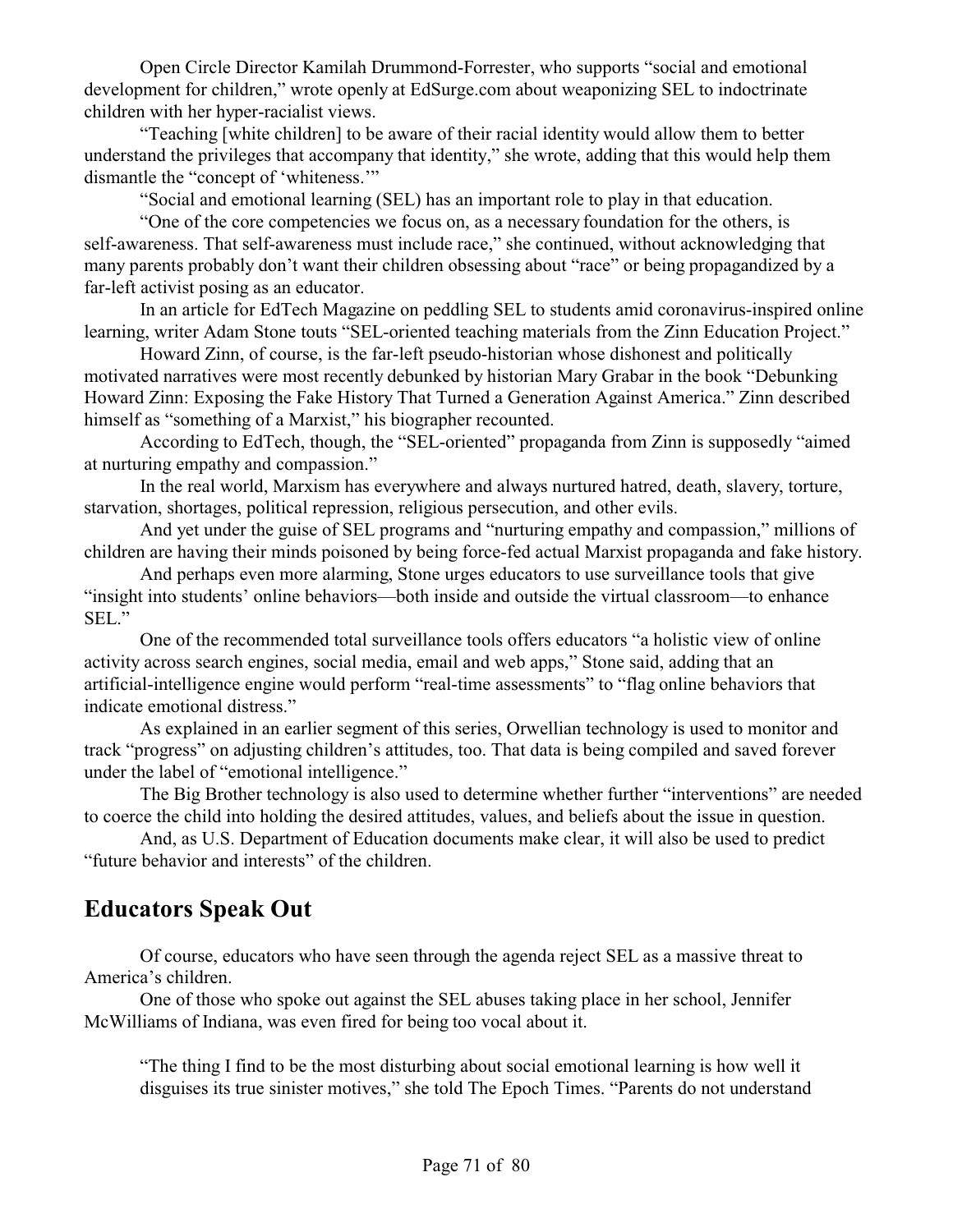Open Circle Director Kamilah Drummond-Forrester, who supports "social and emotional development for children," wrote openly at EdSurge.com about weaponizing SEL to indoctrinate children with her hyper-racialist views.

"Teaching [white children] to be aware of their racial identity would allow them to better understand the privileges that accompany that identity," she wrote, adding that this would help them dismantle the "concept of 'whiteness.'"

"Social and emotional learning (SEL) has an important role to play in that education.

"One of the core competencies we focus on, as a necessary foundation for the others, is self-awareness. That self-awareness must include race," she continued, without acknowledging that many parents probably don't want their children obsessing about "race" or being propagandized by a far-left activist posing as an educator.

In an article for EdTech Magazine on peddling SEL to students amid coronavirus-inspired online learning, writer Adam Stone touts "SEL-oriented teaching materials from the Zinn Education Project."

Howard Zinn, of course, is the far-left pseudo-historian whose dishonest and politically motivated narratives were most recently debunked by historian Mary Grabar in the book "Debunking Howard Zinn: Exposing the Fake History That Turned a Generation Against America." Zinn described himself as "something of a Marxist," his biographer recounted.

According to EdTech, though, the "SEL-oriented" propaganda from Zinn is supposedly "aimed at nurturing empathy and compassion."

In the real world, Marxism has everywhere and always nurtured hatred, death, slavery, torture, starvation, shortages, political repression, religious persecution, and other evils.

And yet under the guise of SEL programs and "nurturing empathy and compassion," millions of children are having their minds poisoned by being force-fed actual Marxist propaganda and fake history.

And perhaps even more alarming, Stone urges educators to use surveillance tools that give "insight into students' online behaviors—both inside and outside the virtual classroom—to enhance SEL."

One of the recommended total surveillance tools offers educators "a holistic view of online activity across search engines, social media, email and web apps," Stone said, adding that an artificial-intelligence engine would perform "real-time assessments" to "flag online behaviors that indicate emotional distress."

As explained in an earlier segment of this series, Orwellian technology is used to monitor and track "progress" on adjusting children's attitudes, too. That data is being compiled and saved forever under the label of "emotional intelligence."

The Big Brother technology is also used to determine whether further "interventions" are needed to coerce the child into holding the desired attitudes, values, and beliefs about the issue in question.

And, as U.S. Department of Education documents make clear, it will also be used to predict "future behavior and interests" of the children.

## Educators Speak Out

Of course, educators who have seen through the agenda reject SEL as a massive threat to America's children.

One of those who spoke out against the SEL abuses taking place in her school, Jennifer McWilliams of Indiana, was even fired for being too vocal about it.

> "The thing I find to be the most disturbing about social emotional learning is how well it disguises its true sinister motives," she told The Epoch Times. "Parents do not understand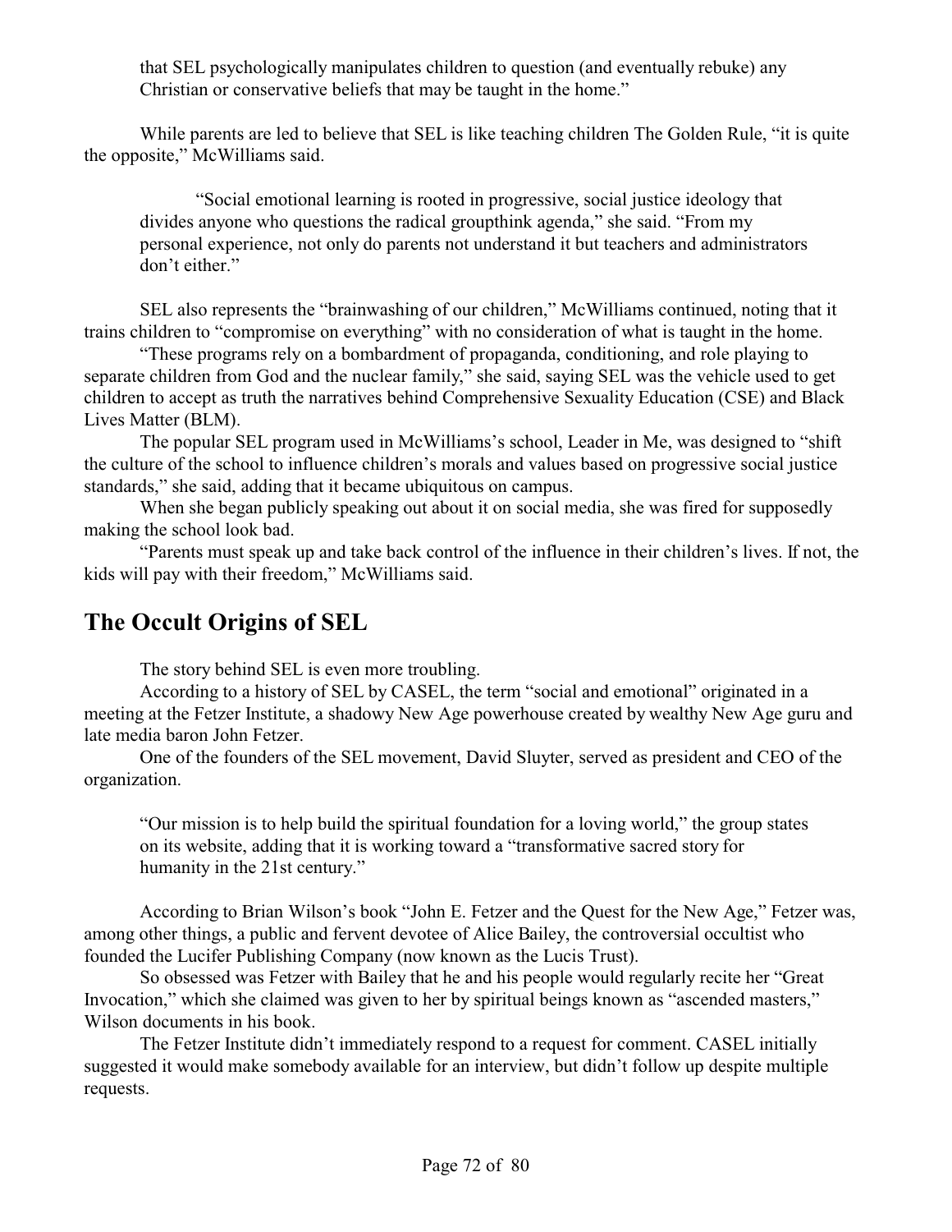that SEL psychologically manipulates children to question (and eventually rebuke) any Christian or conservative beliefs that may be taught in the home."

While parents are led to believe that SEL is like teaching children The Golden Rule, "it is quite the opposite," McWilliams said.

> "Social emotional learning is rooted in progressive, social justice ideology that divides anyone who questions the radical groupthink agenda," she said. "From my personal experience, not only do parents not understand it but teachers and administrators don't either."

SEL also represents the "brainwashing of our children," McWilliams continued, noting that it trains children to "compromise on everything" with no consideration of what is taught in the home.

"These programs rely on a bombardment of propaganda, conditioning, and role playing to separate children from God and the nuclear family," she said, saying SEL was the vehicle used to get children to accept as truth the narratives behind Comprehensive Sexuality Education (CSE) and Black Lives Matter (BLM).

The popular SEL program used in McWilliams's school, Leader in Me, was designed to "shift the culture of the school to influence children's morals and values based on progressive social justice standards," she said, adding that it became ubiquitous on campus.

When she began publicly speaking out about it on social media, she was fired for supposedly making the school look bad.

"Parents must speak up and take back control of the influence in their children's lives. If not, the kids will pay with their freedom," McWilliams said.

## The Occult Origins of SEL

The story behind SEL is even more troubling.

According to a history of SEL by CASEL, the term "social and emotional" originated in a meeting at the Fetzer Institute, a shadowy New Age powerhouse created by wealthy New Age guru and late media baron John Fetzer.

One of the founders of the SEL movement, David Sluyter, served as president and CEO of the organization.

> "Our mission is to help build the spiritual foundation for a loving world," the group states on its website, adding that it is working toward a "transformative sacred story for humanity in the 21st century."

According to Brian Wilson's book "John E. Fetzer and the Quest for the New Age," Fetzer was, among other things, a public and fervent devotee of Alice Bailey, the controversial occultist who founded the Lucifer Publishing Company (now known as the Lucis Trust).

So obsessed was Fetzer with Bailey that he and his people would regularly recite her "Great Invocation," which she claimed was given to her by spiritual beings known as "ascended masters," Wilson documents in his book.

The Fetzer Institute didn't immediately respond to a request for comment. CASEL initially suggested it would make somebody available for an interview, but didn't follow up despite multiple requests.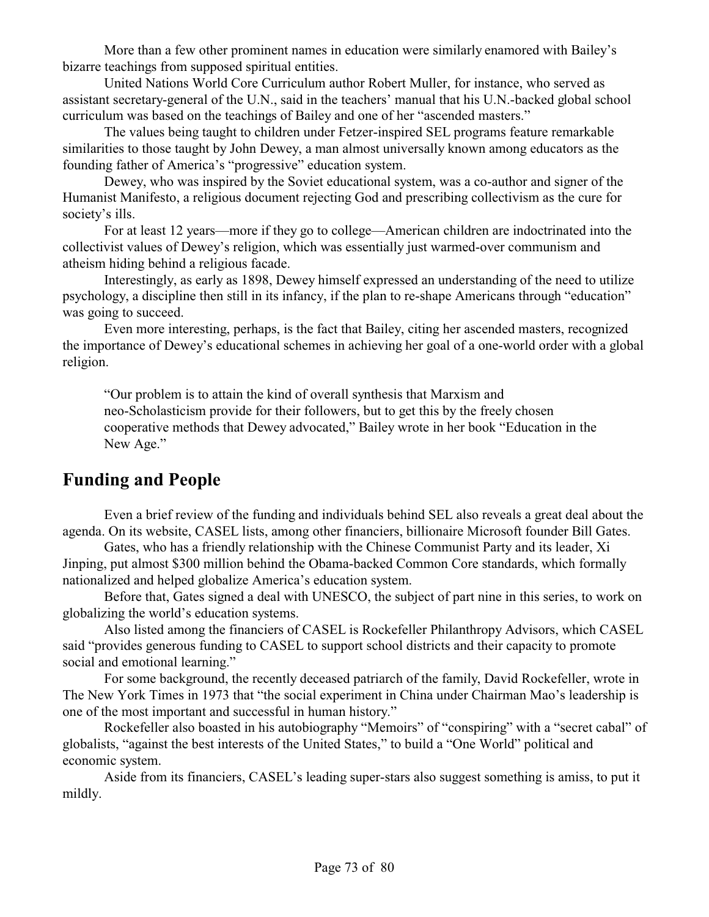More than a few other prominent names in education were similarly enamored with Bailey's bizarre teachings from supposed spiritual entities.

United Nations World Core Curriculum author Robert Muller, for instance, who served as assistant secretary-general of the U.N., said in the teachers' manual that his U.N.-backed global school curriculum was based on the teachings of Bailey and one of her "ascended masters."

The values being taught to children under Fetzer-inspired SEL programs feature remarkable similarities to those taught by John Dewey, a man almost universally known among educators as the founding father of America's "progressive" education system.

Dewey, who was inspired by the Soviet educational system, was a co-author and signer of the Humanist Manifesto, a religious document rejecting God and prescribing collectivism as the cure for society's ills.

For at least 12 years—more if they go to college—American children are indoctrinated into the collectivist values of Dewey's religion, which was essentially just warmed-over communism and atheism hiding behind a religious facade.

Interestingly, as early as 1898, Dewey himself expressed an understanding of the need to utilize psychology, a discipline then still in its infancy, if the plan to re-shape Americans through "education" was going to succeed.

Even more interesting, perhaps, is the fact that Bailey, citing her ascended masters, recognized the importance of Dewey's educational schemes in achieving her goal of a one-world order with a global religion.

> "Our problem is to attain the kind of overall synthesis that Marxism and neo-Scholasticism provide for their followers, but to get this by the freely chosen cooperative methods that Dewey advocated," Bailey wrote in her book "Education in the New Age."

## Funding and People

Even a brief review of the funding and individuals behind SEL also reveals a great deal about the agenda. On its website, CASEL lists, among other financiers, billionaire Microsoft founder Bill Gates.

Gates, who has a friendly relationship with the Chinese Communist Party and its leader, Xi Jinping, put almost $300 million behind the Obama-backed Common Core standards, which formally nationalized and helped globalize America's education system.

Before that, Gates signed a deal with UNESCO, the subject of part nine in this series, to work on globalizing the world's education systems.

Also listed among the financiers of CASEL is Rockefeller Philanthropy Advisors, which CASEL said "provides generous funding to CASEL to support school districts and their capacity to promote social and emotional learning."

For some background, the recently deceased patriarch of the family, David Rockefeller, wrote in The New York Times in 1973 that "the social experiment in China under Chairman Mao's leadership is one of the most important and successful in human history."

Rockefeller also boasted in his autobiography "Memoirs" of "conspiring" with a "secret cabal" of globalists, "against the best interests of the United States," to build a "One World" political and economic system.

Aside from its financiers, CASEL's leading super-stars also suggest something is amiss, to put it mildly.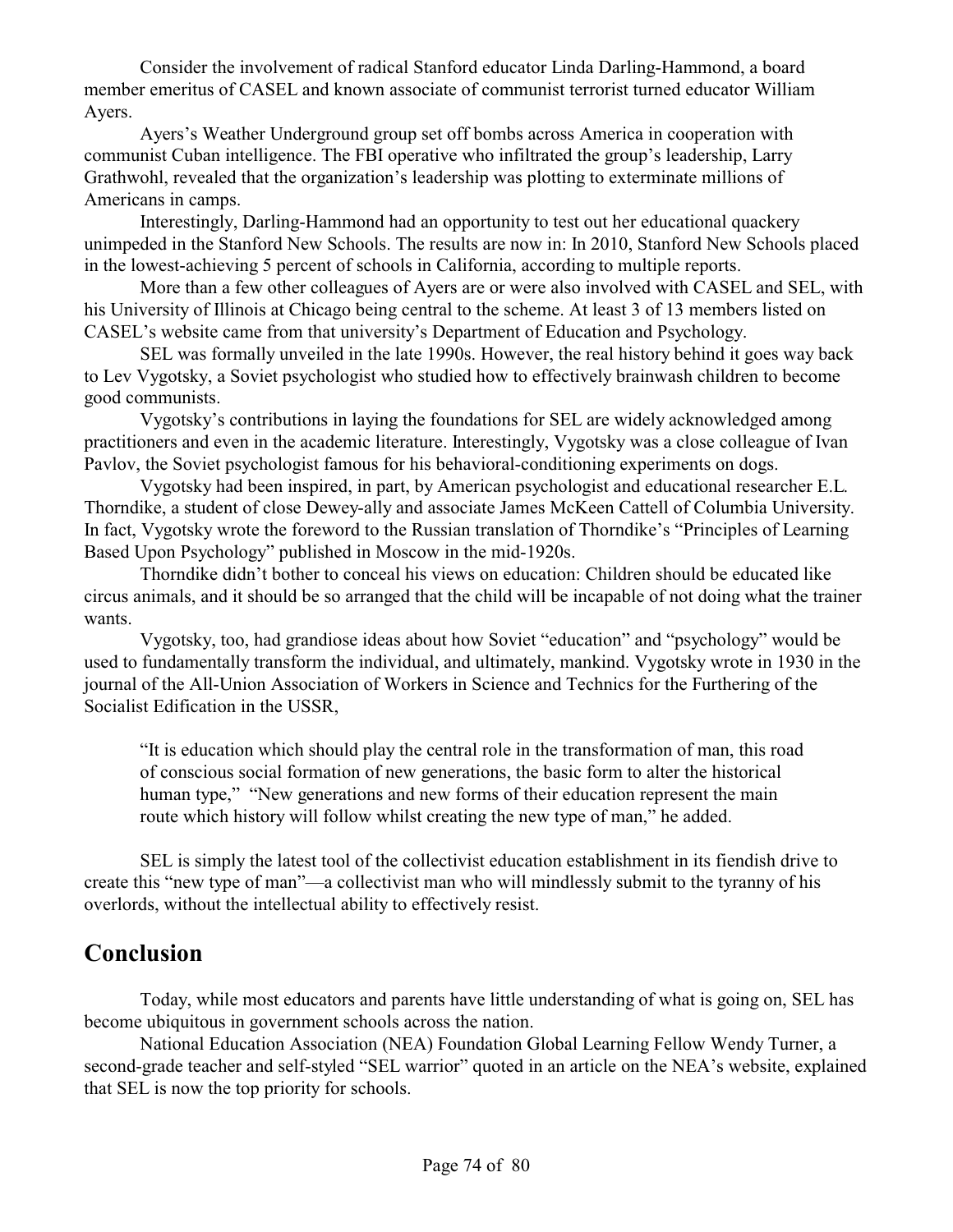Consider the involvement of radical Stanford educator Linda Darling-Hammond, a board member emeritus of CASEL and known associate of communist terrorist turned educator William Ayers.

Ayers's Weather Underground group set off bombs across America in cooperation with communist Cuban intelligence. The FBI operative who infiltrated the group's leadership, Larry Grathwohl, revealed that the organization's leadership was plotting to exterminate millions of Americans in camps.

Interestingly, Darling-Hammond had an opportunity to test out her educational quackery unimpeded in the Stanford New Schools. The results are now in: In 2010, Stanford New Schools placed in the lowest-achieving 5 percent of schools in California, according to multiple reports.

More than a few other colleagues of Ayers are or were also involved with CASEL and SEL, with his University of Illinois at Chicago being central to the scheme. At least 3 of 13 members listed on CASEL's website came from that university's Department of Education and Psychology.

SEL was formally unveiled in the late 1990s. However, the real history behind it goes way back to Lev Vygotsky, a Soviet psychologist who studied how to effectively brainwash children to become good communists.

Vygotsky's contributions in laying the foundations for SEL are widely acknowledged among practitioners and even in the academic literature. Interestingly, Vygotsky was a close colleague of Ivan Pavlov, the Soviet psychologist famous for his behavioral-conditioning experiments on dogs.

Vygotsky had been inspired, in part, by American psychologist and educational researcher E.L. Thorndike, a student of close Dewey-ally and associate James McKeen Cattell of Columbia University. In fact, Vygotsky wrote the foreword to the Russian translation of Thorndike's "Principles of Learning Based Upon Psychology" published in Moscow in the mid-1920s.

Thorndike didn't bother to conceal his views on education: Children should be educated like circus animals, and it should be so arranged that the child will be incapable of not doing what the trainer wants.

Vygotsky, too, had grandiose ideas about how Soviet "education" and "psychology" would be used to fundamentally transform the individual, and ultimately, mankind. Vygotsky wrote in 1930 in the journal of the All-Union Association of Workers in Science and Technics for the Furthering of the Socialist Edification in the USSR,

> "It is education which should play the central role in the transformation of man, this road of conscious social formation of new generations, the basic form to alter the historical human type," "New generations and new forms of their education represent the main route which history will follow whilst creating the new type of man," he added.

SEL is simply the latest tool of the collectivist education establishment in its fiendish drive to create this "new type of man"—a collectivist man who will mindlessly submit to the tyranny of his overlords, without the intellectual ability to effectively resist.

## Conclusion

Today, while most educators and parents have little understanding of what is going on, SEL has become ubiquitous in government schools across the nation.

National Education Association (NEA) Foundation Global Learning Fellow Wendy Turner, a second-grade teacher and self-styled "SEL warrior" quoted in an article on the NEA's website, explained that SEL is now the top priority for schools.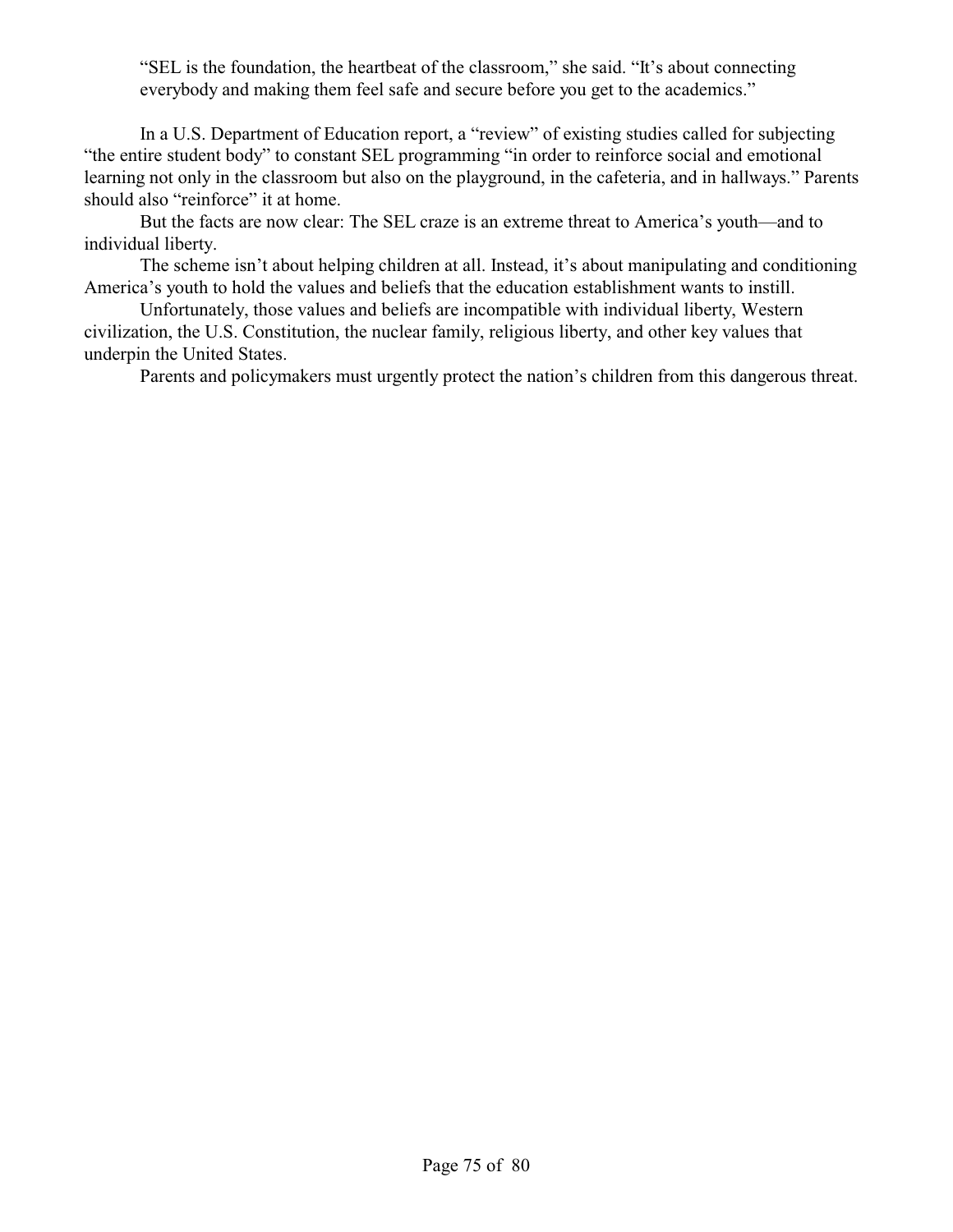> "SEL is the foundation, the heartbeat of the classroom," she said. "It's about connecting everybody and making them feel safe and secure before you get to the academics."

In a U.S. Department of Education report, a "review" of existing studies called for subjecting "the entire student body" to constant SEL programming "in order to reinforce social and emotional learning not only in the classroom but also on the playground, in the cafeteria, and in hallways." Parents should also "reinforce" it at home.

But the facts are now clear: The SEL craze is an extreme threat to America's youth—and to individual liberty.

The scheme isn't about helping children at all. Instead, it's about manipulating and conditioning America's youth to hold the values and beliefs that the education establishment wants to instill.

Unfortunately, those values and beliefs are incompatible with individual liberty, Western civilization, the U.S. Constitution, the nuclear family, religious liberty, and other key values that underpin the United States.

Parents and policymakers must urgently protect the nation's children from this dangerous threat.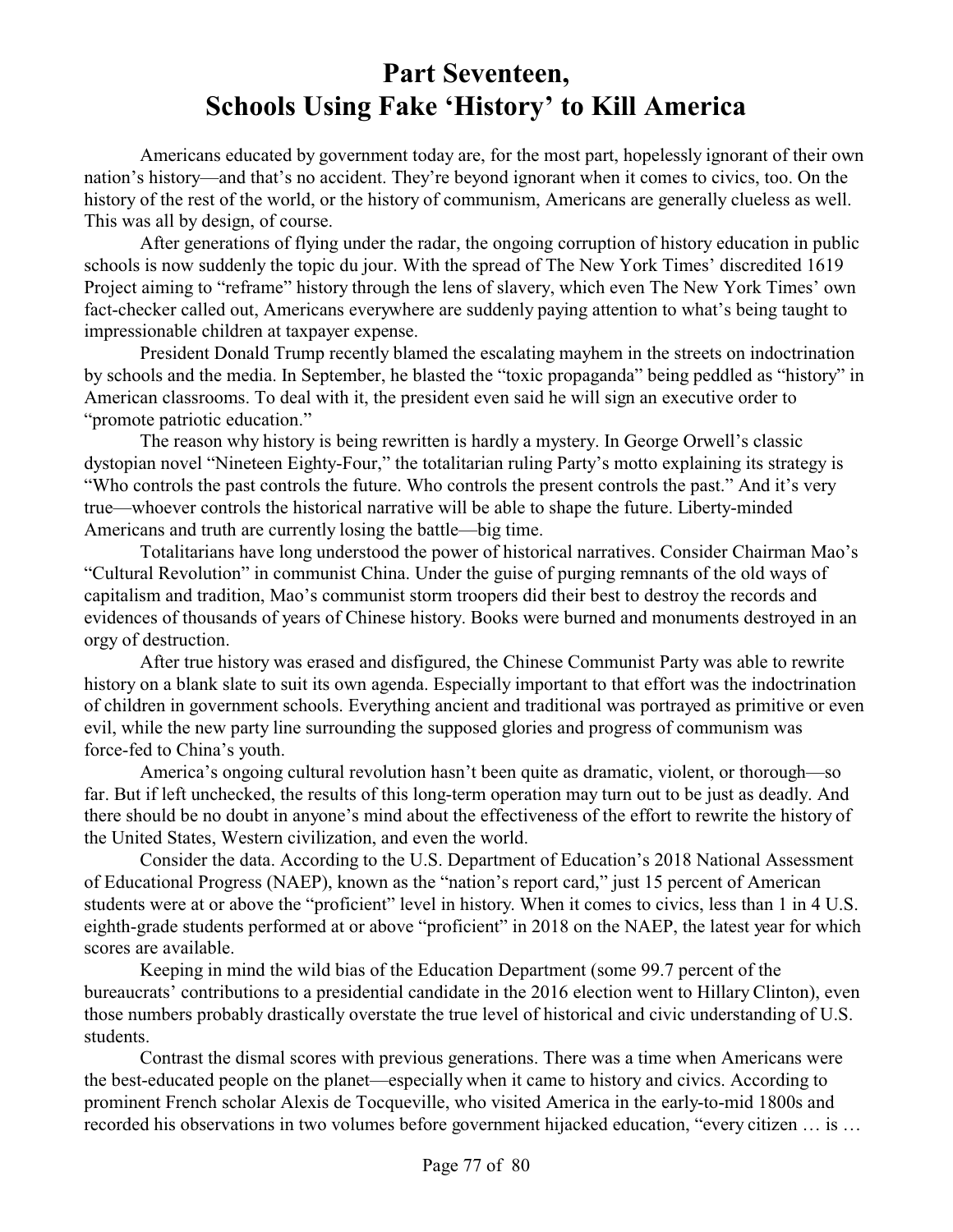# Part Seventeen, Schools Using Fake 'History' to Kill America

Americans educated by government today are, for the most part, hopelessly ignorant of their own nation's history—and that's no accident. They're beyond ignorant when it comes to civics, too. On the history of the rest of the world, or the history of communism, Americans are generally clueless as well. This was all by design, of course.

After generations of flying under the radar, the ongoing corruption of history education in public schools is now suddenly the topic du jour. With the spread of The New York Times' discredited 1619 Project aiming to "reframe" history through the lens of slavery, which even The New York Times' own fact-checker called out, Americans everywhere are suddenly paying attention to what's being taught to impressionable children at taxpayer expense.

President Donald Trump recently blamed the escalating mayhem in the streets on indoctrination by schools and the media. In September, he blasted the "toxic propaganda" being peddled as "history" in American classrooms. To deal with it, the president even said he will sign an executive order to "promote patriotic education."

The reason why history is being rewritten is hardly a mystery. In George Orwell's classic dystopian novel "Nineteen Eighty-Four," the totalitarian ruling Party's motto explaining its strategy is "Who controls the past controls the future. Who controls the present controls the past." And it's very true—whoever controls the historical narrative will be able to shape the future. Liberty-minded Americans and truth are currently losing the battle—big time.

Totalitarians have long understood the power of historical narratives. Consider Chairman Mao's "Cultural Revolution" in communist China. Under the guise of purging remnants of the old ways of capitalism and tradition, Mao's communist storm troopers did their best to destroy the records and evidences of thousands of years of Chinese history. Books were burned and monuments destroyed in an orgy of destruction.

After true history was erased and disfigured, the Chinese Communist Party was able to rewrite history on a blank slate to suit its own agenda. Especially important to that effort was the indoctrination of children in government schools. Everything ancient and traditional was portrayed as primitive or even evil, while the new party line surrounding the supposed glories and progress of communism was force-fed to China's youth.

America's ongoing cultural revolution hasn't been quite as dramatic, violent, or thorough—so far. But if left unchecked, the results of this long-term operation may turn out to be just as deadly. And there should be no doubt in anyone's mind about the effectiveness of the effort to rewrite the history of the United States, Western civilization, and even the world.

Consider the data. According to the U.S. Department of Education's 2018 National Assessment of Educational Progress (NAEP), known as the "nation's report card," just 15 percent of American students were at or above the "proficient" level in history. When it comes to civics, less than 1 in 4 U.S. eighth-grade students performed at or above "proficient" in 2018 on the NAEP, the latest year for which scores are available.

Keeping in mind the wild bias of the Education Department (some 99.7 percent of the bureaucrats' contributions to a presidential candidate in the 2016 election went to Hillary Clinton), even those numbers probably drastically overstate the true level of historical and civic understanding of U.S. students.

Contrast the dismal scores with previous generations. There was a time when Americans were the best-educated people on the planet—especially when it came to history and civics. According to prominent French scholar Alexis de Tocqueville, who visited America in the early-to-mid 1800s and recorded his observations in two volumes before government hijacked education, "every citizen … is …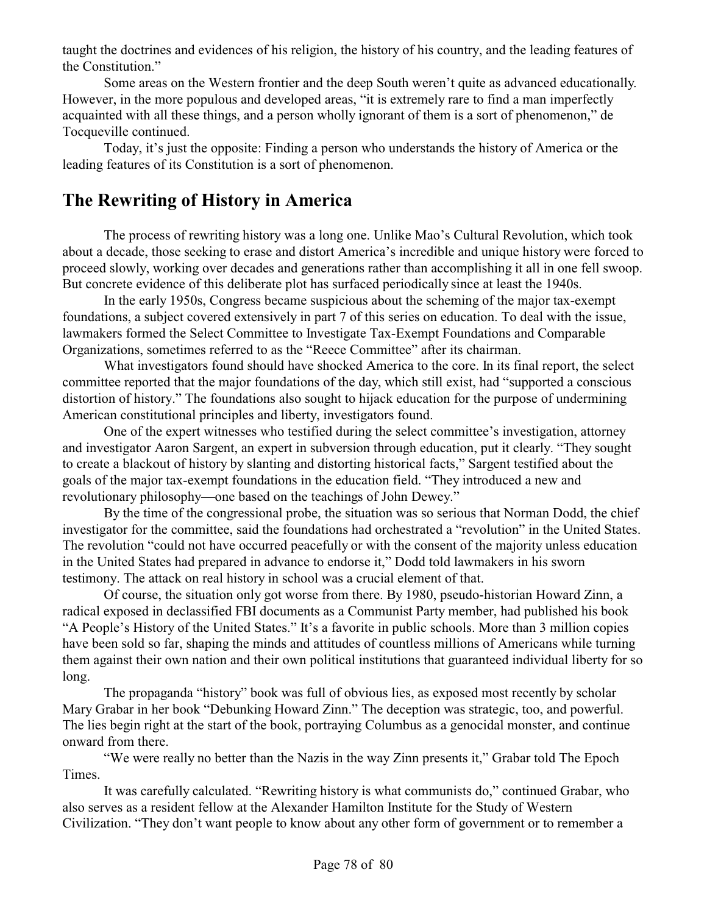taught the doctrines and evidences of his religion, the history of his country, and the leading features of the Constitution."

Some areas on the Western frontier and the deep South weren't quite as advanced educationally. However, in the more populous and developed areas, "it is extremely rare to find a man imperfectly acquainted with all these things, and a person wholly ignorant of them is a sort of phenomenon," de Tocqueville continued.

Today, it's just the opposite: Finding a person who understands the history of America or the leading features of its Constitution is a sort of phenomenon.

## The Rewriting of History in America

The process of rewriting history was a long one. Unlike Mao's Cultural Revolution, which took about a decade, those seeking to erase and distort America's incredible and unique history were forced to proceed slowly, working over decades and generations rather than accomplishing it all in one fell swoop. But concrete evidence of this deliberate plot has surfaced periodically since at least the 1940s.

In the early 1950s, Congress became suspicious about the scheming of the major tax-exempt foundations, a subject covered extensively in part 7 of this series on education. To deal with the issue, lawmakers formed the Select Committee to Investigate Tax-Exempt Foundations and Comparable Organizations, sometimes referred to as the "Reece Committee" after its chairman.

What investigators found should have shocked America to the core. In its final report, the select committee reported that the major foundations of the day, which still exist, had "supported a conscious distortion of history." The foundations also sought to hijack education for the purpose of undermining American constitutional principles and liberty, investigators found.

One of the expert witnesses who testified during the select committee's investigation, attorney and investigator Aaron Sargent, an expert in subversion through education, put it clearly. "They sought to create a blackout of history by slanting and distorting historical facts," Sargent testified about the goals of the major tax-exempt foundations in the education field. "They introduced a new and revolutionary philosophy—one based on the teachings of John Dewey."

By the time of the congressional probe, the situation was so serious that Norman Dodd, the chief investigator for the committee, said the foundations had orchestrated a "revolution" in the United States. The revolution "could not have occurred peacefully or with the consent of the majority unless education in the United States had prepared in advance to endorse it," Dodd told lawmakers in his sworn testimony. The attack on real history in school was a crucial element of that.

Of course, the situation only got worse from there. By 1980, pseudo-historian Howard Zinn, a radical exposed in declassified FBI documents as a Communist Party member, had published his book "A People's History of the United States." It's a favorite in public schools. More than 3 million copies have been sold so far, shaping the minds and attitudes of countless millions of Americans while turning them against their own nation and their own political institutions that guaranteed individual liberty for so long.

The propaganda "history" book was full of obvious lies, as exposed most recently by scholar Mary Grabar in her book "Debunking Howard Zinn." The deception was strategic, too, and powerful. The lies begin right at the start of the book, portraying Columbus as a genocidal monster, and continue onward from there.

"We were really no better than the Nazis in the way Zinn presents it," Grabar told The Epoch Times.

It was carefully calculated. "Rewriting history is what communists do," continued Grabar, who also serves as a resident fellow at the Alexander Hamilton Institute for the Study of Western Civilization. "They don't want people to know about any other form of government or to remember a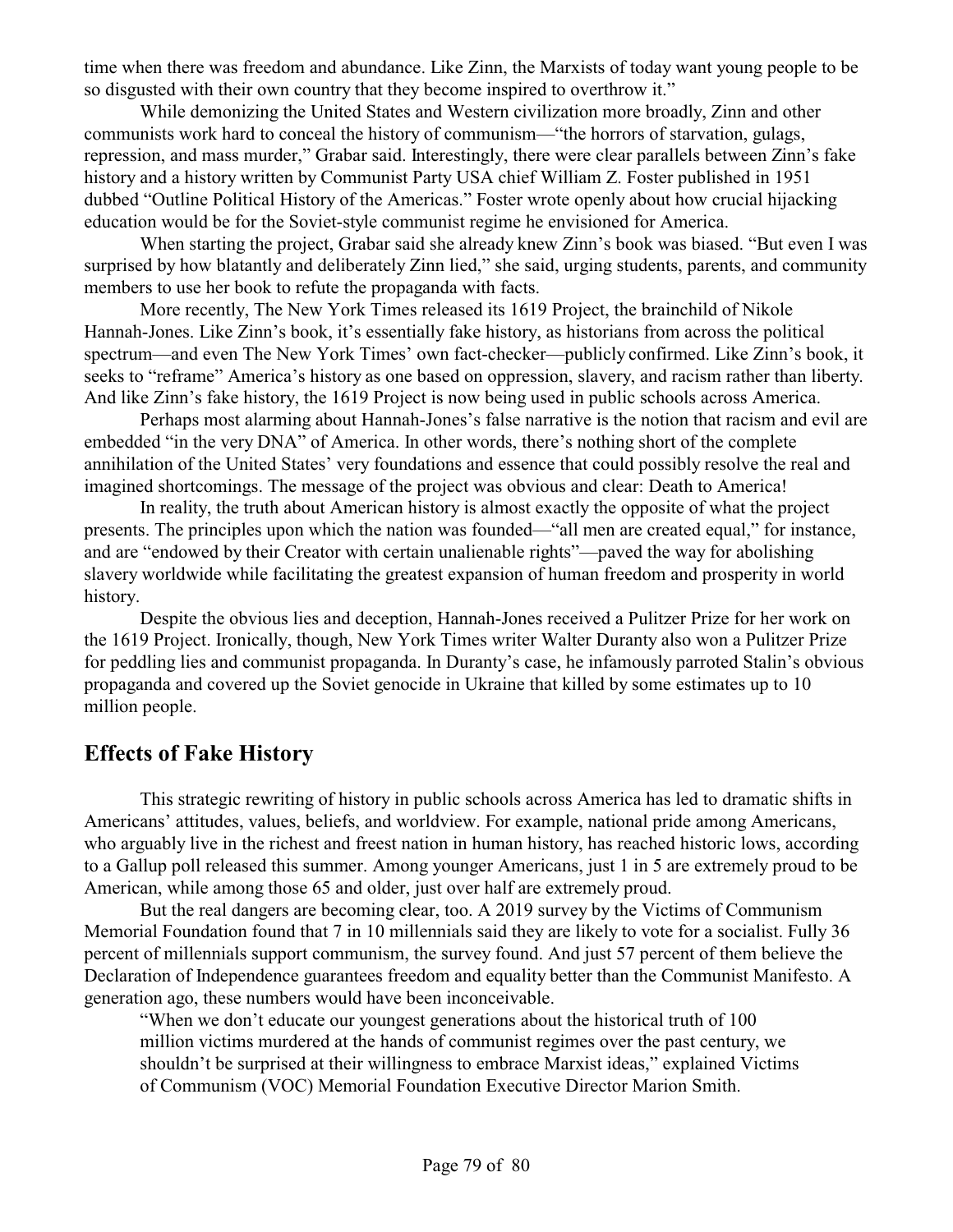time when there was freedom and abundance. Like Zinn, the Marxists of today want young people to be so disgusted with their own country that they become inspired to overthrow it."

While demonizing the United States and Western civilization more broadly, Zinn and other communists work hard to conceal the history of communism—"the horrors of starvation, gulags, repression, and mass murder," Grabar said. Interestingly, there were clear parallels between Zinn's fake history and a history written by Communist Party USA chief William Z. Foster published in 1951 dubbed "Outline Political History of the Americas." Foster wrote openly about how crucial hijacking education would be for the Soviet-style communist regime he envisioned for America.

When starting the project, Grabar said she already knew Zinn's book was biased. "But even I was surprised by how blatantly and deliberately Zinn lied," she said, urging students, parents, and community members to use her book to refute the propaganda with facts.

More recently, The New York Times released its 1619 Project, the brainchild of Nikole Hannah-Jones. Like Zinn's book, it's essentially fake history, as historians from across the political spectrum—and even The New York Times' own fact-checker—publicly confirmed. Like Zinn's book, it seeks to "reframe" America's history as one based on oppression, slavery, and racism rather than liberty. And like Zinn's fake history, the 1619 Project is now being used in public schools across America.

Perhaps most alarming about Hannah-Jones's false narrative is the notion that racism and evil are embedded "in the very DNA" of America. In other words, there's nothing short of the complete annihilation of the United States' very foundations and essence that could possibly resolve the real and imagined shortcomings. The message of the project was obvious and clear: Death to America!

In reality, the truth about American history is almost exactly the opposite of what the project presents. The principles upon which the nation was founded—"all men are created equal," for instance, and are "endowed by their Creator with certain unalienable rights"—paved the way for abolishing slavery worldwide while facilitating the greatest expansion of human freedom and prosperity in world history.

Despite the obvious lies and deception, Hannah-Jones received a Pulitzer Prize for her work on the 1619 Project. Ironically, though, New York Times writer Walter Duranty also won a Pulitzer Prize for peddling lies and communist propaganda. In Duranty's case, he infamously parroted Stalin's obvious propaganda and covered up the Soviet genocide in Ukraine that killed by some estimates up to 10 million people.

## Effects of Fake History

This strategic rewriting of history in public schools across America has led to dramatic shifts in Americans' attitudes, values, beliefs, and worldview. For example, national pride among Americans, who arguably live in the richest and freest nation in human history, has reached historic lows, according to a Gallup poll released this summer. Among younger Americans, just 1 in 5 are extremely proud to be American, while among those 65 and older, just over half are extremely proud.

But the real dangers are becoming clear, too. A 2019 survey by the Victims of Communism Memorial Foundation found that 7 in 10 millennials said they are likely to vote for a socialist. Fully 36 percent of millennials support communism, the survey found. And just 57 percent of them believe the Declaration of Independence guarantees freedom and equality better than the Communist Manifesto. A generation ago, these numbers would have been inconceivable.

> "When we don't educate our youngest generations about the historical truth of 100 million victims murdered at the hands of communist regimes over the past century, we shouldn't be surprised at their willingness to embrace Marxist ideas," explained Victims of Communism (VOC) Memorial Foundation Executive Director Marion Smith.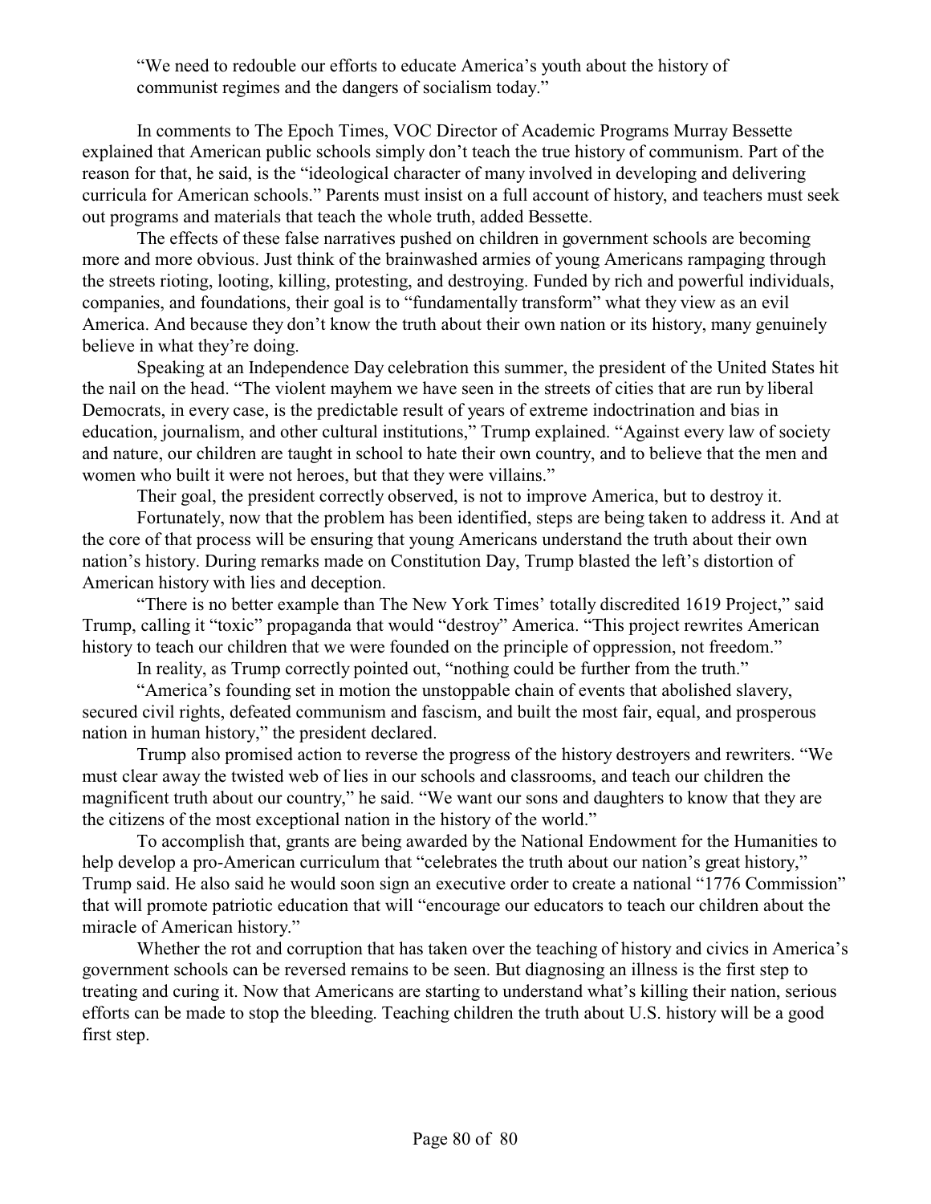"We need to redouble our efforts to educate America's youth about the history of communist regimes and the dangers of socialism today."

In comments to The Epoch Times, VOC Director of Academic Programs Murray Bessette explained that American public schools simply don't teach the true history of communism. Part of the reason for that, he said, is the "ideological character of many involved in developing and delivering curricula for American schools." Parents must insist on a full account of history, and teachers must seek out programs and materials that teach the whole truth, added Bessette.

The effects of these false narratives pushed on children in government schools are becoming more and more obvious. Just think of the brainwashed armies of young Americans rampaging through the streets rioting, looting, killing, protesting, and destroying. Funded by rich and powerful individuals, companies, and foundations, their goal is to "fundamentally transform" what they view as an evil America. And because they don't know the truth about their own nation or its history, many genuinely believe in what they're doing.

Speaking at an Independence Day celebration this summer, the president of the United States hit the nail on the head. "The violent mayhem we have seen in the streets of cities that are run by liberal Democrats, in every case, is the predictable result of years of extreme indoctrination and bias in education, journalism, and other cultural institutions," Trump explained. "Against every law of society and nature, our children are taught in school to hate their own country, and to believe that the men and women who built it were not heroes, but that they were villains."

Their goal, the president correctly observed, is not to improve America, but to destroy it.

Fortunately, now that the problem has been identified, steps are being taken to address it. And at the core of that process will be ensuring that young Americans understand the truth about their own nation's history. During remarks made on Constitution Day, Trump blasted the left's distortion of American history with lies and deception.

"There is no better example than The New York Times' totally discredited 1619 Project," said Trump, calling it "toxic" propaganda that would "destroy" America. "This project rewrites American history to teach our children that we were founded on the principle of oppression, not freedom."

In reality, as Trump correctly pointed out, "nothing could be further from the truth."

"America's founding set in motion the unstoppable chain of events that abolished slavery, secured civil rights, defeated communism and fascism, and built the most fair, equal, and prosperous nation in human history," the president declared.

Trump also promised action to reverse the progress of the history destroyers and rewriters. "We must clear away the twisted web of lies in our schools and classrooms, and teach our children the magnificent truth about our country," he said. "We want our sons and daughters to know that they are the citizens of the most exceptional nation in the history of the world."

To accomplish that, grants are being awarded by the National Endowment for the Humanities to help develop a pro-American curriculum that "celebrates the truth about our nation's great history," Trump said. He also said he would soon sign an executive order to create a national "1776 Commission" that will promote patriotic education that will "encourage our educators to teach our children about the miracle of American history."

Whether the rot and corruption that has taken over the teaching of history and civics in America's government schools can be reversed remains to be seen. But diagnosing an illness is the first step to treating and curing it. Now that Americans are starting to understand what's killing their nation, serious efforts can be made to stop the bleeding. Teaching children the truth about U.S. history will be a good first step.